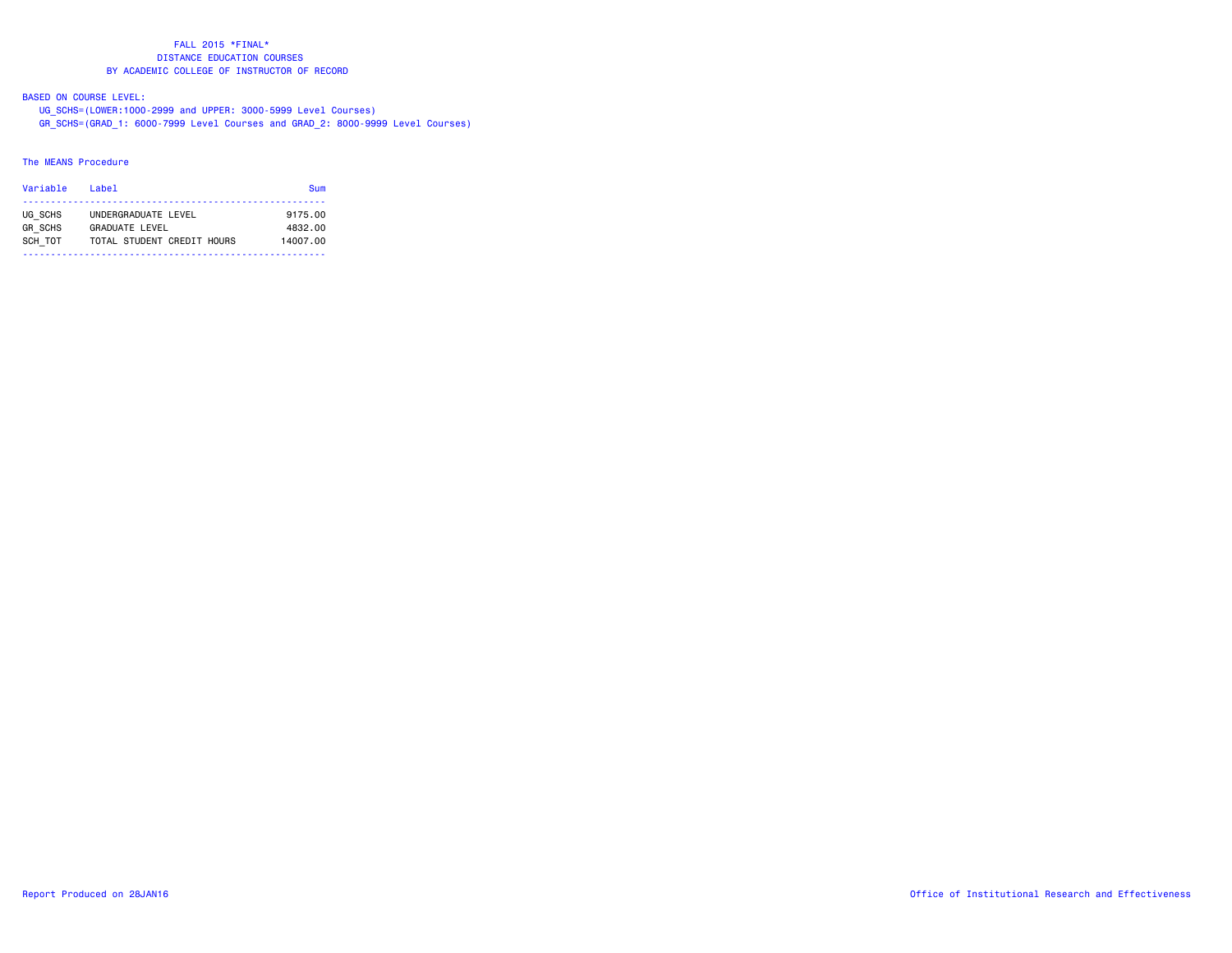# FALL 2015 *FINAL*
## DISTANCE EDUCATION COURSES
## BY ACADEMIC COLLEGE OF INSTRUCTOR OF RECORD

BASED ON COURSE LEVEL:

UG_SCHS=(LOWER:1000-2999 and UPPER: 3000-5999 Level Courses)

GR_SCHS=(GRAD_1: 6000-7999 Level Courses and GRAD_2: 8000-9999 Level Courses)

The MEANS Procedure

| Variable | Label | Sum |
|---|---|---|
| UG_SCHS | UNDERGRADUATE LEVEL | 9175.00 |
| GR_SCHS | GRADUATE LEVEL | 4832.00 |
| SCH_TOT | TOTAL STUDENT CREDIT HOURS | 14007.00 |

Report Produced on 28JAN16

Office of Institutional Research and Effectiveness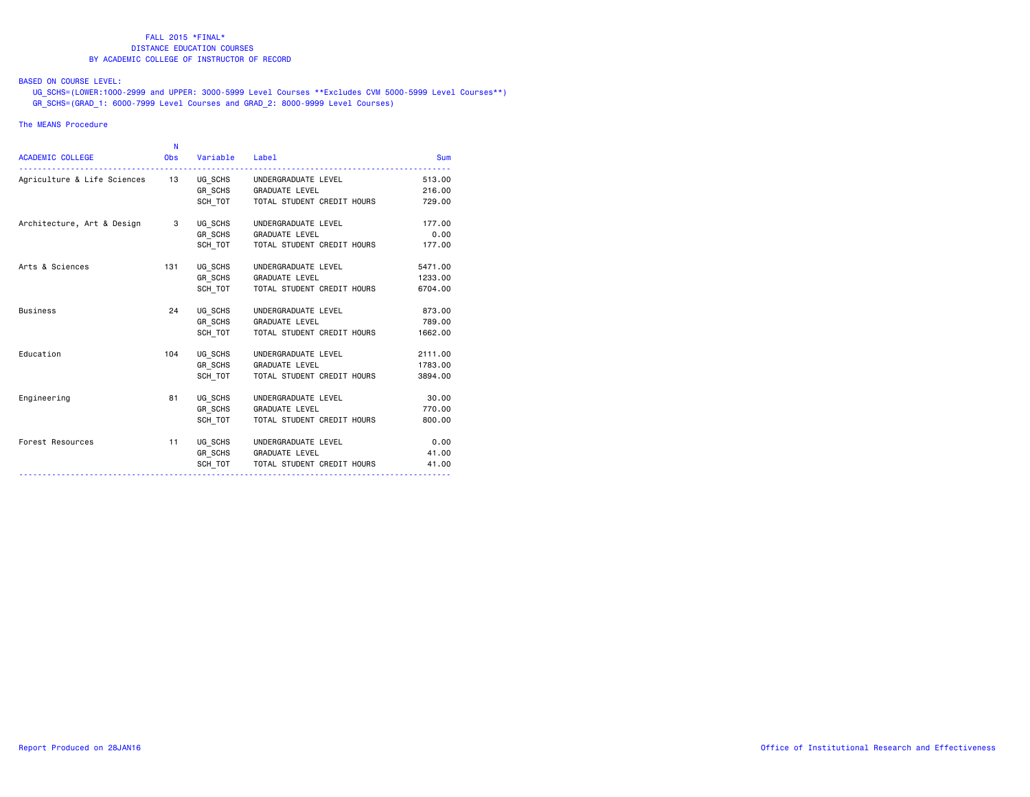# FALL 2015 *FINAL*
## DISTANCE EDUCATION COURSES
## BY ACADEMIC COLLEGE OF INSTRUCTOR OF RECORD

BASED ON COURSE LEVEL:

UG_SCHS=(LOWER:1000-2999 and UPPER: 3000-5999 Level Courses **Excludes CVM 5000-5999 Level Courses**)

GR_SCHS=(GRAD_1: 6000-7999 Level Courses and GRAD_2: 8000-9999 Level Courses)

The MEANS Procedure

| ACADEMIC COLLEGE | N Obs | Variable | Label | Sum |
|---|---|---|---|---|
| Agriculture & Life Sciences | 13 | UG_SCHS | UNDERGRADUATE LEVEL | 513.00 |
| | | GR_SCHS | GRADUATE LEVEL | 216.00 |
| | | SCH_TOT | TOTAL STUDENT CREDIT HOURS | 729.00 |
| Architecture, Art & Design | 3 | UG_SCHS | UNDERGRADUATE LEVEL | 177.00 |
| | | GR_SCHS | GRADUATE LEVEL | 0.00 |
| | | SCH_TOT | TOTAL STUDENT CREDIT HOURS | 177.00 |
| Arts & Sciences | 131 | UG_SCHS | UNDERGRADUATE LEVEL | 5471.00 |
| | | GR_SCHS | GRADUATE LEVEL | 1233.00 |
| | | SCH_TOT | TOTAL STUDENT CREDIT HOURS | 6704.00 |
| Business | 24 | UG_SCHS | UNDERGRADUATE LEVEL | 873.00 |
| | | GR_SCHS | GRADUATE LEVEL | 789.00 |
| | | SCH_TOT | TOTAL STUDENT CREDIT HOURS | 1662.00 |
| Education | 104 | UG_SCHS | UNDERGRADUATE LEVEL | 2111.00 |
| | | GR_SCHS | GRADUATE LEVEL | 1783.00 |
| | | SCH_TOT | TOTAL STUDENT CREDIT HOURS | 3894.00 |
| Engineering | 81 | UG_SCHS | UNDERGRADUATE LEVEL | 30.00 |
| | | GR_SCHS | GRADUATE LEVEL | 770.00 |
| | | SCH_TOT | TOTAL STUDENT CREDIT HOURS | 800.00 |
| Forest Resources | 11 | UG_SCHS | UNDERGRADUATE LEVEL | 0.00 |
| | | GR_SCHS | GRADUATE LEVEL | 41.00 |
| | | SCH_TOT | TOTAL STUDENT CREDIT HOURS | 41.00 |

Report Produced on 28JAN16

Office of Institutional Research and Effectiveness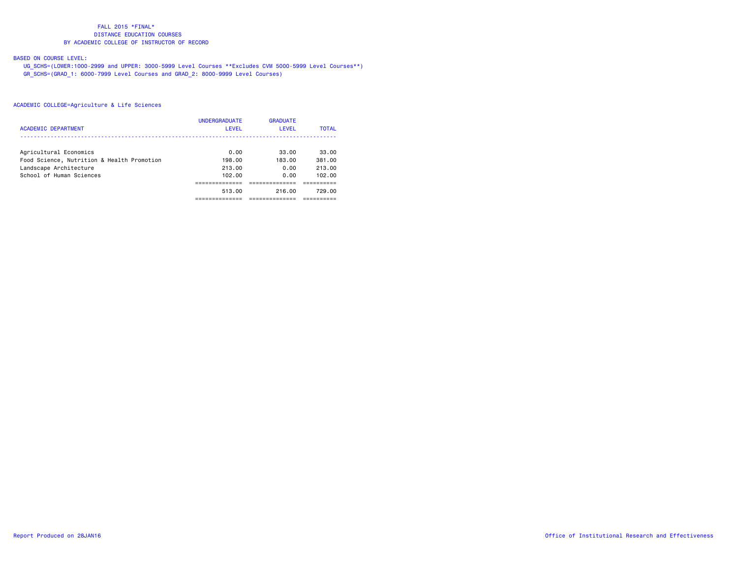FALL 2015 *FINAL*
DISTANCE EDUCATION COURSES
BY ACADEMIC COLLEGE OF INSTRUCTOR OF RECORD

BASED ON COURSE LEVEL:
UG_SCHS=(LOWER:1000-2999 and UPPER: 3000-5999 Level Courses **Excludes CVM 5000-5999 Level Courses**)
GR_SCHS=(GRAD_1: 6000-7999 Level Courses and GRAD_2: 8000-9999 Level Courses)

ACADEMIC COLLEGE=Agriculture & Life Sciences

| ACADEMIC DEPARTMENT | UNDERGRADUATE LEVEL | GRADUATE LEVEL | TOTAL |
|---|---|---|---|
| Agricultural Economics | 0.00 | 33.00 | 33.00 |
| Food Science, Nutrition & Health Promotion | 198.00 | 183.00 | 381.00 |
| Landscape Architecture | 213.00 | 0.00 | 213.00 |
| School of Human Sciences | 102.00 | 0.00 | 102.00 |
| | 513.00 | 216.00 | 729.00 |

Report Produced on 28JAN16 — Office of Institutional Research and Effectiveness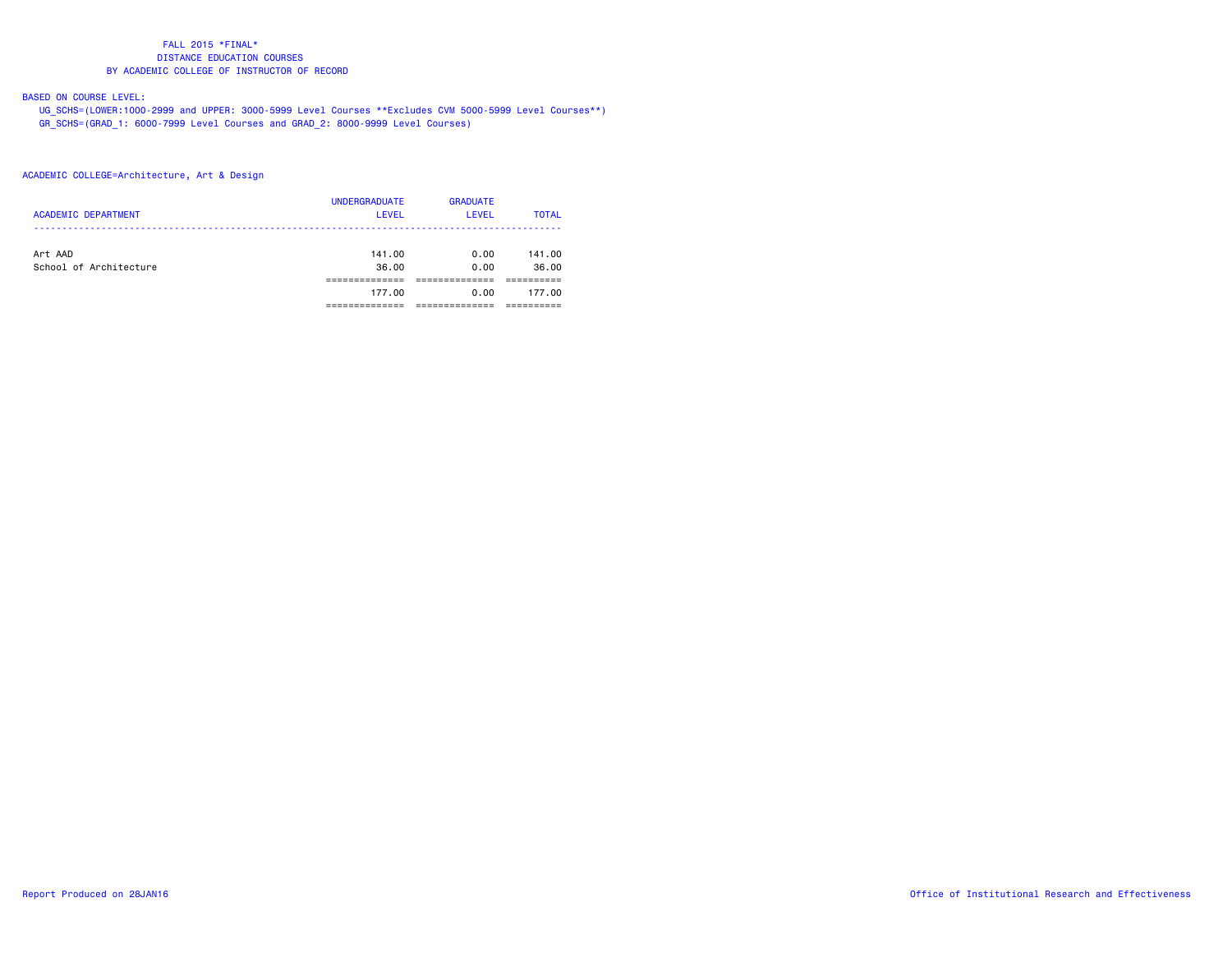FALL 2015 *FINAL*
DISTANCE EDUCATION COURSES
BY ACADEMIC COLLEGE OF INSTRUCTOR OF RECORD

BASED ON COURSE LEVEL:
UG_SCHS=(LOWER:1000-2999 and UPPER: 3000-5999 Level Courses **Excludes CVM 5000-5999 Level Courses**)
GR_SCHS=(GRAD_1: 6000-7999 Level Courses and GRAD_2: 8000-9999 Level Courses)

ACADEMIC COLLEGE=Architecture, Art & Design

| ACADEMIC DEPARTMENT | UNDERGRADUATE LEVEL | GRADUATE LEVEL | TOTAL |
|---|---|---|---|
| Art AAD | 141.00 | 0.00 | 141.00 |
| School of Architecture | 36.00 | 0.00 | 36.00 |
| | 177.00 | 0.00 | 177.00 |

Report Produced on 28JAN16

Office of Institutional Research and Effectiveness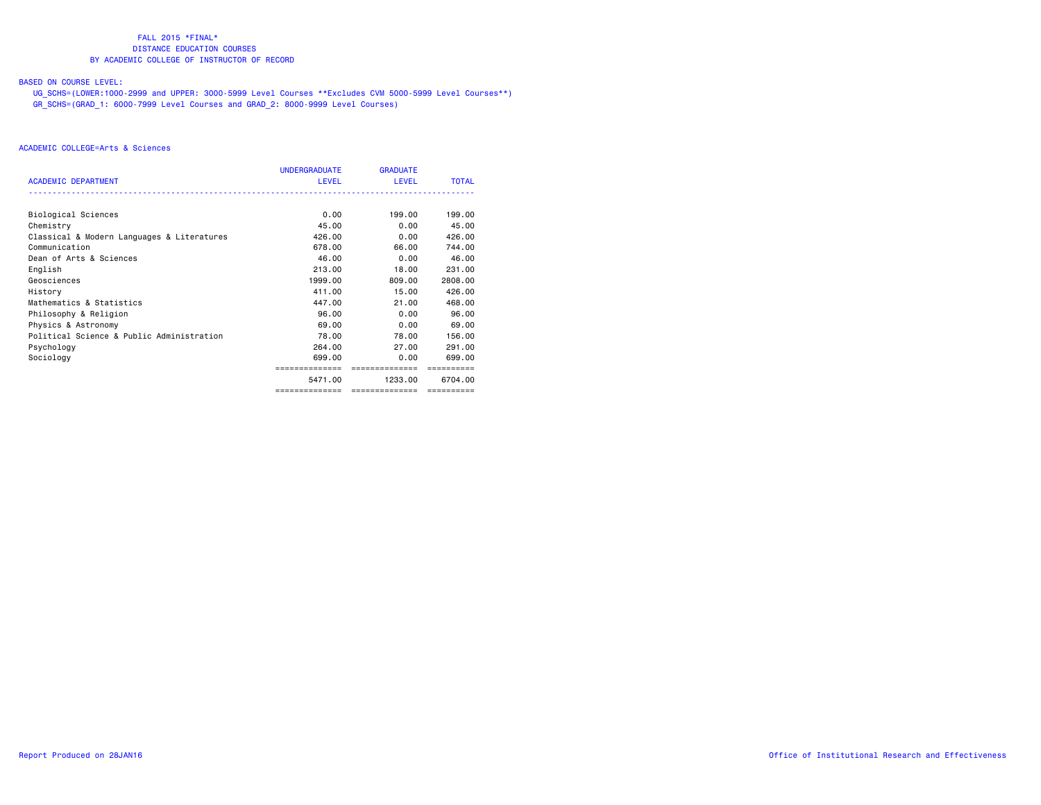FALL 2015 *FINAL*
DISTANCE EDUCATION COURSES
BY ACADEMIC COLLEGE OF INSTRUCTOR OF RECORD

BASED ON COURSE LEVEL:
UG_SCHS=(LOWER:1000-2999 and UPPER: 3000-5999 Level Courses **Excludes CVM 5000-5999 Level Courses**)
GR_SCHS=(GRAD_1: 6000-7999 Level Courses and GRAD_2: 8000-9999 Level Courses)

ACADEMIC COLLEGE=Arts & Sciences

| ACADEMIC DEPARTMENT | UNDERGRADUATE LEVEL | GRADUATE LEVEL | TOTAL |
|---|---|---|---|
| Biological Sciences | 0.00 | 199.00 | 199.00 |
| Chemistry | 45.00 | 0.00 | 45.00 |
| Classical & Modern Languages & Literatures | 426.00 | 0.00 | 426.00 |
| Communication | 678.00 | 66.00 | 744.00 |
| Dean of Arts & Sciences | 46.00 | 0.00 | 46.00 |
| English | 213.00 | 18.00 | 231.00 |
| Geosciences | 1999.00 | 809.00 | 2808.00 |
| History | 411.00 | 15.00 | 426.00 |
| Mathematics & Statistics | 447.00 | 21.00 | 468.00 |
| Philosophy & Religion | 96.00 | 0.00 | 96.00 |
| Physics & Astronomy | 69.00 | 0.00 | 69.00 |
| Political Science & Public Administration | 78.00 | 78.00 | 156.00 |
| Psychology | 264.00 | 27.00 | 291.00 |
| Sociology | 699.00 | 0.00 | 699.00 |
| | 5471.00 | 1233.00 | 6704.00 |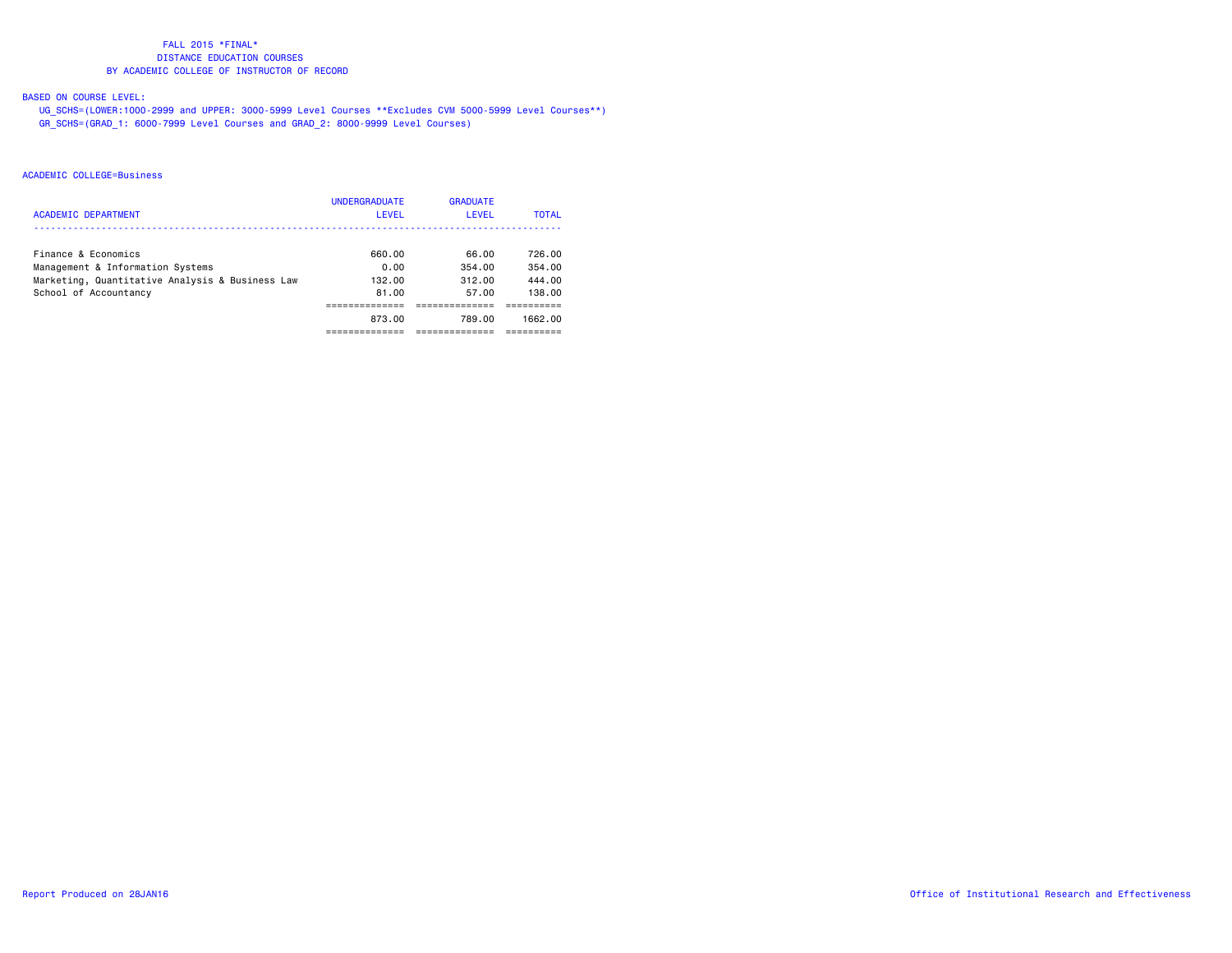FALL 2015 *FINAL*
DISTANCE EDUCATION COURSES
BY ACADEMIC COLLEGE OF INSTRUCTOR OF RECORD

BASED ON COURSE LEVEL:

UG_SCHS=(LOWER:1000-2999 and UPPER: 3000-5999 Level Courses **Excludes CVM 5000-5999 Level Courses**)
GR_SCHS=(GRAD_1: 6000-7999 Level Courses and GRAD_2: 8000-9999 Level Courses)

ACADEMIC COLLEGE=Business

| ACADEMIC DEPARTMENT | UNDERGRADUATE LEVEL | GRADUATE LEVEL | TOTAL |
|---|---|---|---|
| Finance & Economics | 660.00 | 66.00 | 726.00 |
| Management & Information Systems | 0.00 | 354.00 | 354.00 |
| Marketing, Quantitative Analysis & Business Law | 132.00 | 312.00 | 444.00 |
| School of Accountancy | 81.00 | 57.00 | 138.00 |
| | 873.00 | 789.00 | 1662.00 |

Report Produced on 28JAN16 Office of Institutional Research and Effectiveness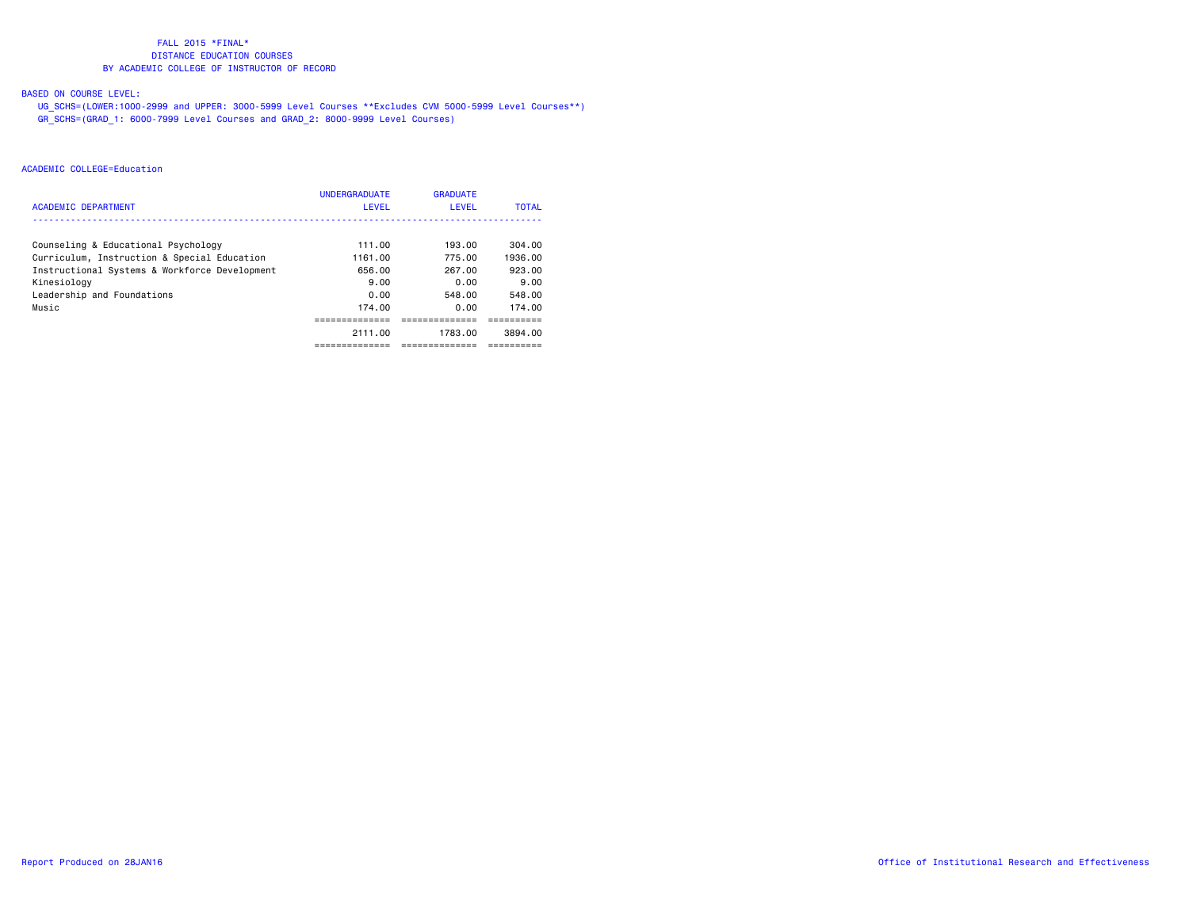FALL 2015 *FINAL*
DISTANCE EDUCATION COURSES
BY ACADEMIC COLLEGE OF INSTRUCTOR OF RECORD

BASED ON COURSE LEVEL:
UG_SCHS=(LOWER:1000-2999 and UPPER: 3000-5999 Level Courses **Excludes CVM 5000-5999 Level Courses**)
GR_SCHS=(GRAD_1: 6000-7999 Level Courses and GRAD_2: 8000-9999 Level Courses)

ACADEMIC COLLEGE=Education

| ACADEMIC DEPARTMENT | UNDERGRADUATE LEVEL | GRADUATE LEVEL | TOTAL |
|---|---|---|---|
| Counseling & Educational Psychology | 111.00 | 193.00 | 304.00 |
| Curriculum, Instruction & Special Education | 1161.00 | 775.00 | 1936.00 |
| Instructional Systems & Workforce Development | 656.00 | 267.00 | 923.00 |
| Kinesiology | 9.00 | 0.00 | 9.00 |
| Leadership and Foundations | 0.00 | 548.00 | 548.00 |
| Music | 174.00 | 0.00 | 174.00 |
| | 2111.00 | 1783.00 | 3894.00 |

Report Produced on 28JAN16

Office of Institutional Research and Effectiveness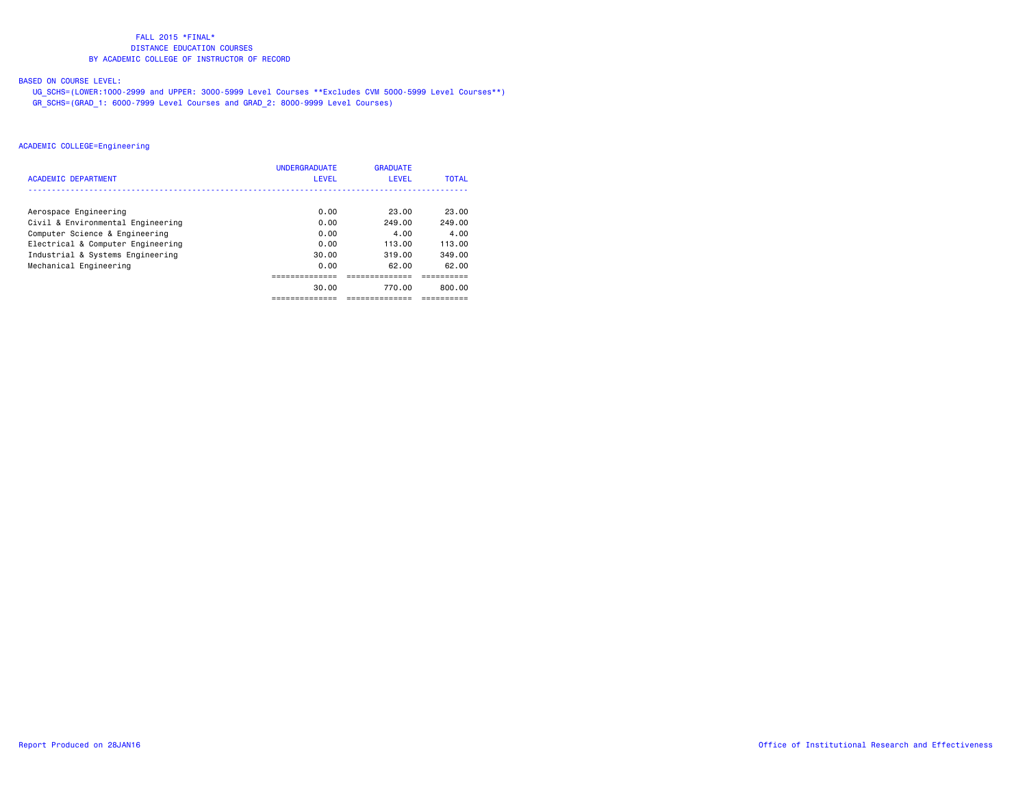FALL 2015 *FINAL*
DISTANCE EDUCATION COURSES
BY ACADEMIC COLLEGE OF INSTRUCTOR OF RECORD

BASED ON COURSE LEVEL:
UG_SCHS=(LOWER:1000-2999 and UPPER: 3000-5999 Level Courses **Excludes CVM 5000-5999 Level Courses**)
GR_SCHS=(GRAD_1: 6000-7999 Level Courses and GRAD_2: 8000-9999 Level Courses)

ACADEMIC COLLEGE=Engineering

| ACADEMIC DEPARTMENT | UNDERGRADUATE LEVEL | GRADUATE LEVEL | TOTAL |
|---|---|---|---|
| Aerospace Engineering | 0.00 | 23.00 | 23.00 |
| Civil & Environmental Engineering | 0.00 | 249.00 | 249.00 |
| Computer Science & Engineering | 0.00 | 4.00 | 4.00 |
| Electrical & Computer Engineering | 0.00 | 113.00 | 113.00 |
| Industrial & Systems Engineering | 30.00 | 319.00 | 349.00 |
| Mechanical Engineering | 0.00 | 62.00 | 62.00 |
| | 30.00 | 770.00 | 800.00 |

Report Produced on 28JAN16

Office of Institutional Research and Effectiveness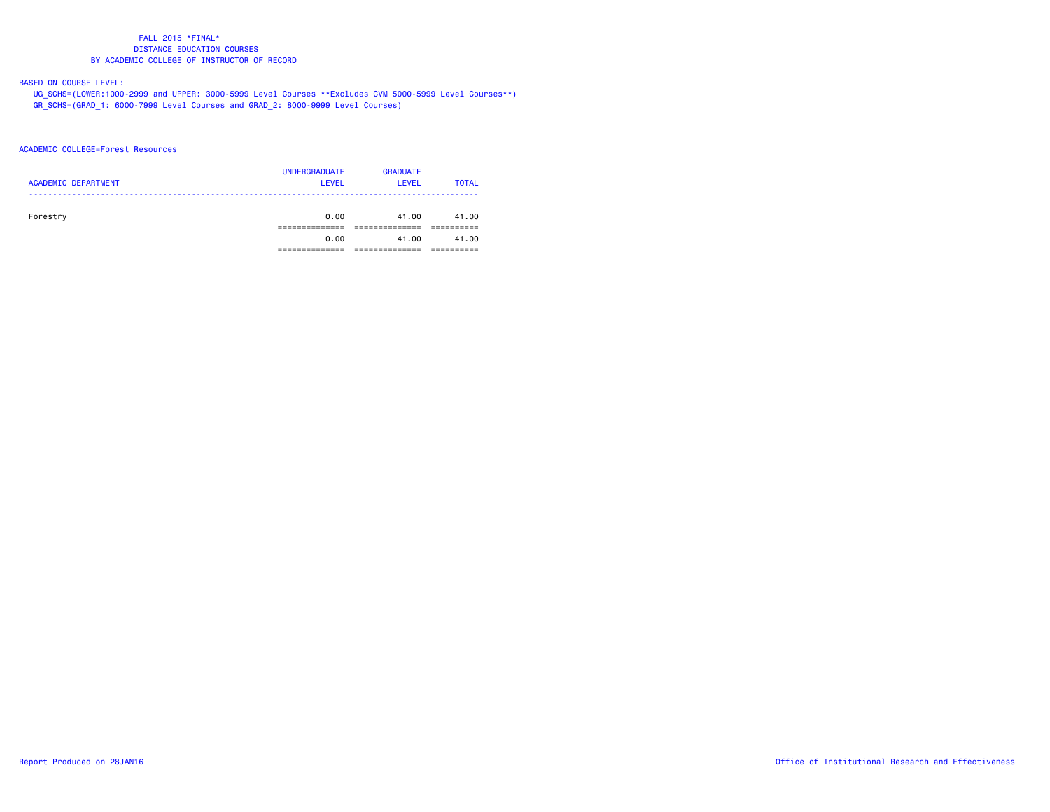FALL 2015 *FINAL*
DISTANCE EDUCATION COURSES
BY ACADEMIC COLLEGE OF INSTRUCTOR OF RECORD

BASED ON COURSE LEVEL:
UG_SCHS=(LOWER:1000-2999 and UPPER: 3000-5999 Level Courses **Excludes CVM 5000-5999 Level Courses**)
GR_SCHS=(GRAD_1: 6000-7999 Level Courses and GRAD_2: 8000-9999 Level Courses)

ACADEMIC COLLEGE=Forest Resources

| ACADEMIC DEPARTMENT | UNDERGRADUATE LEVEL | GRADUATE LEVEL | TOTAL |
|---|---|---|---|
| Forestry | 0.00 | 41.00 | 41.00 |
| | 0.00 | 41.00 | 41.00 |

Report Produced on 28JAN16 Office of Institutional Research and Effectiveness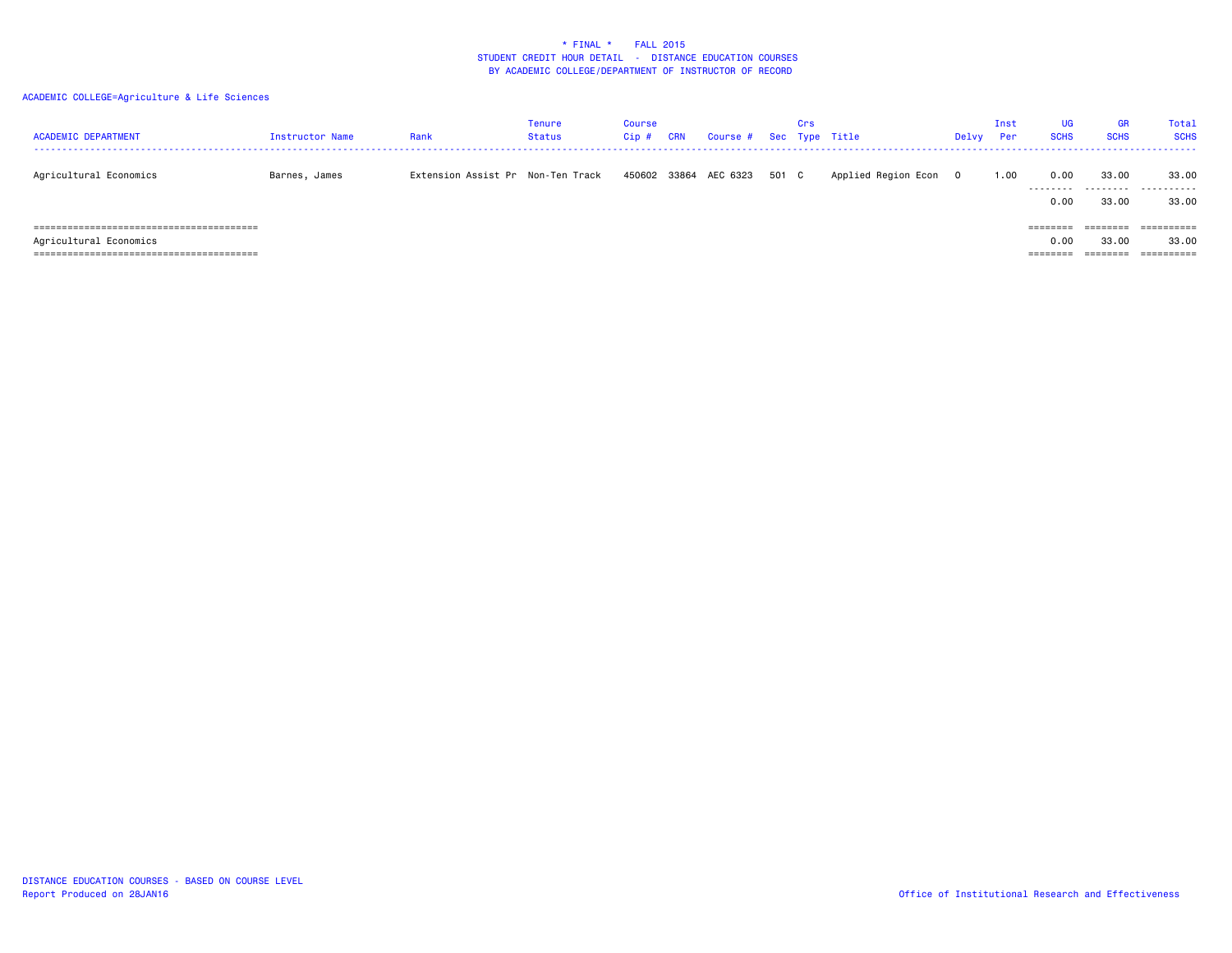\* FINAL \*    FALL 2015
STUDENT CREDIT HOUR DETAIL - DISTANCE EDUCATION COURSES
BY ACADEMIC COLLEGE/DEPARTMENT OF INSTRUCTOR OF RECORD

ACADEMIC COLLEGE=Agriculture & Life Sciences

| ACADEMIC DEPARTMENT | Instructor Name | Rank | Tenure Status | Course Cip # | CRN | Course # | Sec | Crs Type | Title | Delvy | Inst Per | UG SCHS | GR SCHS | Total SCHS |
|---|---|---|---|---|---|---|---|---|---|---|---|---|---|---|
| Agricultural Economics | Barnes, James | Extension Assist Pr | Non-Ten Track | 450602 | 33864 | AEC 6323 | 501 | C | Applied Region Econ | O | 1.00 | 0.00 | 33.00 | 33.00 |
| | | | | | | | | | | | | 0.00 | 33.00 | 33.00 |
| Agricultural Economics | | | | | | | | | | | | 0.00 | 33.00 | 33.00 |

DISTANCE EDUCATION COURSES - BASED ON COURSE LEVEL
Report Produced on 28JAN16

Office of Institutional Research and Effectiveness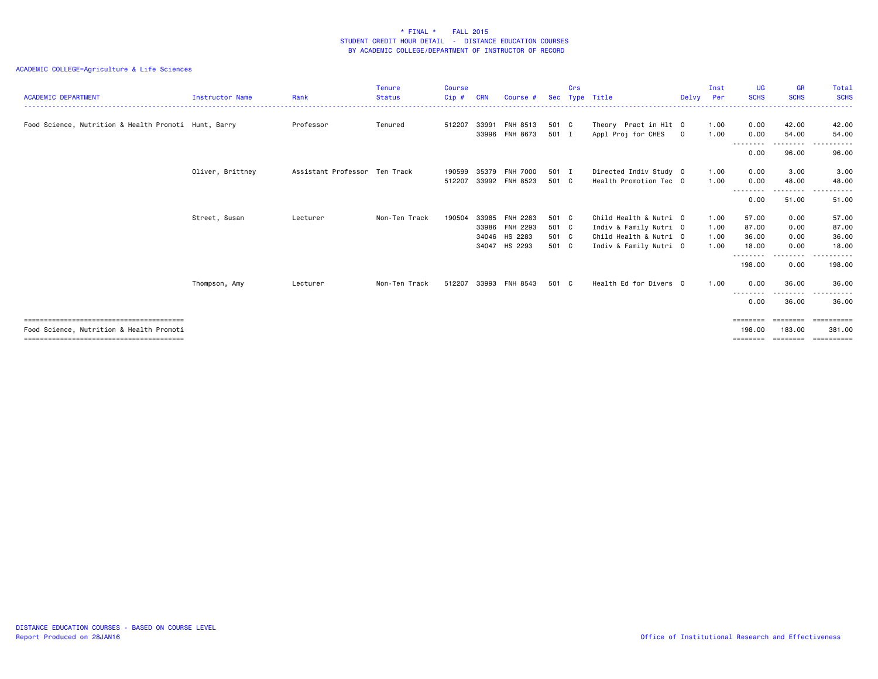\* FINAL \*    FALL 2015
STUDENT CREDIT HOUR DETAIL - DISTANCE EDUCATION COURSES
BY ACADEMIC COLLEGE/DEPARTMENT OF INSTRUCTOR OF RECORD

ACADEMIC COLLEGE=Agriculture & Life Sciences

| ACADEMIC DEPARTMENT | Instructor Name | Rank | Tenure Status | Course Cip # | CRN | Course # | Sec | Crs Type | Title | Delvy | Inst Per | UG SCHS | GR SCHS | Total SCHS |
|---|---|---|---|---|---|---|---|---|---|---|---|---|---|---|
| Food Science, Nutrition & Health Promoti | Hunt, Barry | Professor | Tenured | 512207 | 33991 | FNH 8513 | 501 | C | Theory Pract in Hlt | O | 1.00 | 0.00 | 42.00 | 42.00 |
| | | | | | 33996 | FNH 8673 | 501 | I | Appl Proj for CHES | O | 1.00 | 0.00 | 54.00 | 54.00 |
| | | | | | | | | | | | | 0.00 | 96.00 | 96.00 |
| | Oliver, Brittney | Assistant Professor | Ten Track | 190599 | 35379 | FNH 7000 | 501 | I | Directed Indiv Study | O | 1.00 | 0.00 | 3.00 | 3.00 |
| | | | | 512207 | 33992 | FNH 8523 | 501 | C | Health Promotion Tec | O | 1.00 | 0.00 | 48.00 | 48.00 |
| | | | | | | | | | | | | 0.00 | 51.00 | 51.00 |
| | Street, Susan | Lecturer | Non-Ten Track | 190504 | 33985 | FNH 2283 | 501 | C | Child Health & Nutri | O | 1.00 | 57.00 | 0.00 | 57.00 |
| | | | | | 33986 | FNH 2293 | 501 | C | Indiv & Family Nutri | O | 1.00 | 87.00 | 0.00 | 87.00 |
| | | | | | 34046 | HS 2283 | 501 | C | Child Health & Nutri | O | 1.00 | 36.00 | 0.00 | 36.00 |
| | | | | | 34047 | HS 2293 | 501 | C | Indiv & Family Nutri | O | 1.00 | 18.00 | 0.00 | 18.00 |
| | | | | | | | | | | | | 198.00 | 0.00 | 198.00 |
| | Thompson, Amy | Lecturer | Non-Ten Track | 512207 | 33993 | FNH 8543 | 501 | C | Health Ed for Divers | O | 1.00 | 0.00 | 36.00 | 36.00 |
| | | | | | | | | | | | | 0.00 | 36.00 | 36.00 |
| Food Science, Nutrition & Health Promoti | | | | | | | | | | | | 198.00 | 183.00 | 381.00 |

DISTANCE EDUCATION COURSES - BASED ON COURSE LEVEL
Report Produced on 28JAN16
Office of Institutional Research and Effectiveness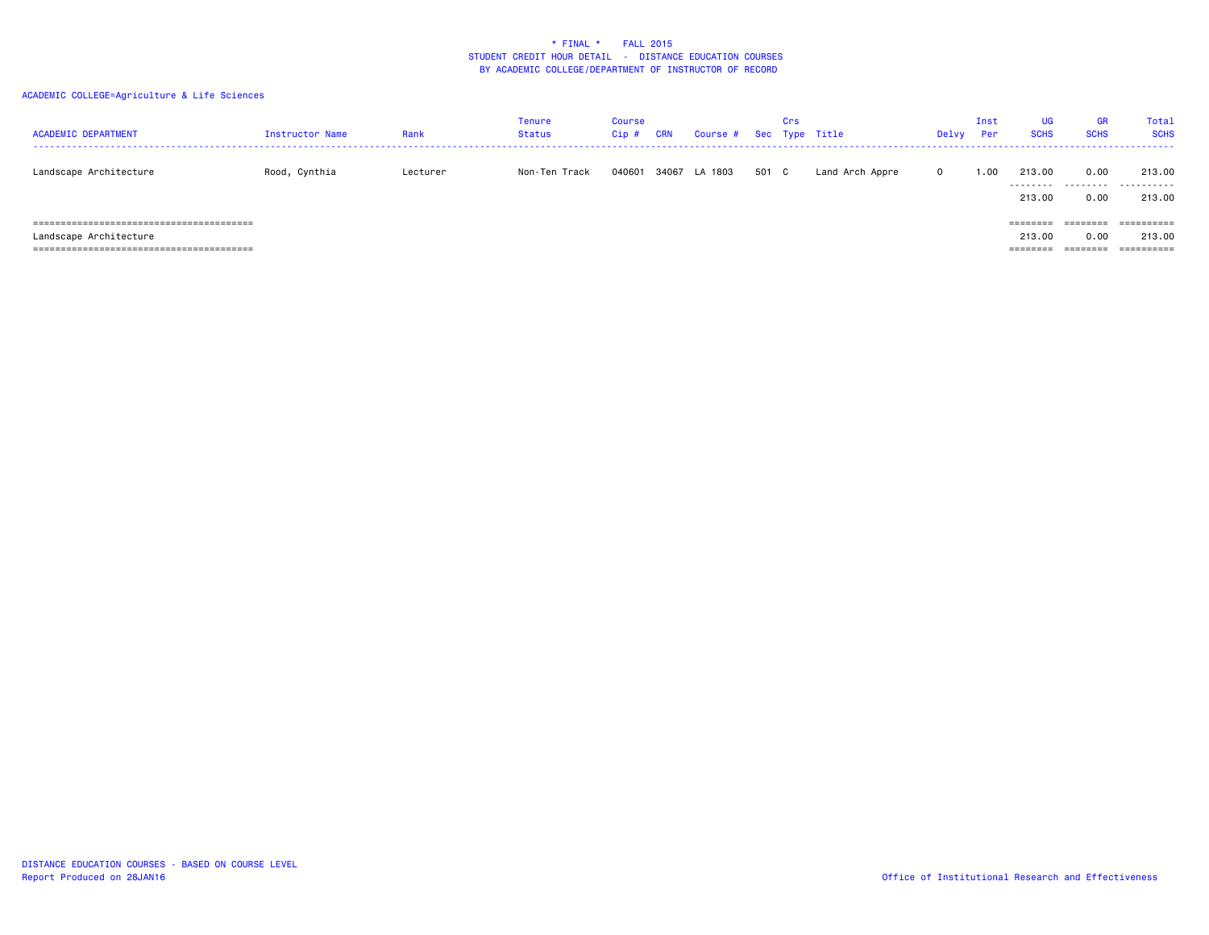\* FINAL \*    FALL 2015
STUDENT CREDIT HOUR DETAIL - DISTANCE EDUCATION COURSES
BY ACADEMIC COLLEGE/DEPARTMENT OF INSTRUCTOR OF RECORD

ACADEMIC COLLEGE=Agriculture & Life Sciences

| ACADEMIC DEPARTMENT | Instructor Name | Rank | Tenure Status | Course Cip # | CRN | Course # | Sec | Crs Type | Title | Delvy | Inst Per | UG SCHS | GR SCHS | Total SCHS |
|---|---|---|---|---|---|---|---|---|---|---|---|---|---|---|
| Landscape Architecture | Rood, Cynthia | Lecturer | Non-Ten Track | 040601 | 34067 | LA 1803 | 501 | C | Land Arch Appre | O | 1.00 | 213.00 | 0.00 | 213.00 |
| | | | | | | | | | | | | 213.00 | 0.00 | 213.00 |
| Landscape Architecture | | | | | | | | | | | | 213.00 | 0.00 | 213.00 |

DISTANCE EDUCATION COURSES - BASED ON COURSE LEVEL
Report Produced on 28JAN16

Office of Institutional Research and Effectiveness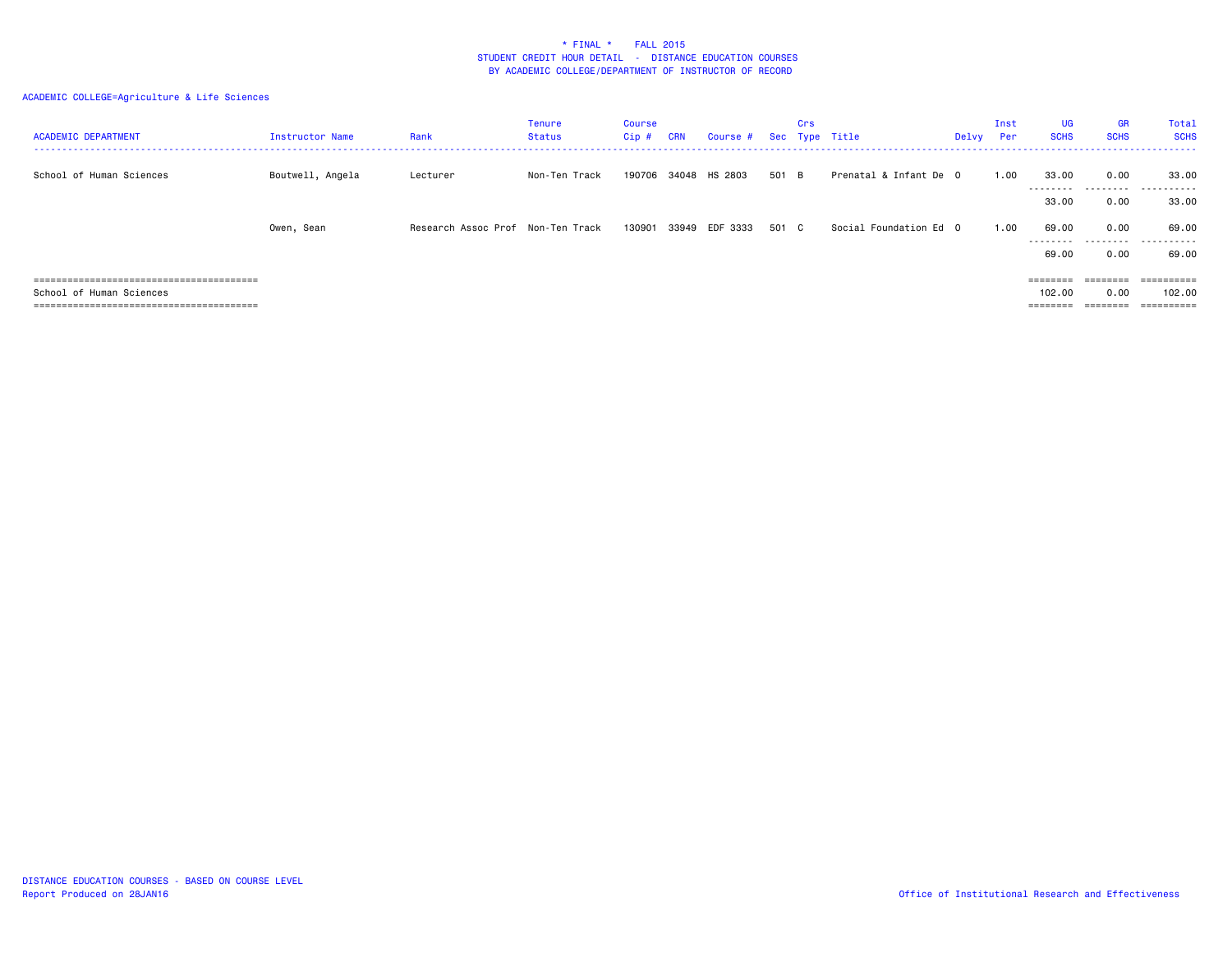* FINAL * FALL 2015
STUDENT CREDIT HOUR DETAIL - DISTANCE EDUCATION COURSES
BY ACADEMIC COLLEGE/DEPARTMENT OF INSTRUCTOR OF RECORD

ACADEMIC COLLEGE=Agriculture & Life Sciences

| ACADEMIC DEPARTMENT | Instructor Name | Rank | Tenure Status | Course Cip # | CRN | Course # | Sec | Crs Type | Title | Delvy | Inst Per | UG SCHS | GR SCHS | Total SCHS |
|---|---|---|---|---|---|---|---|---|---|---|---|---|---|---|
| School of Human Sciences | Boutwell, Angela | Lecturer | Non-Ten Track | 190706 | 34048 | HS 2803 | 501 | B | Prenatal & Infant De | O | 1.00 | 33.00 | 0.00 | 33.00 |
| | | | | | | | | | | | | 33.00 | 0.00 | 33.00 |
| | Owen, Sean | Research Assoc Prof | Non-Ten Track | 130901 | 33949 | EDF 3333 | 501 | C | Social Foundation Ed | O | 1.00 | 69.00 | 0.00 | 69.00 |
| | | | | | | | | | | | | 69.00 | 0.00 | 69.00 |
| School of Human Sciences | | | | | | | | | | | | 102.00 | 0.00 | 102.00 |

DISTANCE EDUCATION COURSES - BASED ON COURSE LEVEL
Report Produced on 28JAN16

Office of Institutional Research and Effectiveness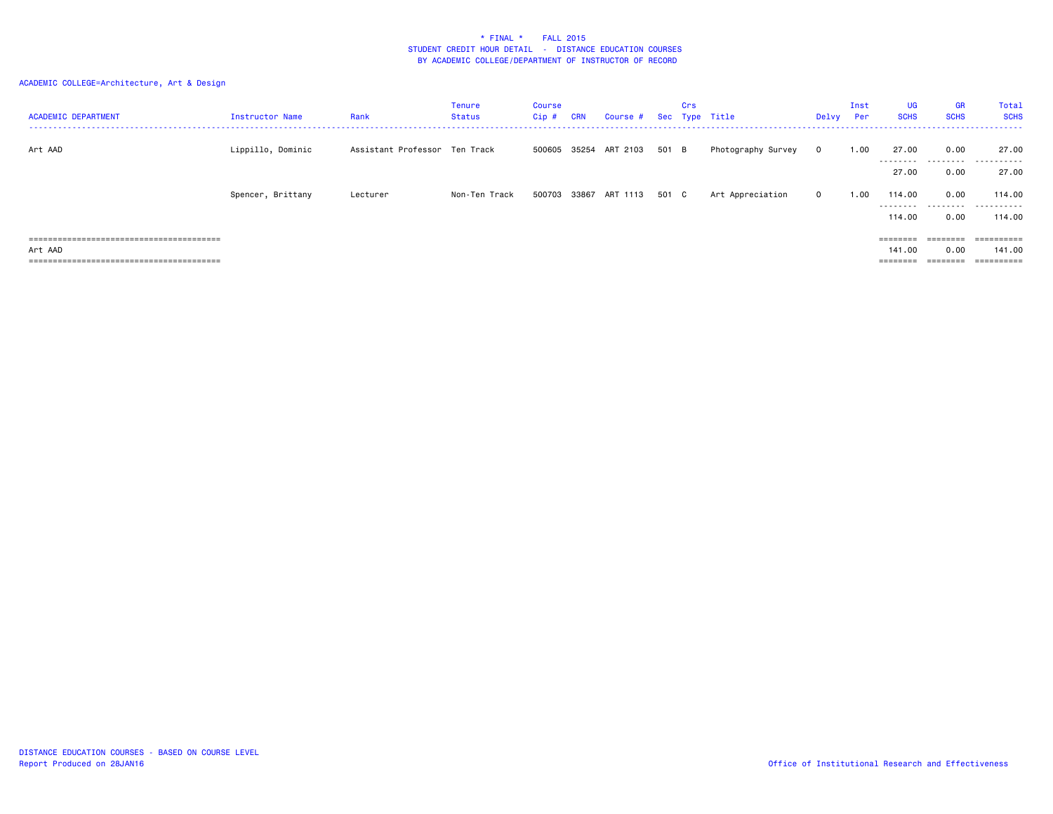\* FINAL \*    FALL 2015
STUDENT CREDIT HOUR DETAIL - DISTANCE EDUCATION COURSES
BY ACADEMIC COLLEGE/DEPARTMENT OF INSTRUCTOR OF RECORD

ACADEMIC COLLEGE=Architecture, Art & Design

| ACADEMIC DEPARTMENT | Instructor Name | Rank | Tenure Status | Course Cip # | CRN | Course # | Sec | Crs Type | Title | Delvy | Inst Per | UG SCHS | GR SCHS | Total SCHS |
|---|---|---|---|---|---|---|---|---|---|---|---|---|---|---|
| Art AAD | Lippillo, Dominic | Assistant Professor | Ten Track | 500605 | 35254 | ART 2103 | 501 | B | Photography Survey | O | 1.00 | 27.00 | 0.00 | 27.00 |
| | | | | | | | | | | | | 27.00 | 0.00 | 27.00 |
| | Spencer, Brittany | Lecturer | Non-Ten Track | 500703 | 33867 | ART 1113 | 501 | C | Art Appreciation | O | 1.00 | 114.00 | 0.00 | 114.00 |
| | | | | | | | | | | | | 114.00 | 0.00 | 114.00 |
| Art AAD | | | | | | | | | | | | 141.00 | 0.00 | 141.00 |

DISTANCE EDUCATION COURSES - BASED ON COURSE LEVEL
Report Produced on 28JAN16

Office of Institutional Research and Effectiveness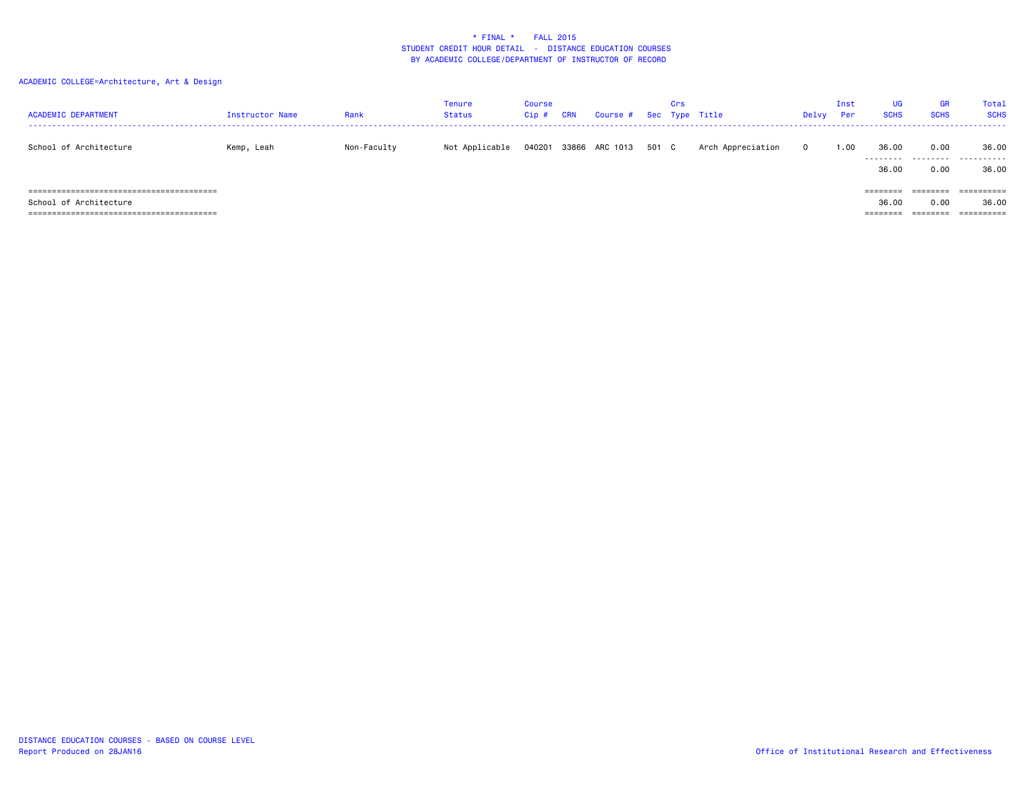\* FINAL \*    FALL 2015
STUDENT CREDIT HOUR DETAIL - DISTANCE EDUCATION COURSES
BY ACADEMIC COLLEGE/DEPARTMENT OF INSTRUCTOR OF RECORD

ACADEMIC COLLEGE=Architecture, Art & Design

| ACADEMIC DEPARTMENT | Instructor Name | Rank | Tenure Status | Course Cip # | CRN | Course # | Sec | Crs Type | Title | Delvy | Inst Per | UG SCHS | GR SCHS | Total SCHS |
|---|---|---|---|---|---|---|---|---|---|---|---|---|---|---|
| School of Architecture | Kemp, Leah | Non-Faculty | Not Applicable | 040201 | 33866 | ARC 1013 | 501 | C | Arch Appreciation | O | 1.00 | 36.00 | 0.00 | 36.00 |
| | | | | | | | | | | | | 36.00 | 0.00 | 36.00 |
| School of Architecture | | | | | | | | | | | | 36.00 | 0.00 | 36.00 |

DISTANCE EDUCATION COURSES - BASED ON COURSE LEVEL
Report Produced on 28JAN16

Office of Institutional Research and Effectiveness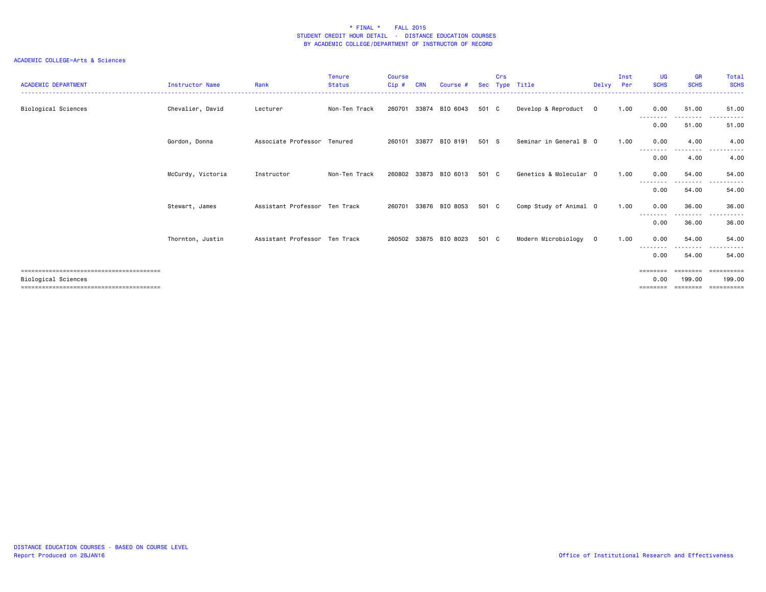**\* FINAL \* FALL 2015**
**STUDENT CREDIT HOUR DETAIL - DISTANCE EDUCATION COURSES**
**BY ACADEMIC COLLEGE/DEPARTMENT OF INSTRUCTOR OF RECORD**

ACADEMIC COLLEGE=Arts & Sciences

| ACADEMIC DEPARTMENT | Instructor Name | Rank | Tenure Status | Course Cip # | CRN | Course # | Sec | Crs Type | Title | Delvy | Inst Per | UG SCHS | GR SCHS | Total SCHS |
|---|---|---|---|---|---|---|---|---|---|---|---|---|---|---|
| Biological Sciences | Chevalier, David | Lecturer | Non-Ten Track | 260701 | 33874 | BIO 6043 | 501 | C | Develop & Reproduct | O | 1.00 | 0.00 | 51.00 | 51.00 |
| | | | | | | | | | | | | 0.00 | 51.00 | 51.00 |
| | Gordon, Donna | Associate Professor | Tenured | 260101 | 33877 | BIO 8191 | 501 | S | Seminar in General B | O | 1.00 | 0.00 | 4.00 | 4.00 |
| | | | | | | | | | | | | 0.00 | 4.00 | 4.00 |
| | McCurdy, Victoria | Instructor | Non-Ten Track | 260802 | 33873 | BIO 6013 | 501 | C | Genetics & Molecular | O | 1.00 | 0.00 | 54.00 | 54.00 |
| | | | | | | | | | | | | 0.00 | 54.00 | 54.00 |
| | Stewart, James | Assistant Professor | Ten Track | 260701 | 33876 | BIO 8053 | 501 | C | Comp Study of Animal | O | 1.00 | 0.00 | 36.00 | 36.00 |
| | | | | | | | | | | | | 0.00 | 36.00 | 36.00 |
| | Thornton, Justin | Assistant Professor | Ten Track | 260502 | 33875 | BIO 8023 | 501 | C | Modern Microbiology | O | 1.00 | 0.00 | 54.00 | 54.00 |
| | | | | | | | | | | | | 0.00 | 54.00 | 54.00 |
| Biological Sciences | | | | | | | | | | | | 0.00 | 199.00 | 199.00 |

DISTANCE EDUCATION COURSES - BASED ON COURSE LEVEL
Report Produced on 28JAN16

Office of Institutional Research and Effectiveness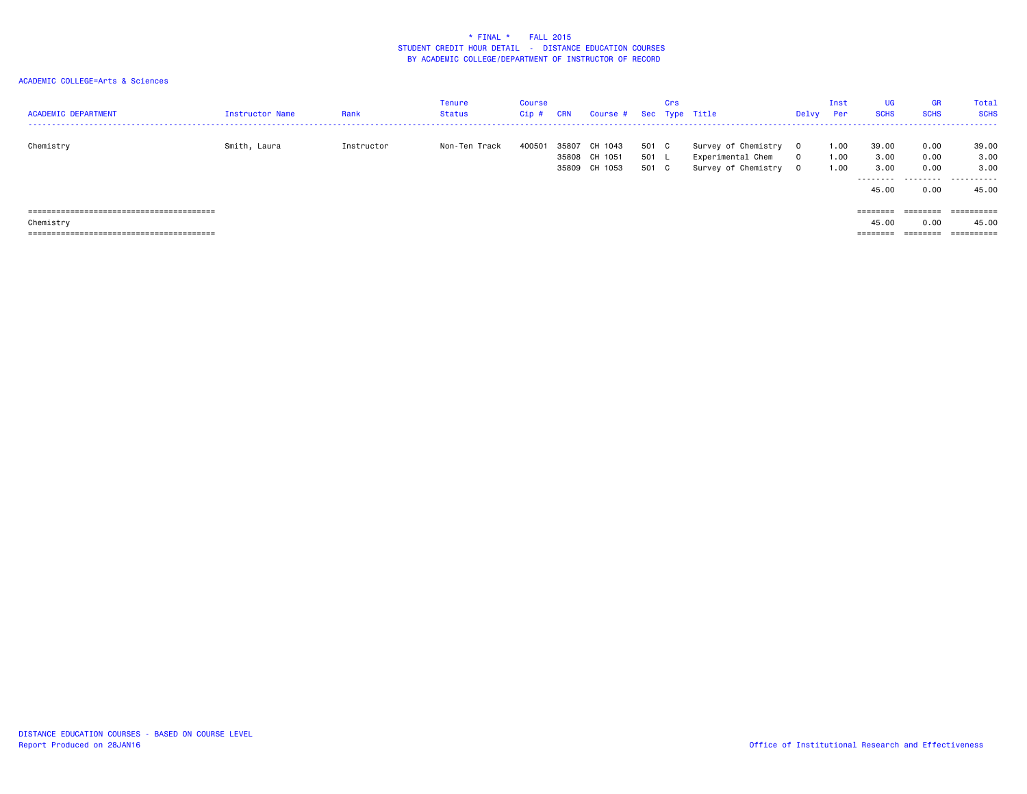\* FINAL \* FALL 2015
STUDENT CREDIT HOUR DETAIL - DISTANCE EDUCATION COURSES
BY ACADEMIC COLLEGE/DEPARTMENT OF INSTRUCTOR OF RECORD

ACADEMIC COLLEGE=Arts & Sciences

| ACADEMIC DEPARTMENT | Instructor Name | Rank | Tenure Status | Course Cip # | CRN | Course # | Sec | Crs Type | Title | Delvy | Inst Per | UG SCHS | GR SCHS | Total SCHS |
|---|---|---|---|---|---|---|---|---|---|---|---|---|---|---|
| Chemistry | Smith, Laura | Instructor | Non-Ten Track | 400501 | 35807 | CH 1043 | 501 | C | Survey of Chemistry | O | 1.00 | 39.00 | 0.00 | 39.00 |
| | | | | | 35808 | CH 1051 | 501 | L | Experimental Chem | O | 1.00 | 3.00 | 0.00 | 3.00 |
| | | | | | 35809 | CH 1053 | 501 | C | Survey of Chemistry | O | 1.00 | 3.00 | 0.00 | 3.00 |
| | | | | | | | | | | | | 45.00 | 0.00 | 45.00 |
| Chemistry | | | | | | | | | | | | 45.00 | 0.00 | 45.00 |

DISTANCE EDUCATION COURSES - BASED ON COURSE LEVEL
Report Produced on 28JAN16

Office of Institutional Research and Effectiveness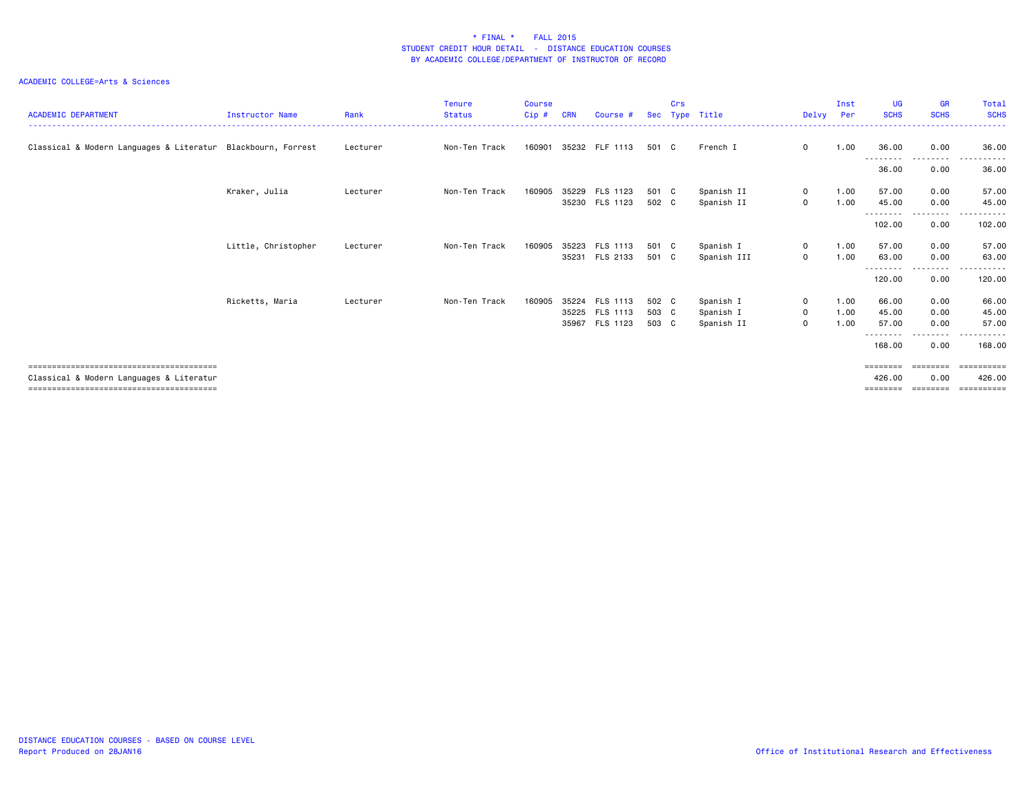**\* FINAL \* FALL 2015**
**STUDENT CREDIT HOUR DETAIL - DISTANCE EDUCATION COURSES**
**BY ACADEMIC COLLEGE/DEPARTMENT OF INSTRUCTOR OF RECORD**

ACADEMIC COLLEGE=Arts & Sciences

| ACADEMIC DEPARTMENT | Instructor Name | Rank | Tenure Status | Course Cip # | CRN | Course # | Sec | Crs Type | Title | Delvy | Inst Per | UG SCHS | GR SCHS | Total SCHS |
|---|---|---|---|---|---|---|---|---|---|---|---|---|---|---|
| Classical & Modern Languages & Literatur | Blackbourn, Forrest | Lecturer | Non-Ten Track | 160901 | 35232 | FLF 1113 | 501 | C | French I | O | 1.00 | 36.00 | 0.00 | 36.00 |
| | | | | | | | | | | | | 36.00 | 0.00 | 36.00 |
| | Kraker, Julia | Lecturer | Non-Ten Track | 160905 | 35229 | FLS 1123 | 501 | C | Spanish II | O | 1.00 | 57.00 | 0.00 | 57.00 |
| | | | | | 35230 | FLS 1123 | 502 | C | Spanish II | O | 1.00 | 45.00 | 0.00 | 45.00 |
| | | | | | | | | | | | | 102.00 | 0.00 | 102.00 |
| | Little, Christopher | Lecturer | Non-Ten Track | 160905 | 35223 | FLS 1113 | 501 | C | Spanish I | O | 1.00 | 57.00 | 0.00 | 57.00 |
| | | | | | 35231 | FLS 2133 | 501 | C | Spanish III | O | 1.00 | 63.00 | 0.00 | 63.00 |
| | | | | | | | | | | | | 120.00 | 0.00 | 120.00 |
| | Ricketts, Maria | Lecturer | Non-Ten Track | 160905 | 35224 | FLS 1113 | 502 | C | Spanish I | O | 1.00 | 66.00 | 0.00 | 66.00 |
| | | | | | 35225 | FLS 1113 | 503 | C | Spanish I | O | 1.00 | 45.00 | 0.00 | 45.00 |
| | | | | | 35967 | FLS 1123 | 503 | C | Spanish II | O | 1.00 | 57.00 | 0.00 | 57.00 |
| | | | | | | | | | | | | 168.00 | 0.00 | 168.00 |
| Classical & Modern Languages & Literatur | | | | | | | | | | | | 426.00 | 0.00 | 426.00 |

DISTANCE EDUCATION COURSES - BASED ON COURSE LEVEL
Report Produced on 28JAN16

Office of Institutional Research and Effectiveness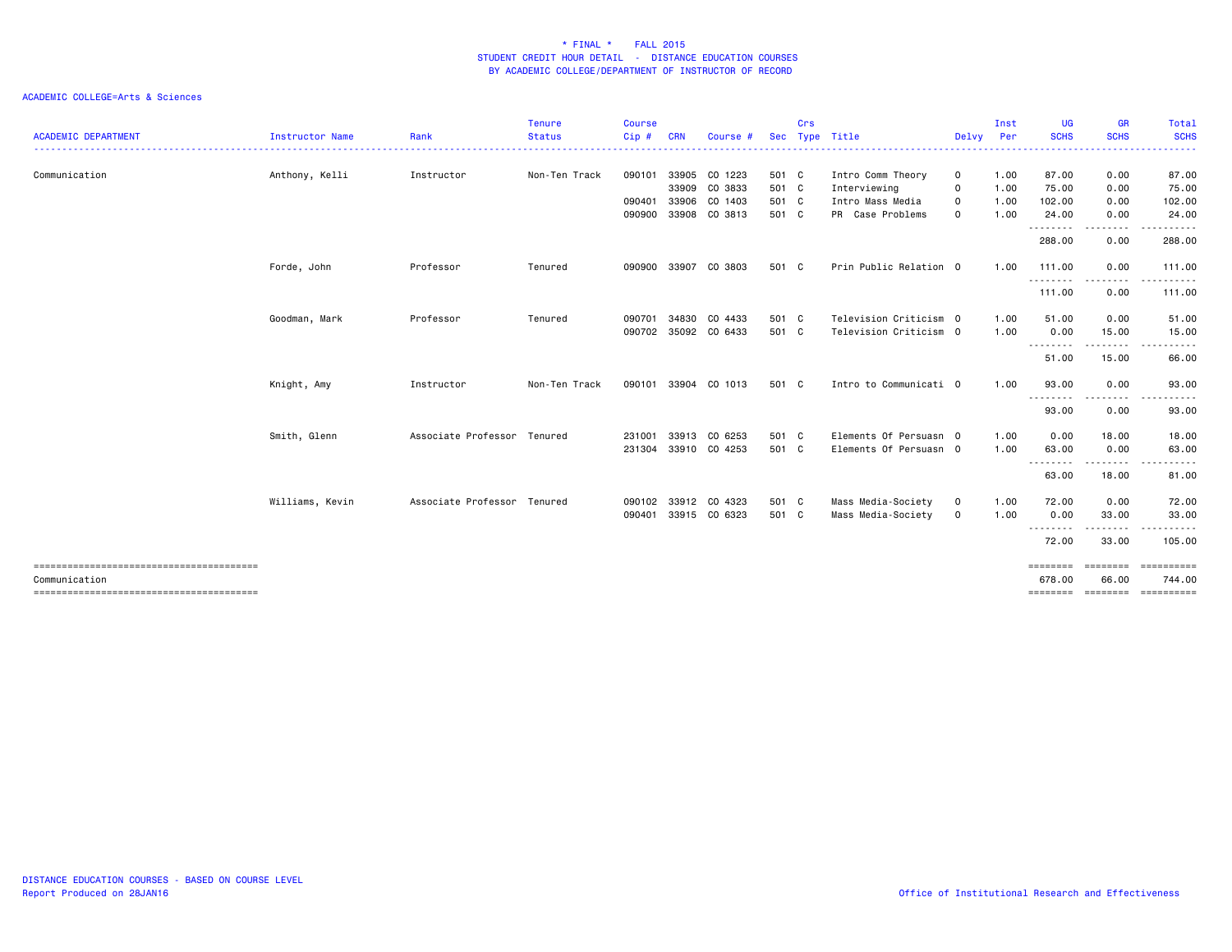# * FINAL * FALL 2015
## STUDENT CREDIT HOUR DETAIL - DISTANCE EDUCATION COURSES
## BY ACADEMIC COLLEGE/DEPARTMENT OF INSTRUCTOR OF RECORD

ACADEMIC COLLEGE=Arts & Sciences

| ACADEMIC DEPARTMENT | Instructor Name | Rank | Tenure Status | Course Cip # | CRN | Course # | Sec | Crs Type | Title | Delvy | Inst Per | UG SCHS | GR SCHS | Total SCHS |
|---|---|---|---|---|---|---|---|---|---|---|---|---|---|---|
| Communication | Anthony, Kelli | Instructor | Non-Ten Track | 090101 | 33905 | CO 1223 | 501 | C | Intro Comm Theory | O | 1.00 | 87.00 | 0.00 | 87.00 |
| | | | | | 33909 | CO 3833 | 501 | C | Interviewing | O | 1.00 | 75.00 | 0.00 | 75.00 |
| | | | | 090401 | 33906 | CO 1403 | 501 | C | Intro Mass Media | O | 1.00 | 102.00 | 0.00 | 102.00 |
| | | | | 090900 | 33908 | CO 3813 | 501 | C | PR Case Problems | O | 1.00 | 24.00 | 0.00 | 24.00 |
| | | | | | | | | | | | | 288.00 | 0.00 | 288.00 |
| | Forde, John | Professor | Tenured | 090900 | 33907 | CO 3803 | 501 | C | Prin Public Relation | O | 1.00 | 111.00 | 0.00 | 111.00 |
| | | | | | | | | | | | | 111.00 | 0.00 | 111.00 |
| | Goodman, Mark | Professor | Tenured | 090701 | 34830 | CO 4433 | 501 | C | Television Criticism | O | 1.00 | 51.00 | 0.00 | 51.00 |
| | | | | 090702 | 35092 | CO 6433 | 501 | C | Television Criticism | O | 1.00 | 0.00 | 15.00 | 15.00 |
| | | | | | | | | | | | | 51.00 | 15.00 | 66.00 |
| | Knight, Amy | Instructor | Non-Ten Track | 090101 | 33904 | CO 1013 | 501 | C | Intro to Communicati | O | 1.00 | 93.00 | 0.00 | 93.00 |
| | | | | | | | | | | | | 93.00 | 0.00 | 93.00 |
| | Smith, Glenn | Associate Professor | Tenured | 231001 | 33913 | CO 6253 | 501 | C | Elements Of Persuasn | O | 1.00 | 0.00 | 18.00 | 18.00 |
| | | | | 231304 | 33910 | CO 4253 | 501 | C | Elements Of Persuasn | O | 1.00 | 63.00 | 0.00 | 63.00 |
| | | | | | | | | | | | | 63.00 | 18.00 | 81.00 |
| | Williams, Kevin | Associate Professor | Tenured | 090102 | 33912 | CO 4323 | 501 | C | Mass Media-Society | O | 1.00 | 72.00 | 0.00 | 72.00 |
| | | | | 090401 | 33915 | CO 6323 | 501 | C | Mass Media-Society | O | 1.00 | 0.00 | 33.00 | 33.00 |
| | | | | | | | | | | | | 72.00 | 33.00 | 105.00 |
| Communication | | | | | | | | | | | | 678.00 | 66.00 | 744.00 |

DISTANCE EDUCATION COURSES - BASED ON COURSE LEVEL
Report Produced on 28JAN16

Office of Institutional Research and Effectiveness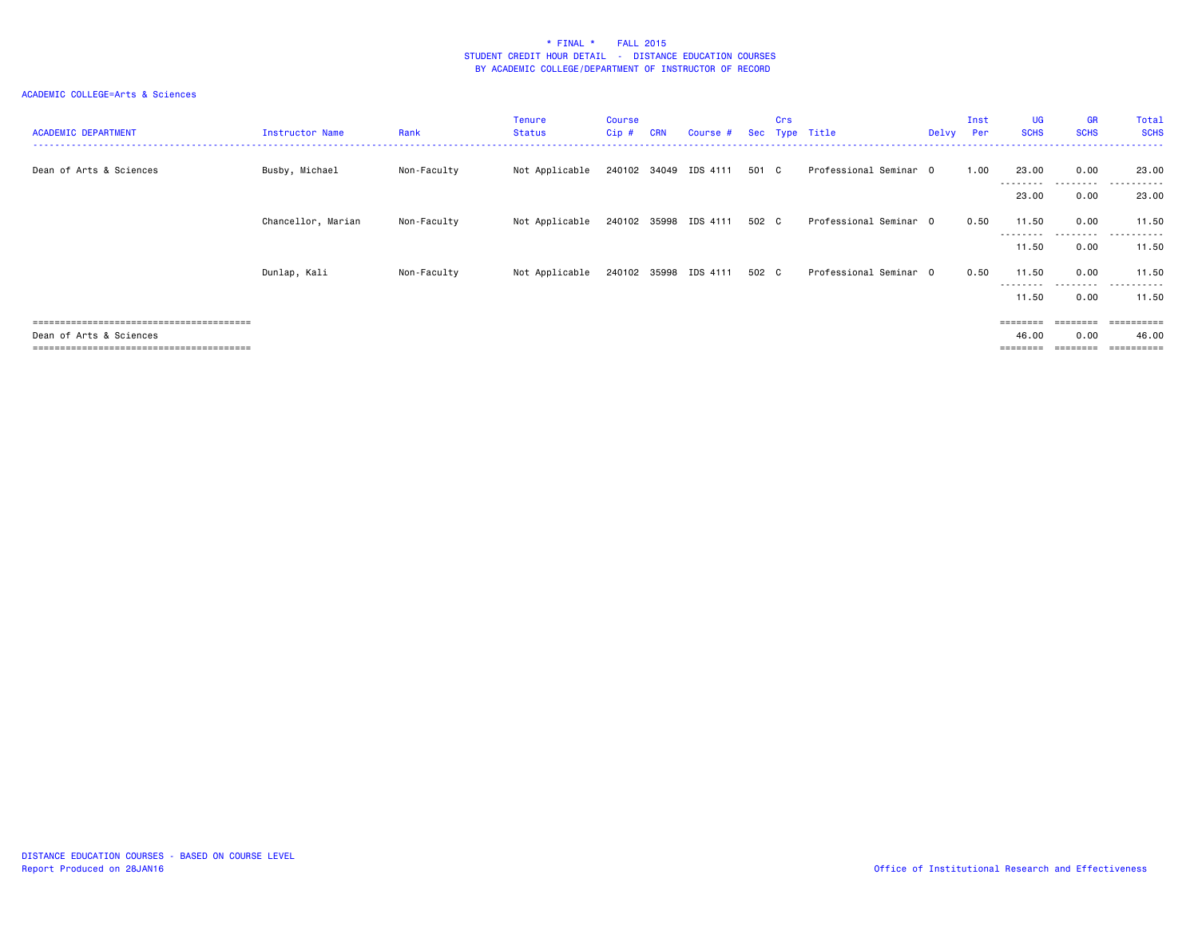\* FINAL \*    FALL 2015
STUDENT CREDIT HOUR DETAIL - DISTANCE EDUCATION COURSES
BY ACADEMIC COLLEGE/DEPARTMENT OF INSTRUCTOR OF RECORD

ACADEMIC COLLEGE=Arts & Sciences

| ACADEMIC DEPARTMENT | Instructor Name | Rank | Tenure Status | Course Cip # | CRN | Course # | Sec | Crs Type | Title | Delvy | Inst Per | UG SCHS | GR SCHS | Total SCHS |
|---|---|---|---|---|---|---|---|---|---|---|---|---|---|---|
| Dean of Arts & Sciences | Busby, Michael | Non-Faculty | Not Applicable | 240102 | 34049 | IDS 4111 | 501 | C | Professional Seminar | O | 1.00 | 23.00 | 0.00 | 23.00 |
| | | | | | | | | | | | | 23.00 | 0.00 | 23.00 |
| | Chancellor, Marian | Non-Faculty | Not Applicable | 240102 | 35998 | IDS 4111 | 502 | C | Professional Seminar | O | 0.50 | 11.50 | 0.00 | 11.50 |
| | | | | | | | | | | | | 11.50 | 0.00 | 11.50 |
| | Dunlap, Kali | Non-Faculty | Not Applicable | 240102 | 35998 | IDS 4111 | 502 | C | Professional Seminar | O | 0.50 | 11.50 | 0.00 | 11.50 |
| | | | | | | | | | | | | 11.50 | 0.00 | 11.50 |
| Dean of Arts & Sciences | | | | | | | | | | | | 46.00 | 0.00 | 46.00 |

DISTANCE EDUCATION COURSES - BASED ON COURSE LEVEL
Report Produced on 28JAN16

Office of Institutional Research and Effectiveness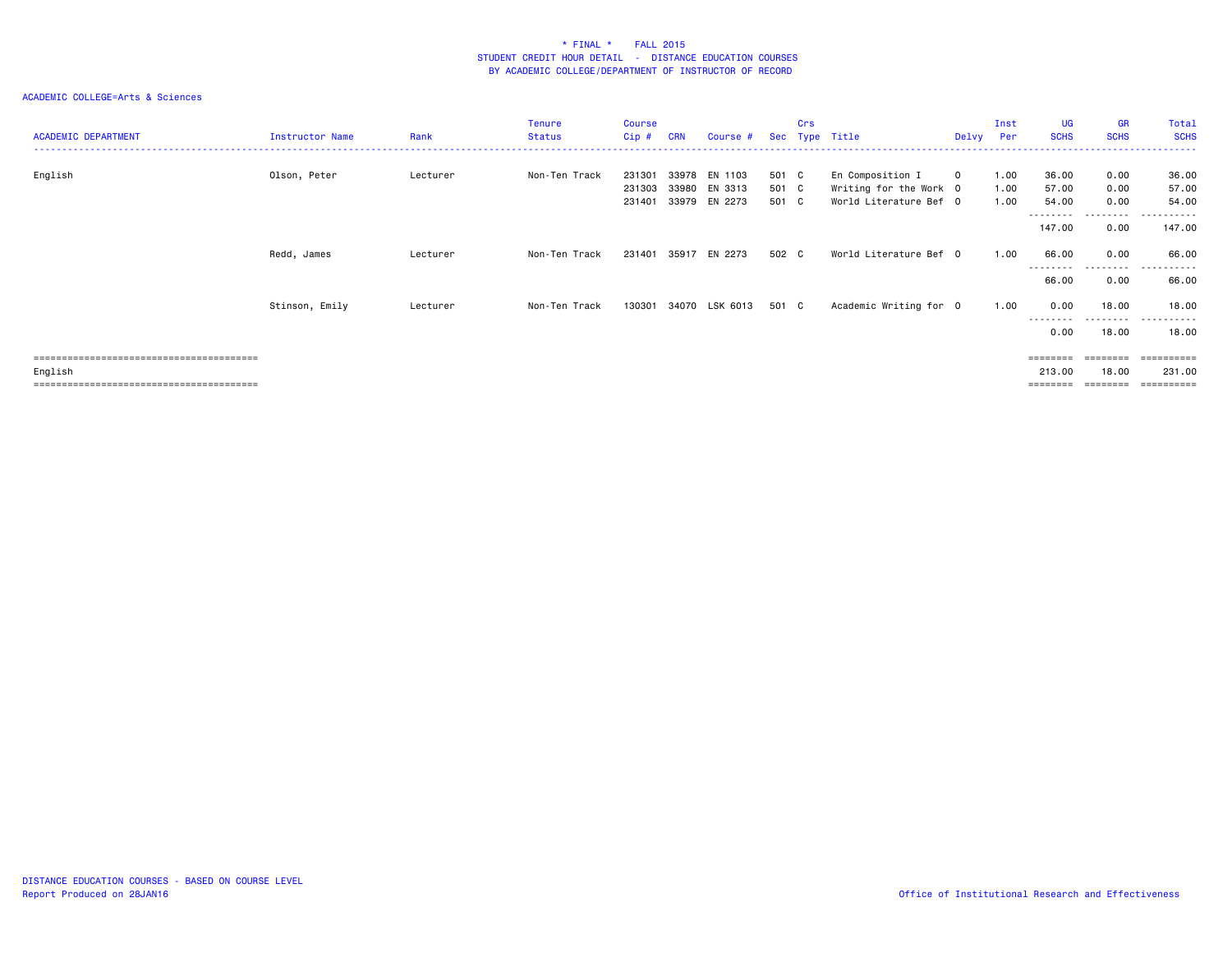# * FINAL * FALL 2015
## STUDENT CREDIT HOUR DETAIL - DISTANCE EDUCATION COURSES
## BY ACADEMIC COLLEGE/DEPARTMENT OF INSTRUCTOR OF RECORD

ACADEMIC COLLEGE=Arts & Sciences

| ACADEMIC DEPARTMENT | Instructor Name | Rank | Tenure Status | Course Cip # | CRN | Course # | Sec | Crs Type | Title | Delvy | Inst Per | UG SCHS | GR SCHS | Total SCHS |
|---|---|---|---|---|---|---|---|---|---|---|---|---|---|---|
| English | Olson, Peter | Lecturer | Non-Ten Track | 231301 | 33978 | EN 1103 | 501 | C | En Composition I | O | 1.00 | 36.00 | 0.00 | 36.00 |
| | | | | 231303 | 33980 | EN 3313 | 501 | C | Writing for the Work | O | 1.00 | 57.00 | 0.00 | 57.00 |
| | | | | 231401 | 33979 | EN 2273 | 501 | C | World Literature Bef | O | 1.00 | 54.00 | 0.00 | 54.00 |
| | | | | | | | | | | | | 147.00 | 0.00 | 147.00 |
| | Redd, James | Lecturer | Non-Ten Track | 231401 | 35917 | EN 2273 | 502 | C | World Literature Bef | O | 1.00 | 66.00 | 0.00 | 66.00 |
| | | | | | | | | | | | | 66.00 | 0.00 | 66.00 |
| | Stinson, Emily | Lecturer | Non-Ten Track | 130301 | 34070 | LSK 6013 | 501 | C | Academic Writing for | O | 1.00 | 0.00 | 18.00 | 18.00 |
| | | | | | | | | | | | | 0.00 | 18.00 | 18.00 |
| English | | | | | | | | | | | | 213.00 | 18.00 | 231.00 |

DISTANCE EDUCATION COURSES - BASED ON COURSE LEVEL
Report Produced on 28JAN16

Office of Institutional Research and Effectiveness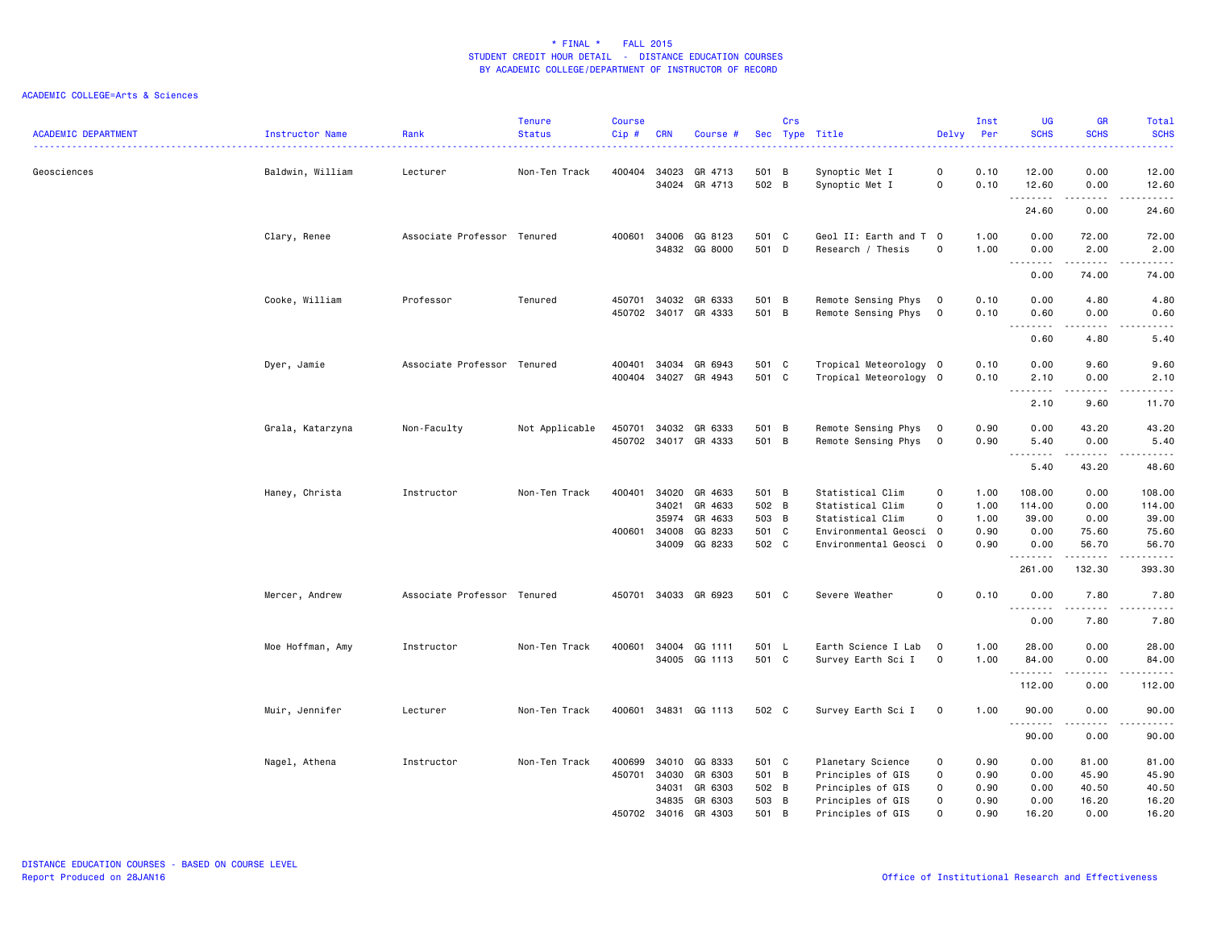\* FINAL \*    FALL 2015
STUDENT CREDIT HOUR DETAIL  -  DISTANCE EDUCATION COURSES
BY ACADEMIC COLLEGE/DEPARTMENT OF INSTRUCTOR OF RECORD

ACADEMIC COLLEGE=Arts & Sciences

| ACADEMIC DEPARTMENT | Instructor Name | Rank | Tenure Status | Course Cip # | CRN | Course # | Sec | Crs Type | Title | Delvy | Inst Per | UG SCHS | GR SCHS | Total SCHS |
|---|---|---|---|---|---|---|---|---|---|---|---|---|---|---|
| Geosciences | Baldwin, William | Lecturer | Non-Ten Track | 400404 | 34023 | GR 4713 | 501 | B | Synoptic Met I | O | 0.10 | 12.00 | 0.00 | 12.00 |
| | | | | | 34024 | GR 4713 | 502 | B | Synoptic Met I | O | 0.10 | 12.60 | 0.00 | 12.60 |
| | | | | | | | | | | | | 24.60 | 0.00 | 24.60 |
| | Clary, Renee | Associate Professor | Tenured | 400601 | 34006 | GG 8123 | 501 | C | Geol II: Earth and T | O | 1.00 | 0.00 | 72.00 | 72.00 |
| | | | | | 34832 | GG 8000 | 501 | D | Research / Thesis | O | 1.00 | 0.00 | 2.00 | 2.00 |
| | | | | | | | | | | | | 0.00 | 74.00 | 74.00 |
| | Cooke, William | Professor | Tenured | 450701 | 34032 | GR 6333 | 501 | B | Remote Sensing Phys | O | 0.10 | 0.00 | 4.80 | 4.80 |
| | | | | 450702 | 34017 | GR 4333 | 501 | B | Remote Sensing Phys | O | 0.10 | 0.60 | 0.00 | 0.60 |
| | | | | | | | | | | | | 0.60 | 4.80 | 5.40 |
| | Dyer, Jamie | Associate Professor | Tenured | 400401 | 34034 | GR 6943 | 501 | C | Tropical Meteorology | O | 0.10 | 0.00 | 9.60 | 9.60 |
| | | | | 400404 | 34027 | GR 4943 | 501 | C | Tropical Meteorology | O | 0.10 | 2.10 | 0.00 | 2.10 |
| | | | | | | | | | | | | 2.10 | 9.60 | 11.70 |
| | Grala, Katarzyna | Non-Faculty | Not Applicable | 450701 | 34032 | GR 6333 | 501 | B | Remote Sensing Phys | O | 0.90 | 0.00 | 43.20 | 43.20 |
| | | | | 450702 | 34017 | GR 4333 | 501 | B | Remote Sensing Phys | O | 0.90 | 5.40 | 0.00 | 5.40 |
| | | | | | | | | | | | | 5.40 | 43.20 | 48.60 |
| | Haney, Christa | Instructor | Non-Ten Track | 400401 | 34020 | GR 4633 | 501 | B | Statistical Clim | O | 1.00 | 108.00 | 0.00 | 108.00 |
| | | | | | 34021 | GR 4633 | 502 | B | Statistical Clim | O | 1.00 | 114.00 | 0.00 | 114.00 |
| | | | | | 35974 | GR 4633 | 503 | B | Statistical Clim | O | 1.00 | 39.00 | 0.00 | 39.00 |
| | | | | 400601 | 34008 | GG 8233 | 501 | C | Environmental Geosci | O | 0.90 | 0.00 | 75.60 | 75.60 |
| | | | | | 34009 | GG 8233 | 502 | C | Environmental Geosci | O | 0.90 | 0.00 | 56.70 | 56.70 |
| | | | | | | | | | | | | 261.00 | 132.30 | 393.30 |
| | Mercer, Andrew | Associate Professor | Tenured | 450701 | 34033 | GR 6923 | 501 | C | Severe Weather | O | 0.10 | 0.00 | 7.80 | 7.80 |
| | | | | | | | | | | | | 0.00 | 7.80 | 7.80 |
| | Moe Hoffman, Amy | Instructor | Non-Ten Track | 400601 | 34004 | GG 1111 | 501 | L | Earth Science I Lab | O | 1.00 | 28.00 | 0.00 | 28.00 |
| | | | | | 34005 | GG 1113 | 501 | C | Survey Earth Sci I | O | 1.00 | 84.00 | 0.00 | 84.00 |
| | | | | | | | | | | | | 112.00 | 0.00 | 112.00 |
| | Muir, Jennifer | Lecturer | Non-Ten Track | 400601 | 34831 | GG 1113 | 502 | C | Survey Earth Sci I | O | 1.00 | 90.00 | 0.00 | 90.00 |
| | | | | | | | | | | | | 90.00 | 0.00 | 90.00 |
| | Nagel, Athena | Instructor | Non-Ten Track | 400699 | 34010 | GG 8333 | 501 | C | Planetary Science | O | 0.90 | 0.00 | 81.00 | 81.00 |
| | | | | 450701 | 34030 | GR 6303 | 501 | B | Principles of GIS | O | 0.90 | 0.00 | 45.90 | 45.90 |
| | | | | | 34031 | GR 6303 | 502 | B | Principles of GIS | O | 0.90 | 0.00 | 40.50 | 40.50 |
| | | | | | 34835 | GR 6303 | 503 | B | Principles of GIS | O | 0.90 | 0.00 | 16.20 | 16.20 |
| | | | | 450702 | 34016 | GR 4303 | 501 | B | Principles of GIS | O | 0.90 | 16.20 | 0.00 | 16.20 |

DISTANCE EDUCATION COURSES - BASED ON COURSE LEVEL
Report Produced on 28JAN16

Office of Institutional Research and Effectiveness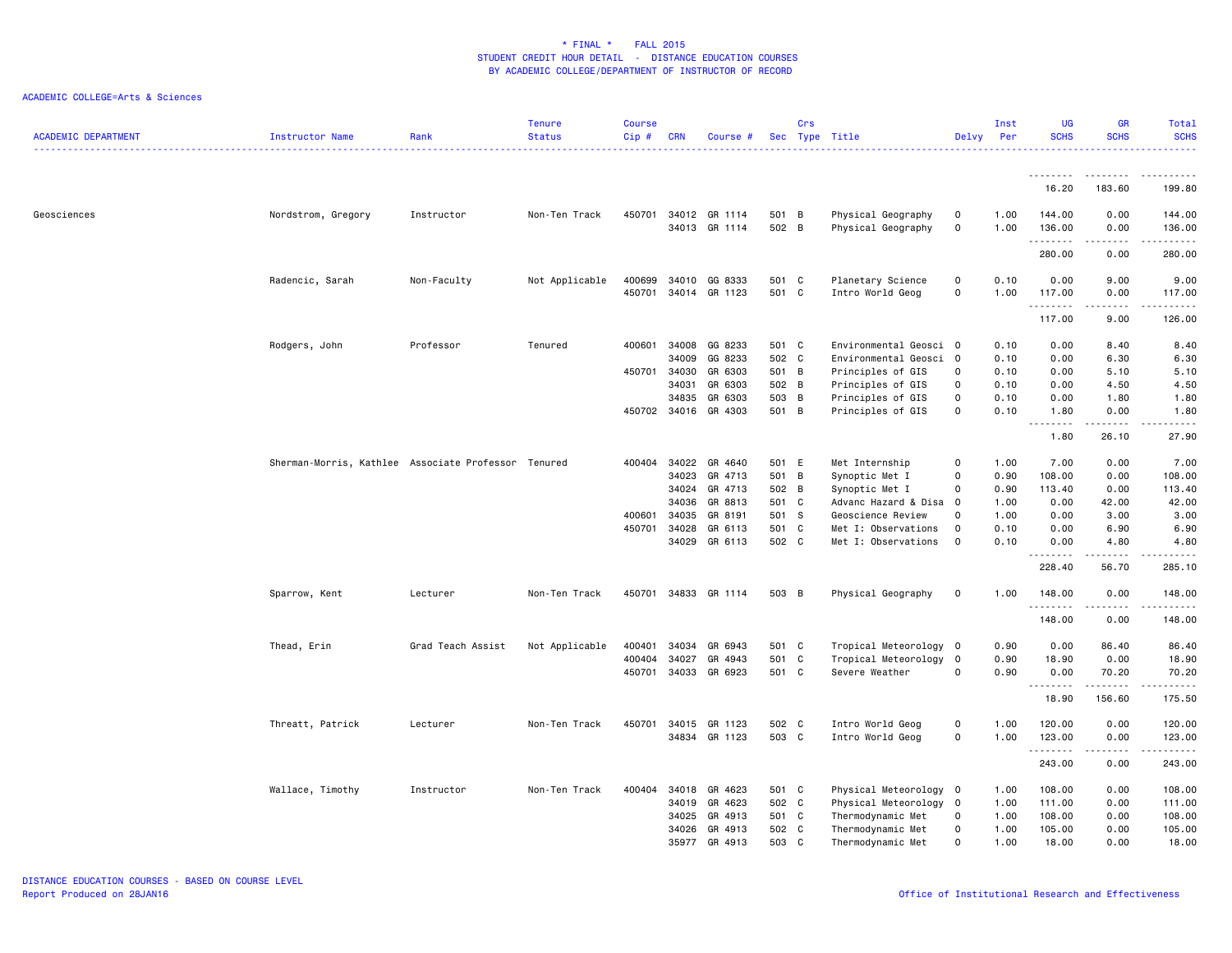\* FINAL \*    FALL 2015
STUDENT CREDIT HOUR DETAIL - DISTANCE EDUCATION COURSES
BY ACADEMIC COLLEGE/DEPARTMENT OF INSTRUCTOR OF RECORD

ACADEMIC COLLEGE=Arts & Sciences

| ACADEMIC DEPARTMENT | Instructor Name | Rank | Tenure Status | Course Cip # | CRN | Course # | Sec | Crs Type | Title | Delvy | Inst Per | UG SCHS | GR SCHS | Total SCHS |
|---|---|---|---|---|---|---|---|---|---|---|---|---|---|---|
| | | | | | | | | | | | | 16.20 | 183.60 | 199.80 |
| Geosciences | Nordstrom, Gregory | Instructor | Non-Ten Track | 450701 | 34012 | GR 1114 | 501 | B | Physical Geography | O | 1.00 | 144.00 | 0.00 | 144.00 |
| | | | | | 34013 | GR 1114 | 502 | B | Physical Geography | O | 1.00 | 136.00 | 0.00 | 136.00 |
| | | | | | | | | | | | | 280.00 | 0.00 | 280.00 |
| | Radencic, Sarah | Non-Faculty | Not Applicable | 400699 | 34010 | GG 8333 | 501 | C | Planetary Science | O | 0.10 | 0.00 | 9.00 | 9.00 |
| | | | | 450701 | 34014 | GR 1123 | 501 | C | Intro World Geog | O | 1.00 | 117.00 | 0.00 | 117.00 |
| | | | | | | | | | | | | 117.00 | 9.00 | 126.00 |
| | Rodgers, John | Professor | Tenured | 400601 | 34008 | GG 8233 | 501 | C | Environmental Geosci | O | 0.10 | 0.00 | 8.40 | 8.40 |
| | | | | | 34009 | GG 8233 | 502 | C | Environmental Geosci | O | 0.10 | 0.00 | 6.30 | 6.30 |
| | | | | 450701 | 34030 | GR 6303 | 501 | B | Principles of GIS | O | 0.10 | 0.00 | 5.10 | 5.10 |
| | | | | | 34031 | GR 6303 | 502 | B | Principles of GIS | O | 0.10 | 0.00 | 4.50 | 4.50 |
| | | | | | 34835 | GR 6303 | 503 | B | Principles of GIS | O | 0.10 | 0.00 | 1.80 | 1.80 |
| | | | | 450702 | 34016 | GR 4303 | 501 | B | Principles of GIS | O | 0.10 | 1.80 | 0.00 | 1.80 |
| | | | | | | | | | | | | 1.80 | 26.10 | 27.90 |
| | Sherman-Morris, Kathlee | Associate Professor | Tenured | 400404 | 34022 | GR 4640 | 501 | E | Met Internship | O | 1.00 | 7.00 | 0.00 | 7.00 |
| | | | | | 34023 | GR 4713 | 501 | B | Synoptic Met I | O | 0.90 | 108.00 | 0.00 | 108.00 |
| | | | | | 34024 | GR 4713 | 502 | B | Synoptic Met I | O | 0.90 | 113.40 | 0.00 | 113.40 |
| | | | | | 34036 | GR 8813 | 501 | C | Advanc Hazard & Disa | O | 1.00 | 0.00 | 42.00 | 42.00 |
| | | | | 400601 | 34035 | GR 8191 | 501 | S | Geoscience Review | O | 1.00 | 0.00 | 3.00 | 3.00 |
| | | | | 450701 | 34028 | GR 6113 | 501 | C | Met I: Observations | O | 0.10 | 0.00 | 6.90 | 6.90 |
| | | | | | 34029 | GR 6113 | 502 | C | Met I: Observations | O | 0.10 | 0.00 | 4.80 | 4.80 |
| | | | | | | | | | | | | 228.40 | 56.70 | 285.10 |
| | Sparrow, Kent | Lecturer | Non-Ten Track | 450701 | 34833 | GR 1114 | 503 | B | Physical Geography | O | 1.00 | 148.00 | 0.00 | 148.00 |
| | | | | | | | | | | | | 148.00 | 0.00 | 148.00 |
| | Thead, Erin | Grad Teach Assist | Not Applicable | 400401 | 34034 | GR 6943 | 501 | C | Tropical Meteorology | O | 0.90 | 0.00 | 86.40 | 86.40 |
| | | | | 400404 | 34027 | GR 4943 | 501 | C | Tropical Meteorology | O | 0.90 | 18.90 | 0.00 | 18.90 |
| | | | | 450701 | 34033 | GR 6923 | 501 | C | Severe Weather | O | 0.90 | 0.00 | 70.20 | 70.20 |
| | | | | | | | | | | | | 18.90 | 156.60 | 175.50 |
| | Threatt, Patrick | Lecturer | Non-Ten Track | 450701 | 34015 | GR 1123 | 502 | C | Intro World Geog | O | 1.00 | 120.00 | 0.00 | 120.00 |
| | | | | | 34834 | GR 1123 | 503 | C | Intro World Geog | O | 1.00 | 123.00 | 0.00 | 123.00 |
| | | | | | | | | | | | | 243.00 | 0.00 | 243.00 |
| | Wallace, Timothy | Instructor | Non-Ten Track | 400404 | 34018 | GR 4623 | 501 | C | Physical Meteorology | O | 1.00 | 108.00 | 0.00 | 108.00 |
| | | | | | 34019 | GR 4623 | 502 | C | Physical Meteorology | O | 1.00 | 111.00 | 0.00 | 111.00 |
| | | | | | 34025 | GR 4913 | 501 | C | Thermodynamic Met | O | 1.00 | 108.00 | 0.00 | 108.00 |
| | | | | | 34026 | GR 4913 | 502 | C | Thermodynamic Met | O | 1.00 | 105.00 | 0.00 | 105.00 |
| | | | | | 35977 | GR 4913 | 503 | C | Thermodynamic Met | O | 1.00 | 18.00 | 0.00 | 18.00 |

DISTANCE EDUCATION COURSES - BASED ON COURSE LEVEL
Report Produced on 28JAN16

Office of Institutional Research and Effectiveness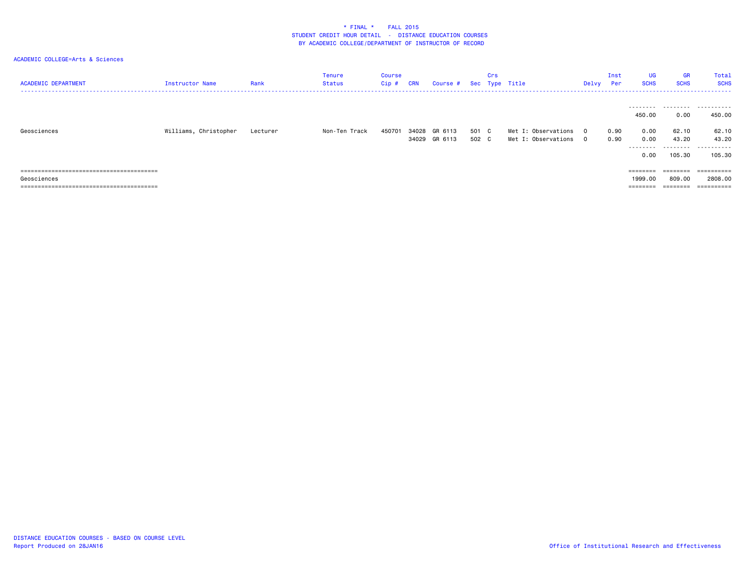\* FINAL \* FALL 2015
STUDENT CREDIT HOUR DETAIL - DISTANCE EDUCATION COURSES
BY ACADEMIC COLLEGE/DEPARTMENT OF INSTRUCTOR OF RECORD

ACADEMIC COLLEGE=Arts & Sciences

| ACADEMIC DEPARTMENT | Instructor Name | Rank | Tenure Status | Course Cip # | CRN | Course # | Sec | Crs Type | Title | Delvy | Inst Per | UG SCHS | GR SCHS | Total SCHS |
|---|---|---|---|---|---|---|---|---|---|---|---|---|---|---|
| | | | | | | | | | | | | 450.00 | 0.00 | 450.00 |
| Geosciences | Williams, Christopher | Lecturer | Non-Ten Track | 450701 | 34028 | GR 6113 | 501 | C | Met I: Observations | O | 0.90 | 0.00 | 62.10 | 62.10 |
| | | | | | 34029 | GR 6113 | 502 | C | Met I: Observations | O | 0.90 | 0.00 | 43.20 | 43.20 |
| | | | | | | | | | | | | 0.00 | 105.30 | 105.30 |
| Geosciences | | | | | | | | | | | | 1999.00 | 809.00 | 2808.00 |

DISTANCE EDUCATION COURSES - BASED ON COURSE LEVEL
Report Produced on 28JAN16

Office of Institutional Research and Effectiveness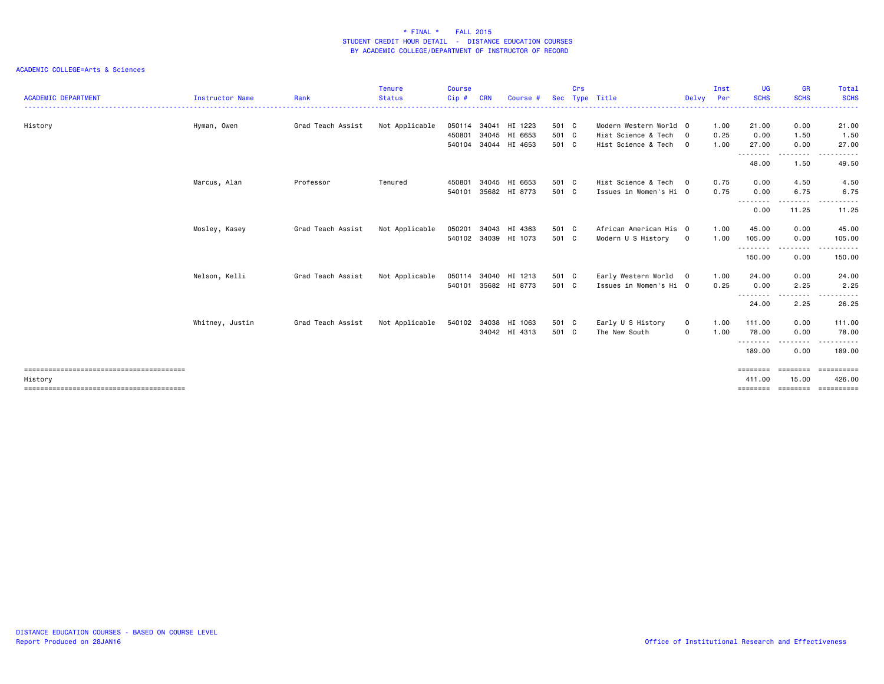\* FINAL \*    FALL 2015
STUDENT CREDIT HOUR DETAIL - DISTANCE EDUCATION COURSES
BY ACADEMIC COLLEGE/DEPARTMENT OF INSTRUCTOR OF RECORD

ACADEMIC COLLEGE=Arts & Sciences

| ACADEMIC DEPARTMENT | Instructor Name | Rank | Tenure Status | Course Cip # | CRN | Course # | Sec | Crs Type | Title | Delvy | Inst Per | UG SCHS | GR SCHS | Total SCHS |
|---|---|---|---|---|---|---|---|---|---|---|---|---|---|---|
| History | Hyman, Owen | Grad Teach Assist | Not Applicable | 050114 | 34041 | HI 1223 | 501 | C | Modern Western World | O | 1.00 | 21.00 | 0.00 | 21.00 |
| | | | | 450801 | 34045 | HI 6653 | 501 | C | Hist Science & Tech | O | 0.25 | 0.00 | 1.50 | 1.50 |
| | | | | 540104 | 34044 | HI 4653 | 501 | C | Hist Science & Tech | O | 1.00 | 27.00 | 0.00 | 27.00 |
| | | | | | | | | | | | | 48.00 | 1.50 | 49.50 |
| | Marcus, Alan | Professor | Tenured | 450801 | 34045 | HI 6653 | 501 | C | Hist Science & Tech | O | 0.75 | 0.00 | 4.50 | 4.50 |
| | | | | 540101 | 35682 | HI 8773 | 501 | C | Issues in Women's Hi | O | 0.75 | 0.00 | 6.75 | 6.75 |
| | | | | | | | | | | | | 0.00 | 11.25 | 11.25 |
| | Mosley, Kasey | Grad Teach Assist | Not Applicable | 050201 | 34043 | HI 4363 | 501 | C | African American His | O | 1.00 | 45.00 | 0.00 | 45.00 |
| | | | | 540102 | 34039 | HI 1073 | 501 | C | Modern U S History | O | 1.00 | 105.00 | 0.00 | 105.00 |
| | | | | | | | | | | | | 150.00 | 0.00 | 150.00 |
| | Nelson, Kelli | Grad Teach Assist | Not Applicable | 050114 | 34040 | HI 1213 | 501 | C | Early Western World | O | 1.00 | 24.00 | 0.00 | 24.00 |
| | | | | 540101 | 35682 | HI 8773 | 501 | C | Issues in Women's Hi | O | 0.25 | 0.00 | 2.25 | 2.25 |
| | | | | | | | | | | | | 24.00 | 2.25 | 26.25 |
| | Whitney, Justin | Grad Teach Assist | Not Applicable | 540102 | 34038 | HI 1063 | 501 | C | Early U S History | O | 1.00 | 111.00 | 0.00 | 111.00 |
| | | | | | 34042 | HI 4313 | 501 | C | The New South | O | 1.00 | 78.00 | 0.00 | 78.00 |
| | | | | | | | | | | | | 189.00 | 0.00 | 189.00 |
| History | | | | | | | | | | | | 411.00 | 15.00 | 426.00 |

DISTANCE EDUCATION COURSES - BASED ON COURSE LEVEL
Report Produced on 28JAN16

Office of Institutional Research and Effectiveness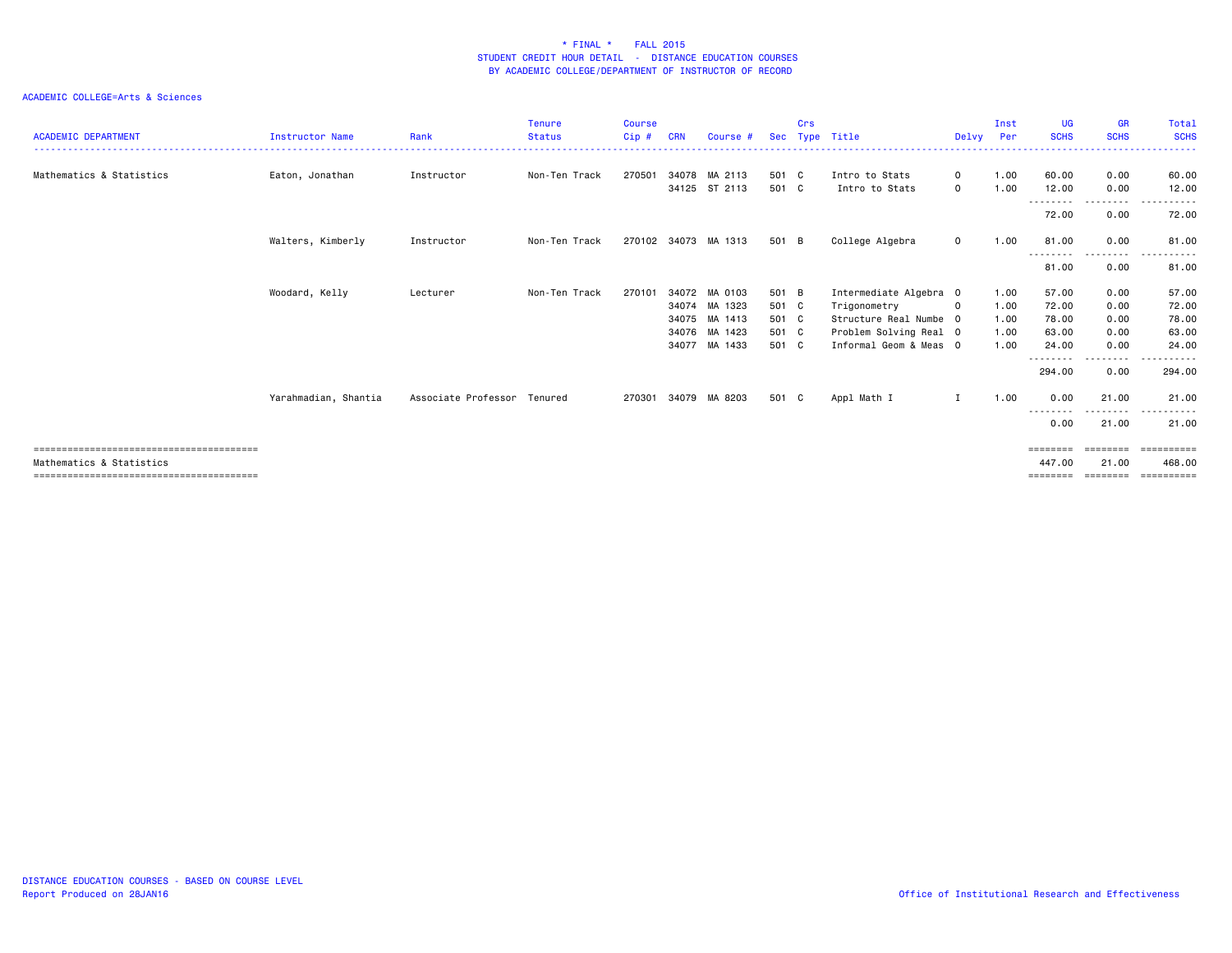# * FINAL * FALL 2015
## STUDENT CREDIT HOUR DETAIL - DISTANCE EDUCATION COURSES
## BY ACADEMIC COLLEGE/DEPARTMENT OF INSTRUCTOR OF RECORD

ACADEMIC COLLEGE=Arts & Sciences

| ACADEMIC DEPARTMENT | Instructor Name | Rank | Tenure Status | Course Cip # | CRN | Course # | Sec | Crs Type | Title | Delvy | Inst Per | UG SCHS | GR SCHS | Total SCHS |
|---|---|---|---|---|---|---|---|---|---|---|---|---|---|---|
| Mathematics & Statistics | Eaton, Jonathan | Instructor | Non-Ten Track | 270501 | 34078 | MA 2113 | 501 | C | Intro to Stats | O | 1.00 | 60.00 | 0.00 | 60.00 |
| | | | | | 34125 | ST 2113 | 501 | C | Intro to Stats | O | 1.00 | 12.00 | 0.00 | 12.00 |
| | | | | | | | | | | | | 72.00 | 0.00 | 72.00 |
| | Walters, Kimberly | Instructor | Non-Ten Track | 270102 | 34073 | MA 1313 | 501 | B | College Algebra | O | 1.00 | 81.00 | 0.00 | 81.00 |
| | | | | | | | | | | | | 81.00 | 0.00 | 81.00 |
| | Woodard, Kelly | Lecturer | Non-Ten Track | 270101 | 34072 | MA 0103 | 501 | B | Intermediate Algebra | O | 1.00 | 57.00 | 0.00 | 57.00 |
| | | | | | 34074 | MA 1323 | 501 | C | Trigonometry | O | 1.00 | 72.00 | 0.00 | 72.00 |
| | | | | | 34075 | MA 1413 | 501 | C | Structure Real Numbe | O | 1.00 | 78.00 | 0.00 | 78.00 |
| | | | | | 34076 | MA 1423 | 501 | C | Problem Solving Real | O | 1.00 | 63.00 | 0.00 | 63.00 |
| | | | | | 34077 | MA 1433 | 501 | C | Informal Geom & Meas | O | 1.00 | 24.00 | 0.00 | 24.00 |
| | | | | | | | | | | | | 294.00 | 0.00 | 294.00 |
| | Yarahmadian, Shantia | Associate Professor | Tenured | 270301 | 34079 | MA 8203 | 501 | C | Appl Math I | I | 1.00 | 0.00 | 21.00 | 21.00 |
| | | | | | | | | | | | | 0.00 | 21.00 | 21.00 |
| Mathematics & Statistics | | | | | | | | | | | | 447.00 | 21.00 | 468.00 |

DISTANCE EDUCATION COURSES - BASED ON COURSE LEVEL
Report Produced on 28JAN16

Office of Institutional Research and Effectiveness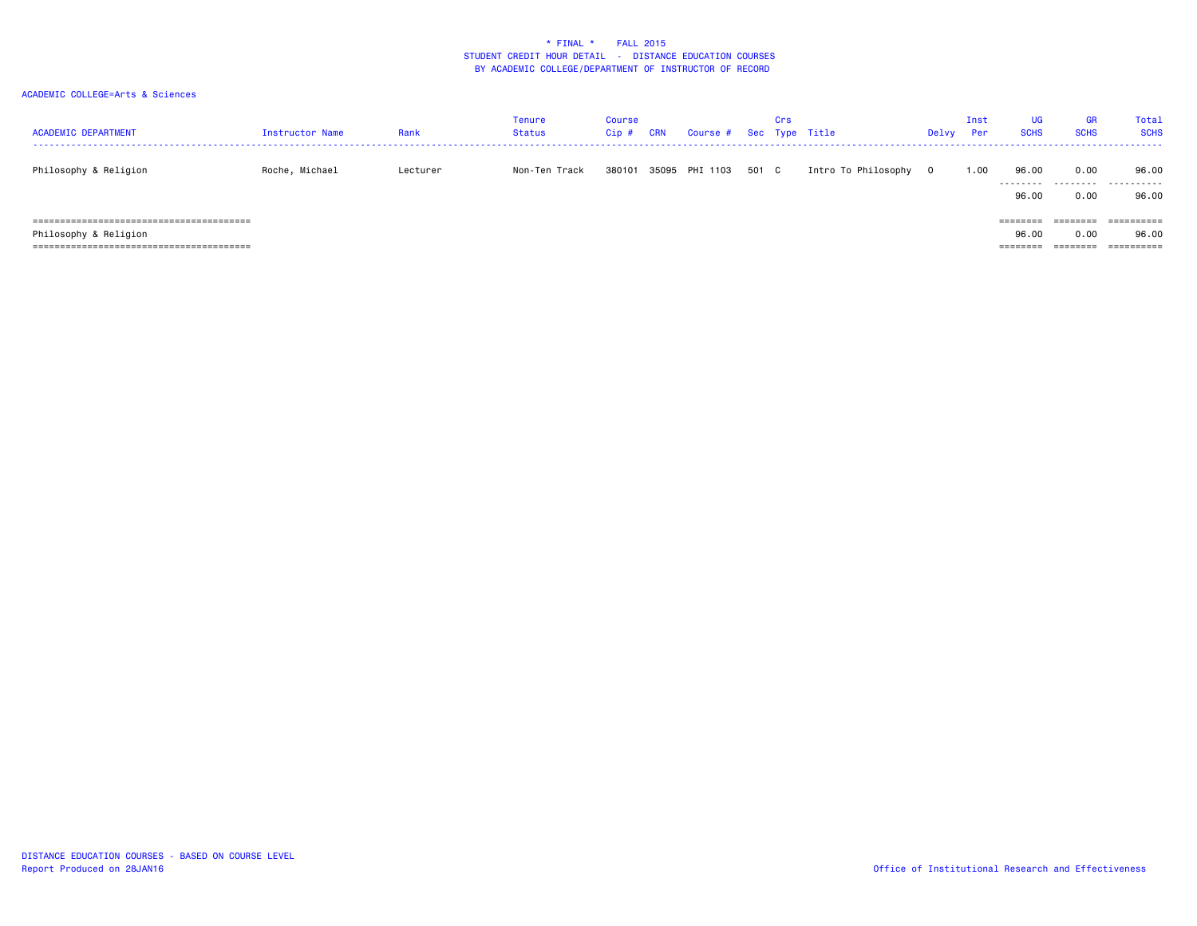# * FINAL * FALL 2015

## STUDENT CREDIT HOUR DETAIL - DISTANCE EDUCATION COURSES

### BY ACADEMIC COLLEGE/DEPARTMENT OF INSTRUCTOR OF RECORD

ACADEMIC COLLEGE=Arts & Sciences

| ACADEMIC DEPARTMENT | Instructor Name | Rank | Tenure Status | Course Cip # | CRN | Course # | Sec | Crs Type | Title | Delvy | Inst Per | UG SCHS | GR SCHS | Total SCHS |
|---|---|---|---|---|---|---|---|---|---|---|---|---|---|---|
| Philosophy & Religion | Roche, Michael | Lecturer | Non-Ten Track | 380101 | 35095 | PHI 1103 | 501 | C | Intro To Philosophy | O | 1.00 | 96.00 | 0.00 | 96.00 |
| | | | | | | | | | | | | 96.00 | 0.00 | 96.00 |
| Philosophy & Religion | | | | | | | | | | | | 96.00 | 0.00 | 96.00 |

DISTANCE EDUCATION COURSES - BASED ON COURSE LEVEL
Report Produced on 28JAN16

Office of Institutional Research and Effectiveness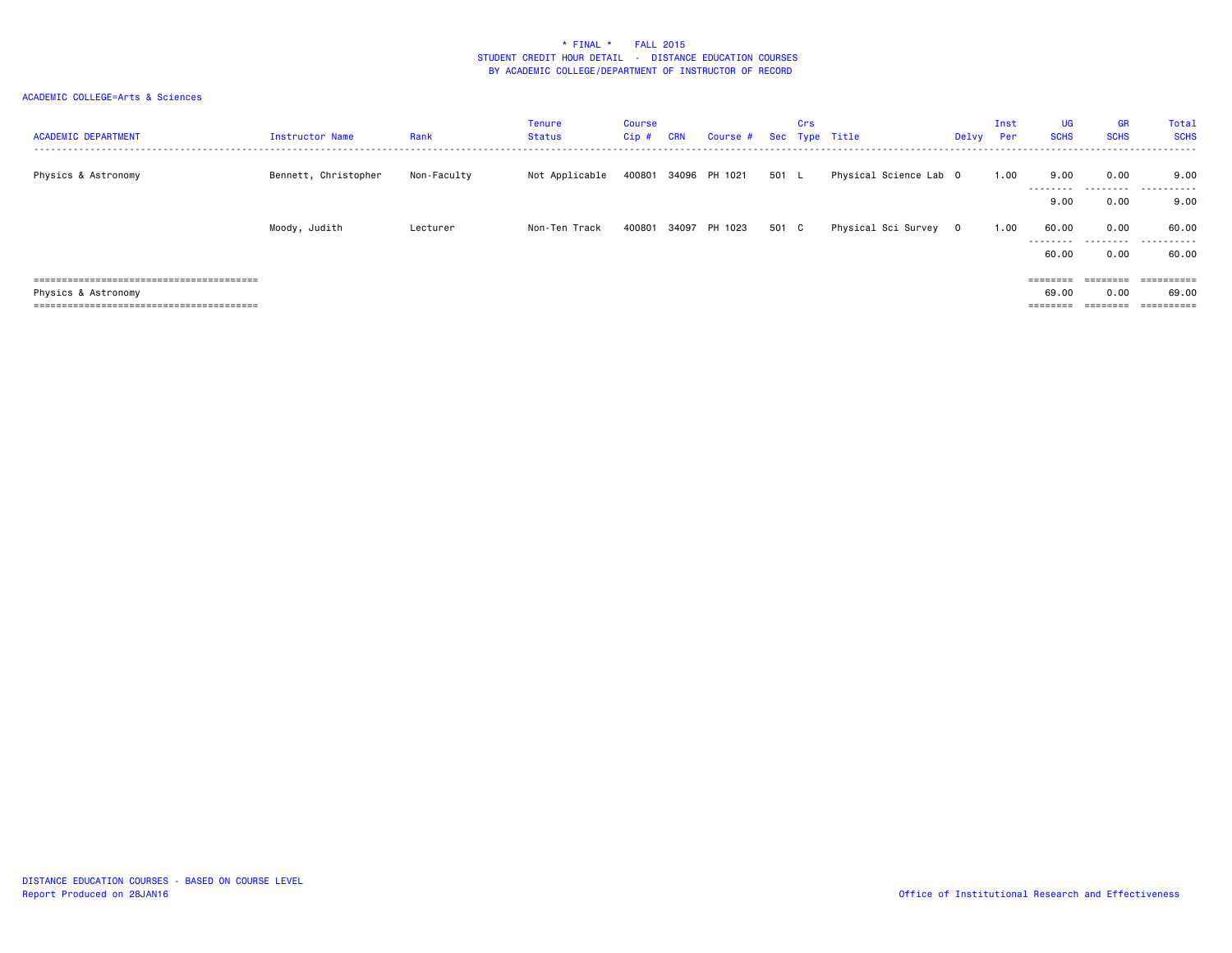\* FINAL \* FALL 2015
STUDENT CREDIT HOUR DETAIL - DISTANCE EDUCATION COURSES
BY ACADEMIC COLLEGE/DEPARTMENT OF INSTRUCTOR OF RECORD

ACADEMIC COLLEGE=Arts & Sciences

| ACADEMIC DEPARTMENT | Instructor Name | Rank | Tenure Status | Course Cip # | CRN | Course # | Sec | Crs Type | Title | Delvy | Inst Per | UG SCHS | GR SCHS | Total SCHS |
|---|---|---|---|---|---|---|---|---|---|---|---|---|---|---|
| Physics & Astronomy | Bennett, Christopher | Non-Faculty | Not Applicable | 400801 | 34096 | PH 1021 | 501 | L | Physical Science Lab | O | 1.00 | 9.00 | 0.00 | 9.00 |
| | | | | | | | | | | | | 9.00 | 0.00 | 9.00 |
| | Moody, Judith | Lecturer | Non-Ten Track | 400801 | 34097 | PH 1023 | 501 | C | Physical Sci Survey | O | 1.00 | 60.00 | 0.00 | 60.00 |
| | | | | | | | | | | | | 60.00 | 0.00 | 60.00 |
| Physics & Astronomy | | | | | | | | | | | | 69.00 | 0.00 | 69.00 |

DISTANCE EDUCATION COURSES - BASED ON COURSE LEVEL
Report Produced on 28JAN16

Office of Institutional Research and Effectiveness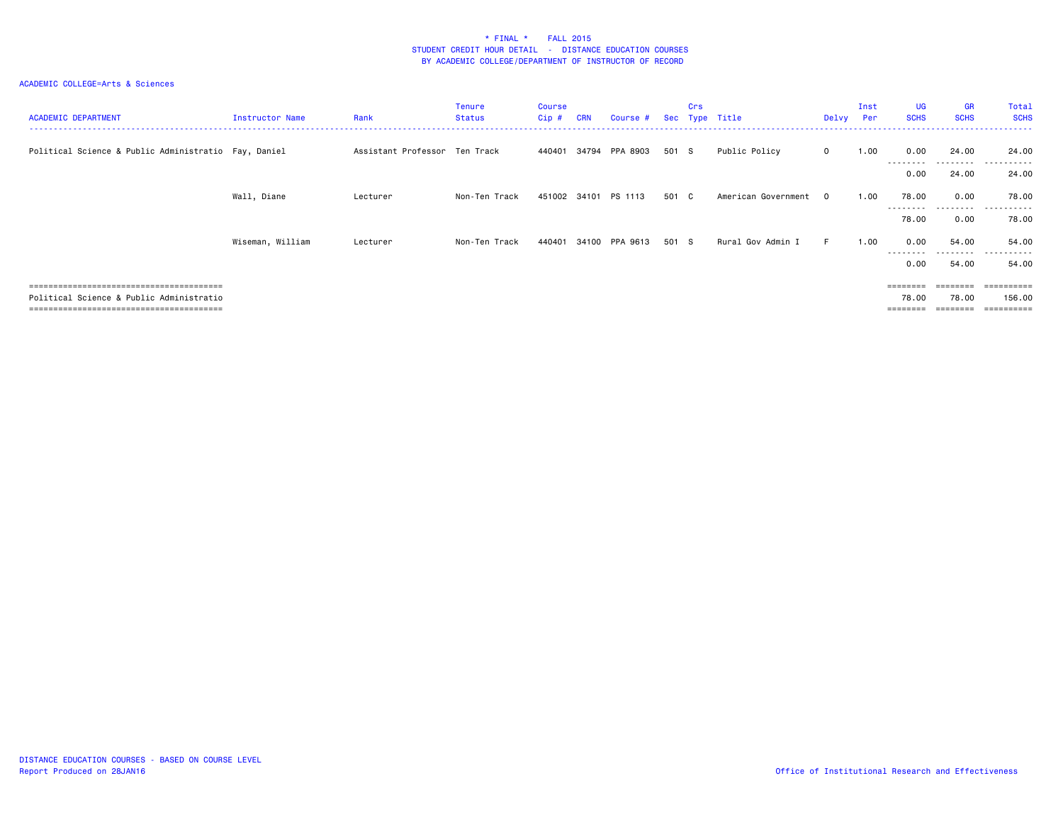\* FINAL \* FALL 2015
STUDENT CREDIT HOUR DETAIL - DISTANCE EDUCATION COURSES
BY ACADEMIC COLLEGE/DEPARTMENT OF INSTRUCTOR OF RECORD

ACADEMIC COLLEGE=Arts & Sciences

| ACADEMIC DEPARTMENT | Instructor Name | Rank | Tenure Status | Course Cip # | CRN | Course # | Sec | Crs Type | Title | Delvy | Inst Per | UG SCHS | GR SCHS | Total SCHS |
|---|---|---|---|---|---|---|---|---|---|---|---|---|---|---|
| Political Science & Public Administratio | Fay, Daniel | Assistant Professor | Ten Track | 440401 | 34794 | PPA 8903 | 501 | S | Public Policy | O | 1.00 | 0.00 | 24.00 | 24.00 |
| | | | | | | | | | | | | 0.00 | 24.00 | 24.00 |
| | Wall, Diane | Lecturer | Non-Ten Track | 451002 | 34101 | PS 1113 | 501 | C | American Government | O | 1.00 | 78.00 | 0.00 | 78.00 |
| | | | | | | | | | | | | 78.00 | 0.00 | 78.00 |
| | Wiseman, William | Lecturer | Non-Ten Track | 440401 | 34100 | PPA 9613 | 501 | S | Rural Gov Admin I | F | 1.00 | 0.00 | 54.00 | 54.00 |
| | | | | | | | | | | | | 0.00 | 54.00 | 54.00 |
| Political Science & Public Administratio | | | | | | | | | | | | 78.00 | 78.00 | 156.00 |

DISTANCE EDUCATION COURSES - BASED ON COURSE LEVEL
Report Produced on 28JAN16

Office of Institutional Research and Effectiveness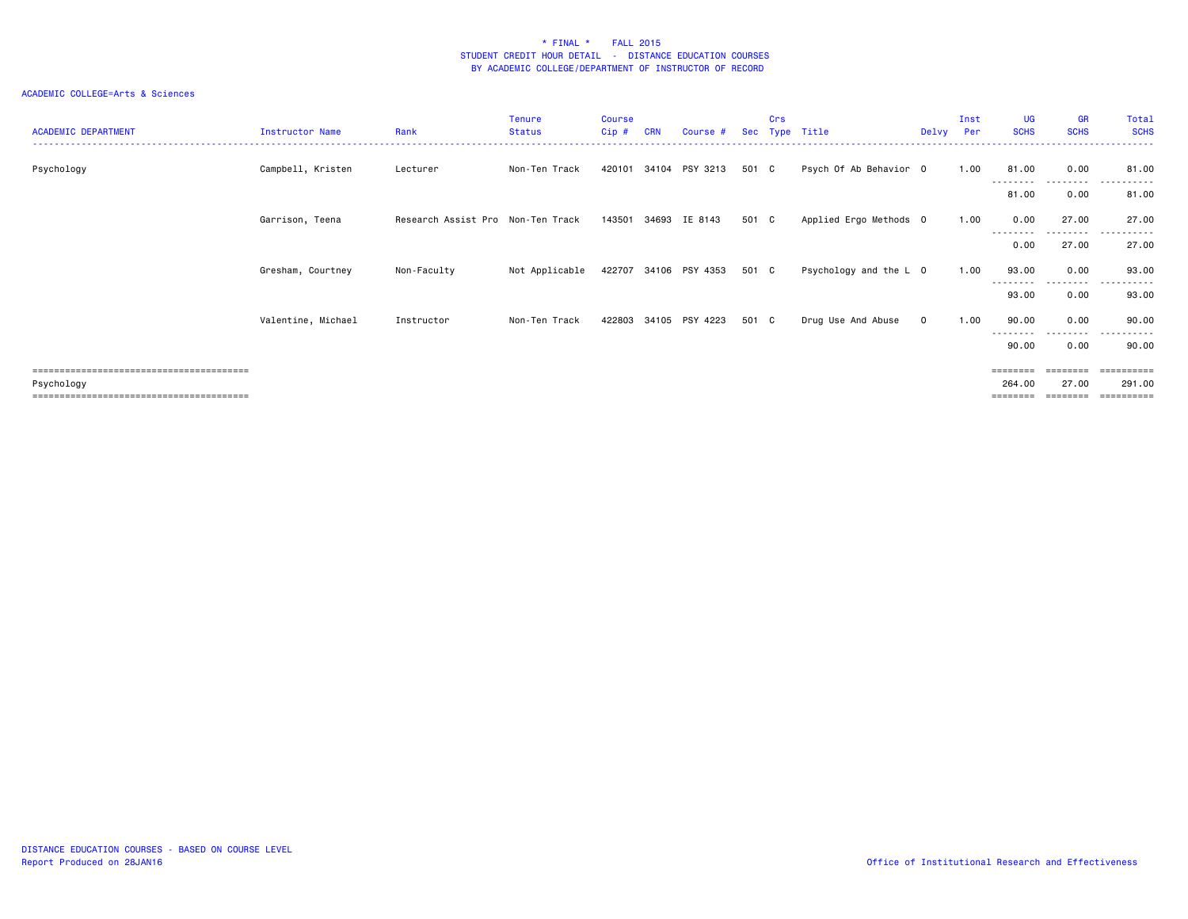\* FINAL \*    FALL 2015
STUDENT CREDIT HOUR DETAIL - DISTANCE EDUCATION COURSES
BY ACADEMIC COLLEGE/DEPARTMENT OF INSTRUCTOR OF RECORD

ACADEMIC COLLEGE=Arts & Sciences

| ACADEMIC DEPARTMENT | Instructor Name | Rank | Tenure Status | Course Cip # | CRN | Course # | Sec | Crs Type | Title | Delvy | Inst Per | UG SCHS | GR SCHS | Total SCHS |
|---|---|---|---|---|---|---|---|---|---|---|---|---|---|---|
| Psychology | Campbell, Kristen | Lecturer | Non-Ten Track | 420101 | 34104 | PSY 3213 | 501 | C | Psych Of Ab Behavior | O | 1.00 | 81.00 | 0.00 | 81.00 |
| | | | | | | | | | | | | 81.00 | 0.00 | 81.00 |
| | Garrison, Teena | Research Assist Pro | Non-Ten Track | 143501 | 34693 | IE 8143 | 501 | C | Applied Ergo Methods | O | 1.00 | 0.00 | 27.00 | 27.00 |
| | | | | | | | | | | | | 0.00 | 27.00 | 27.00 |
| | Gresham, Courtney | Non-Faculty | Not Applicable | 422707 | 34106 | PSY 4353 | 501 | C | Psychology and the L | O | 1.00 | 93.00 | 0.00 | 93.00 |
| | | | | | | | | | | | | 93.00 | 0.00 | 93.00 |
| | Valentine, Michael | Instructor | Non-Ten Track | 422803 | 34105 | PSY 4223 | 501 | C | Drug Use And Abuse | O | 1.00 | 90.00 | 0.00 | 90.00 |
| | | | | | | | | | | | | 90.00 | 0.00 | 90.00 |
| Psychology | | | | | | | | | | | | 264.00 | 27.00 | 291.00 |

DISTANCE EDUCATION COURSES - BASED ON COURSE LEVEL
Report Produced on 28JAN16

Office of Institutional Research and Effectiveness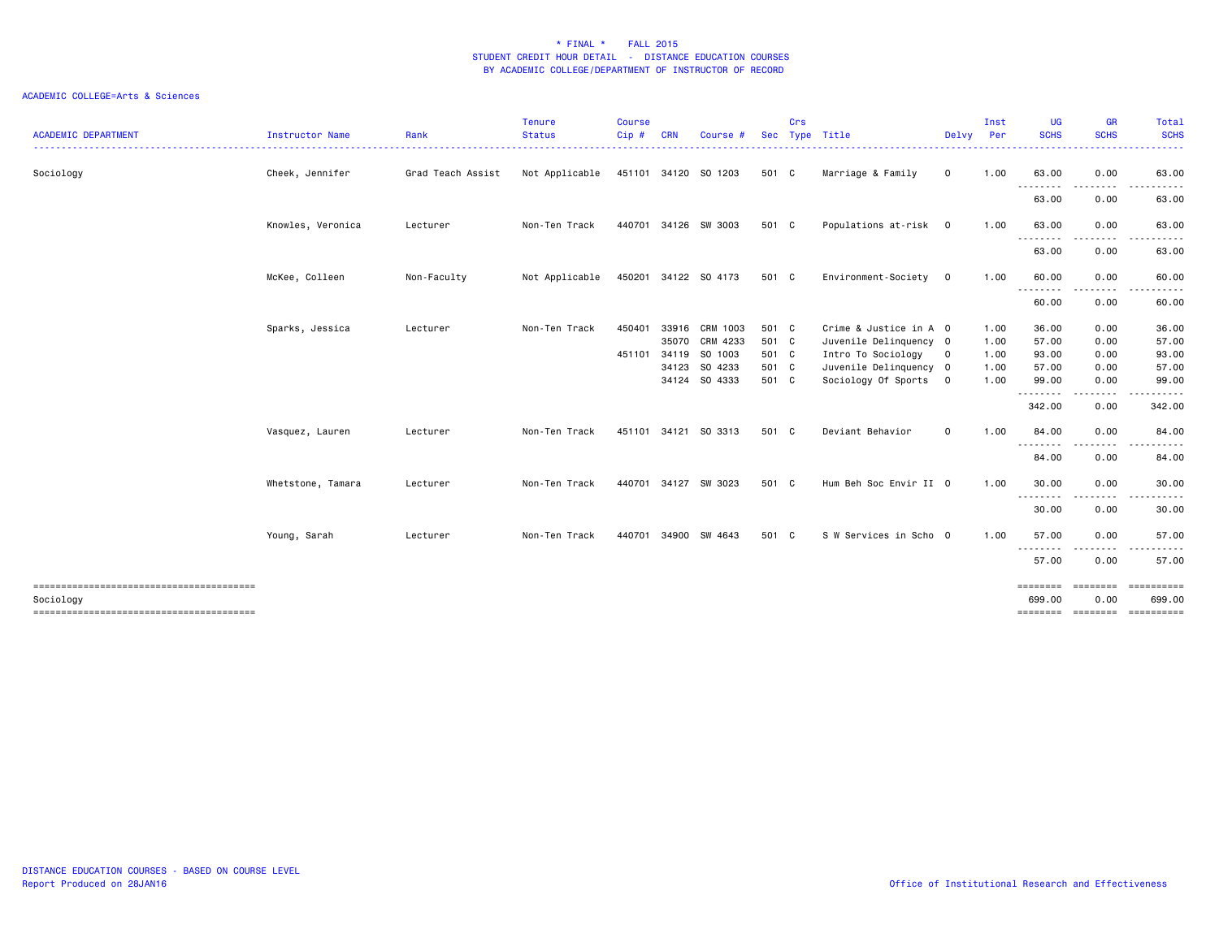\* FINAL \*    FALL 2015
STUDENT CREDIT HOUR DETAIL - DISTANCE EDUCATION COURSES
BY ACADEMIC COLLEGE/DEPARTMENT OF INSTRUCTOR OF RECORD

ACADEMIC COLLEGE=Arts & Sciences

| ACADEMIC DEPARTMENT | Instructor Name | Rank | Tenure Status | Course Cip # | CRN | Course # | Sec | Crs Type | Title | Delvy | Inst Per | UG SCHS | GR SCHS | Total SCHS |
|---|---|---|---|---|---|---|---|---|---|---|---|---|---|---|
| Sociology | Cheek, Jennifer | Grad Teach Assist | Not Applicable | 451101 | 34120 | SO 1203 | 501 | C | Marriage & Family | O | 1.00 | 63.00 | 0.00 | 63.00 |
| | | | | | | | | | | | | 63.00 | 0.00 | 63.00 |
| | Knowles, Veronica | Lecturer | Non-Ten Track | 440701 | 34126 | SW 3003 | 501 | C | Populations at-risk | O | 1.00 | 63.00 | 0.00 | 63.00 |
| | | | | | | | | | | | | 63.00 | 0.00 | 63.00 |
| | McKee, Colleen | Non-Faculty | Not Applicable | 450201 | 34122 | SO 4173 | 501 | C | Environment-Society | O | 1.00 | 60.00 | 0.00 | 60.00 |
| | | | | | | | | | | | | 60.00 | 0.00 | 60.00 |
| | Sparks, Jessica | Lecturer | Non-Ten Track | 450401 | 33916 | CRM 1003 | 501 | C | Crime & Justice in A | O | 1.00 | 36.00 | 0.00 | 36.00 |
| | | | | | 35070 | CRM 4233 | 501 | C | Juvenile Delinquency | O | 1.00 | 57.00 | 0.00 | 57.00 |
| | | | | 451101 | 34119 | SO 1003 | 501 | C | Intro To Sociology | O | 1.00 | 93.00 | 0.00 | 93.00 |
| | | | | | 34123 | SO 4233 | 501 | C | Juvenile Delinquency | O | 1.00 | 57.00 | 0.00 | 57.00 |
| | | | | | 34124 | SO 4333 | 501 | C | Sociology Of Sports | O | 1.00 | 99.00 | 0.00 | 99.00 |
| | | | | | | | | | | | | 342.00 | 0.00 | 342.00 |
| | Vasquez, Lauren | Lecturer | Non-Ten Track | 451101 | 34121 | SO 3313 | 501 | C | Deviant Behavior | O | 1.00 | 84.00 | 0.00 | 84.00 |
| | | | | | | | | | | | | 84.00 | 0.00 | 84.00 |
| | Whetstone, Tamara | Lecturer | Non-Ten Track | 440701 | 34127 | SW 3023 | 501 | C | Hum Beh Soc Envir II | O | 1.00 | 30.00 | 0.00 | 30.00 |
| | | | | | | | | | | | | 30.00 | 0.00 | 30.00 |
| | Young, Sarah | Lecturer | Non-Ten Track | 440701 | 34900 | SW 4643 | 501 | C | S W Services in Scho | O | 1.00 | 57.00 | 0.00 | 57.00 |
| | | | | | | | | | | | | 57.00 | 0.00 | 57.00 |
| Sociology | | | | | | | | | | | | 699.00 | 0.00 | 699.00 |

DISTANCE EDUCATION COURSES - BASED ON COURSE LEVEL
Report Produced on 28JAN16

Office of Institutional Research and Effectiveness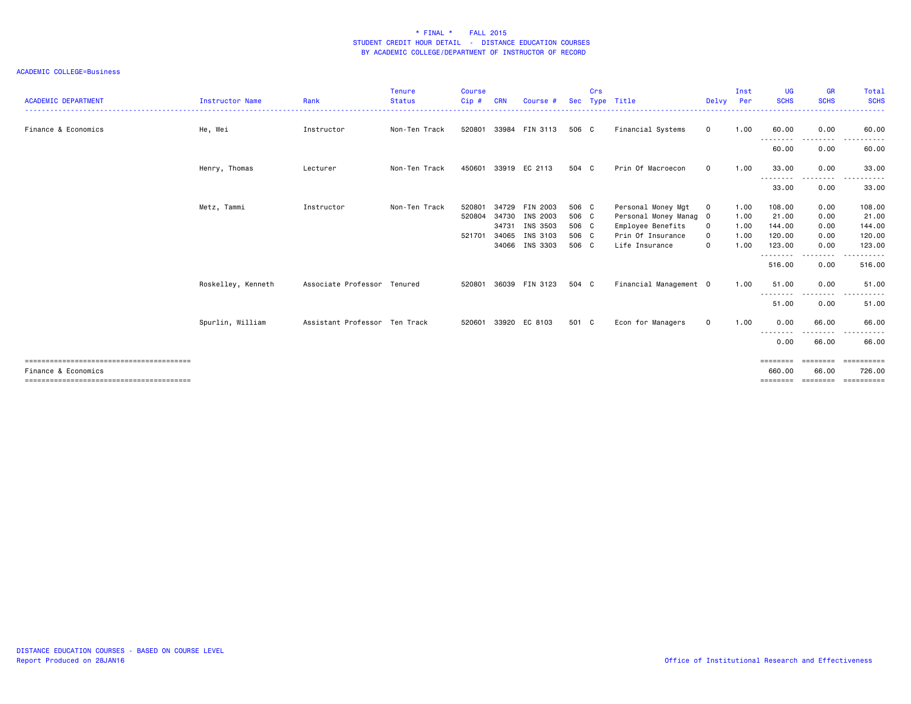\* FINAL \* FALL 2015
STUDENT CREDIT HOUR DETAIL - DISTANCE EDUCATION COURSES
BY ACADEMIC COLLEGE/DEPARTMENT OF INSTRUCTOR OF RECORD

ACADEMIC COLLEGE=Business

| ACADEMIC DEPARTMENT | Instructor Name | Rank | Tenure Status | Course Cip # | CRN | Course # | Sec | Crs Type | Title | Delvy | Inst Per | UG SCHS | GR SCHS | Total SCHS |
|---|---|---|---|---|---|---|---|---|---|---|---|---|---|---|
| Finance & Economics | He, Wei | Instructor | Non-Ten Track | 520801 | 33984 | FIN 3113 | 506 | C | Financial Systems | O | 1.00 | 60.00 | 0.00 | 60.00 |
| | | | | | | | | | | | | 60.00 | 0.00 | 60.00 |
| | Henry, Thomas | Lecturer | Non-Ten Track | 450601 | 33919 | EC 2113 | 504 | C | Prin Of Macroecon | O | 1.00 | 33.00 | 0.00 | 33.00 |
| | | | | | | | | | | | | 33.00 | 0.00 | 33.00 |
| | Metz, Tammi | Instructor | Non-Ten Track | 520801 | 34729 | FIN 2003 | 506 | C | Personal Money Mgt | O | 1.00 | 108.00 | 0.00 | 108.00 |
| | | | | 520804 | 34730 | INS 2003 | 506 | C | Personal Money Manag | O | 1.00 | 21.00 | 0.00 | 21.00 |
| | | | | | 34731 | INS 3503 | 506 | C | Employee Benefits | O | 1.00 | 144.00 | 0.00 | 144.00 |
| | | | | 521701 | 34065 | INS 3103 | 506 | C | Prin Of Insurance | O | 1.00 | 120.00 | 0.00 | 120.00 |
| | | | | | 34066 | INS 3303 | 506 | C | Life Insurance | O | 1.00 | 123.00 | 0.00 | 123.00 |
| | | | | | | | | | | | | 516.00 | 0.00 | 516.00 |
| | Roskelley, Kenneth | Associate Professor | Tenured | 520801 | 36039 | FIN 3123 | 504 | C | Financial Management | O | 1.00 | 51.00 | 0.00 | 51.00 |
| | | | | | | | | | | | | 51.00 | 0.00 | 51.00 |
| | Spurlin, William | Assistant Professor | Ten Track | 520601 | 33920 | EC 8103 | 501 | C | Econ for Managers | O | 1.00 | 0.00 | 66.00 | 66.00 |
| | | | | | | | | | | | | 0.00 | 66.00 | 66.00 |
| Finance & Economics | | | | | | | | | | | | 660.00 | 66.00 | 726.00 |

DISTANCE EDUCATION COURSES - BASED ON COURSE LEVEL
Report Produced on 28JAN16

Office of Institutional Research and Effectiveness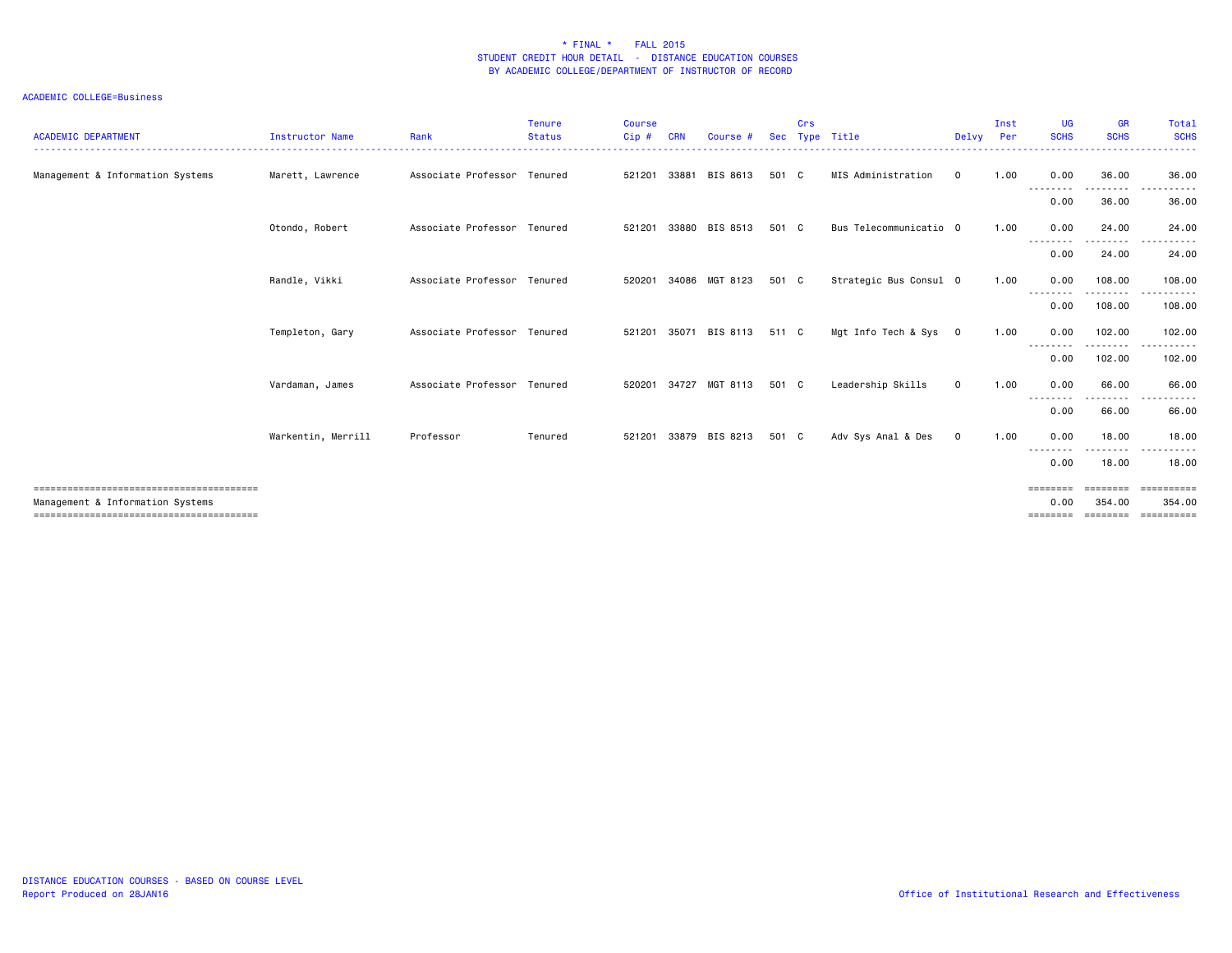\* FINAL \* FALL 2015
STUDENT CREDIT HOUR DETAIL - DISTANCE EDUCATION COURSES
BY ACADEMIC COLLEGE/DEPARTMENT OF INSTRUCTOR OF RECORD

ACADEMIC COLLEGE=Business

| ACADEMIC DEPARTMENT | Instructor Name | Rank | Tenure Status | Course Cip # | CRN | Course # | Sec | Crs Type | Title | Delvy | Inst Per | UG SCHS | GR SCHS | Total SCHS |
|---|---|---|---|---|---|---|---|---|---|---|---|---|---|---|
| Management & Information Systems | Marett, Lawrence | Associate Professor | Tenured | 521201 | 33881 | BIS 8613 | 501 | C | MIS Administration | O | 1.00 | 0.00 | 36.00 | 36.00 |
| | | | | | | | | | | | | 0.00 | 36.00 | 36.00 |
| | Otondo, Robert | Associate Professor | Tenured | 521201 | 33880 | BIS 8513 | 501 | C | Bus Telecommunicatio | O | 1.00 | 0.00 | 24.00 | 24.00 |
| | | | | | | | | | | | | 0.00 | 24.00 | 24.00 |
| | Randle, Vikki | Associate Professor | Tenured | 520201 | 34086 | MGT 8123 | 501 | C | Strategic Bus Consul | O | 1.00 | 0.00 | 108.00 | 108.00 |
| | | | | | | | | | | | | 0.00 | 108.00 | 108.00 |
| | Templeton, Gary | Associate Professor | Tenured | 521201 | 35071 | BIS 8113 | 511 | C | Mgt Info Tech & Sys | O | 1.00 | 0.00 | 102.00 | 102.00 |
| | | | | | | | | | | | | 0.00 | 102.00 | 102.00 |
| | Vardaman, James | Associate Professor | Tenured | 520201 | 34727 | MGT 8113 | 501 | C | Leadership Skills | O | 1.00 | 0.00 | 66.00 | 66.00 |
| | | | | | | | | | | | | 0.00 | 66.00 | 66.00 |
| | Warkentin, Merrill | Professor | Tenured | 521201 | 33879 | BIS 8213 | 501 | C | Adv Sys Anal & Des | O | 1.00 | 0.00 | 18.00 | 18.00 |
| | | | | | | | | | | | | 0.00 | 18.00 | 18.00 |
| Management & Information Systems | | | | | | | | | | | | 0.00 | 354.00 | 354.00 |

DISTANCE EDUCATION COURSES - BASED ON COURSE LEVEL
Report Produced on 28JAN16

Office of Institutional Research and Effectiveness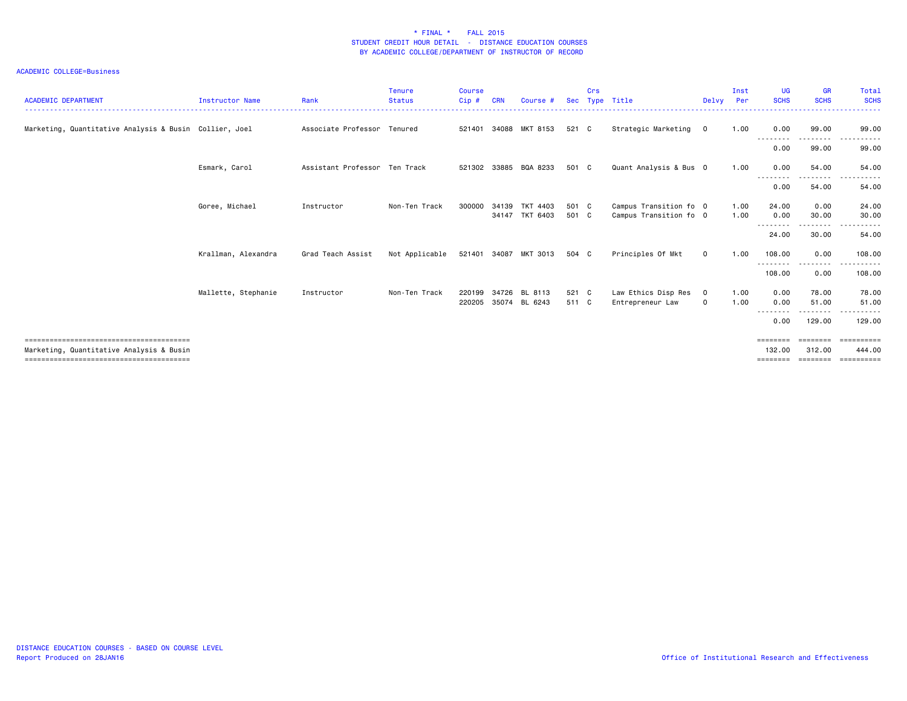# * FINAL * FALL 2015
## STUDENT CREDIT HOUR DETAIL - DISTANCE EDUCATION COURSES
## BY ACADEMIC COLLEGE/DEPARTMENT OF INSTRUCTOR OF RECORD

ACADEMIC COLLEGE=Business

| ACADEMIC DEPARTMENT | Instructor Name | Rank | Tenure Status | Course Cip # | CRN | Course # | Sec | Crs Type | Title | Delvy | Inst Per | UG SCHS | GR SCHS | Total SCHS |
|---|---|---|---|---|---|---|---|---|---|---|---|---|---|---|
| Marketing, Quantitative Analysis & Busin | Collier, Joel | Associate Professor | Tenured | 521401 | 34088 | MKT 8153 | 521 | C | Strategic Marketing | O | 1.00 | 0.00 | 99.00 | 99.00 |
| | | | | | | | | | | | | 0.00 | 99.00 | 99.00 |
| | Esmark, Carol | Assistant Professor | Ten Track | 521302 | 33885 | BQA 8233 | 501 | C | Quant Analysis & Bus | O | 1.00 | 0.00 | 54.00 | 54.00 |
| | | | | | | | | | | | | 0.00 | 54.00 | 54.00 |
| | Goree, Michael | Instructor | Non-Ten Track | 300000 | 34139 | TKT 4403 | 501 | C | Campus Transition fo | O | 1.00 | 24.00 | 0.00 | 24.00 |
| | | | | | 34147 | TKT 6403 | 501 | C | Campus Transition fo | O | 1.00 | 0.00 | 30.00 | 30.00 |
| | | | | | | | | | | | | 24.00 | 30.00 | 54.00 |
| | Krallman, Alexandra | Grad Teach Assist | Not Applicable | 521401 | 34087 | MKT 3013 | 504 | C | Principles Of Mkt | O | 1.00 | 108.00 | 0.00 | 108.00 |
| | | | | | | | | | | | | 108.00 | 0.00 | 108.00 |
| | Mallette, Stephanie | Instructor | Non-Ten Track | 220199 | 34726 | BL 8113 | 521 | C | Law Ethics Disp Res | O | 1.00 | 0.00 | 78.00 | 78.00 |
| | | | | 220205 | 35074 | BL 6243 | 511 | C | Entrepreneur Law | O | 1.00 | 0.00 | 51.00 | 51.00 |
| | | | | | | | | | | | | 0.00 | 129.00 | 129.00 |
| Marketing, Quantitative Analysis & Busin | | | | | | | | | | | | 132.00 | 312.00 | 444.00 |

DISTANCE EDUCATION COURSES - BASED ON COURSE LEVEL
Report Produced on 28JAN16

Office of Institutional Research and Effectiveness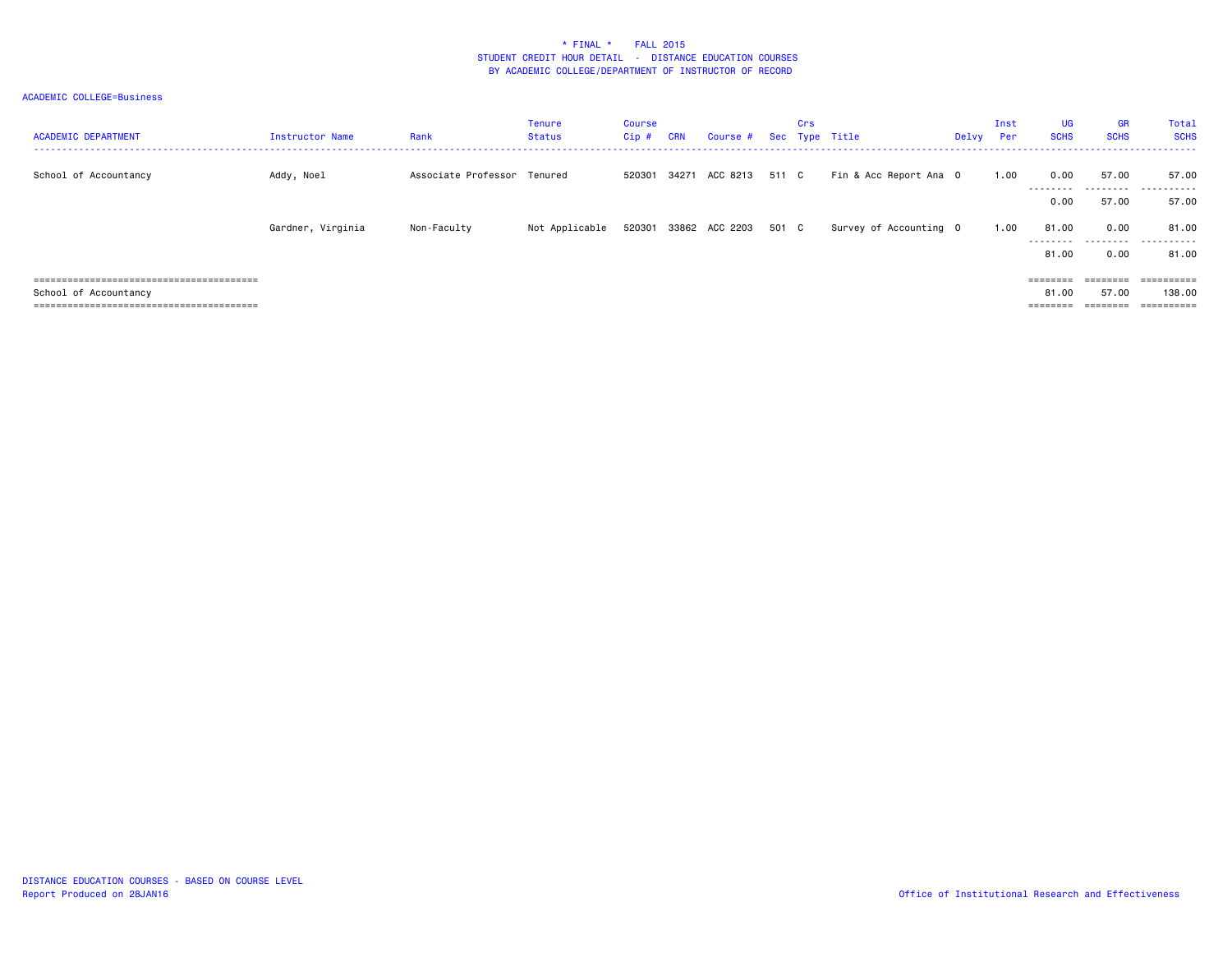# * FINAL * FALL 2015
## STUDENT CREDIT HOUR DETAIL - DISTANCE EDUCATION COURSES
## BY ACADEMIC COLLEGE/DEPARTMENT OF INSTRUCTOR OF RECORD

ACADEMIC COLLEGE=Business

| ACADEMIC DEPARTMENT | Instructor Name | Rank | Tenure Status | Course Cip # | CRN | Course # | Sec | Crs Type | Title | Delvy | Inst Per | UG SCHS | GR SCHS | Total SCHS |
|---|---|---|---|---|---|---|---|---|---|---|---|---|---|---|
| School of Accountancy | Addy, Noel | Associate Professor | Tenured | 520301 | 34271 | ACC 8213 | 511 | C | Fin & Acc Report Ana | O | 1.00 | 0.00 | 57.00 | 57.00 |
| | | | | | | | | | | | | 0.00 | 57.00 | 57.00 |
| | Gardner, Virginia | Non-Faculty | Not Applicable | 520301 | 33862 | ACC 2203 | 501 | C | Survey of Accounting | O | 1.00 | 81.00 | 0.00 | 81.00 |
| | | | | | | | | | | | | 81.00 | 0.00 | 81.00 |
| School of Accountancy | | | | | | | | | | | | 81.00 | 57.00 | 138.00 |

DISTANCE EDUCATION COURSES - BASED ON COURSE LEVEL
Report Produced on 28JAN16

Office of Institutional Research and Effectiveness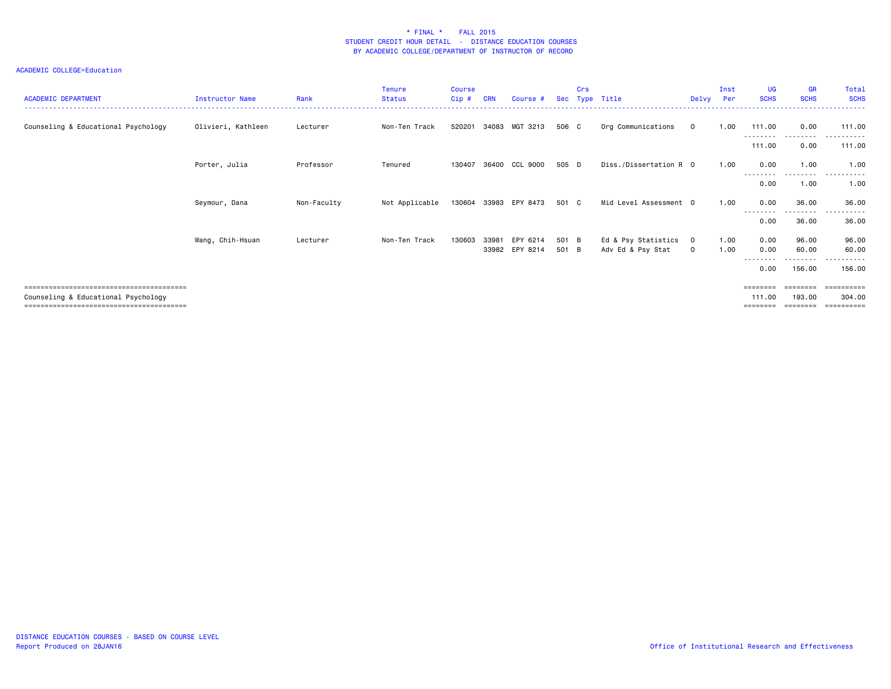\* FINAL \*    FALL 2015
STUDENT CREDIT HOUR DETAIL - DISTANCE EDUCATION COURSES
BY ACADEMIC COLLEGE/DEPARTMENT OF INSTRUCTOR OF RECORD

ACADEMIC COLLEGE=Education

| ACADEMIC DEPARTMENT | Instructor Name | Rank | Tenure Status | Course Cip # | CRN | Course # | Sec | Crs Type | Title | Delvy | Inst Per | UG SCHS | GR SCHS | Total SCHS |
|---|---|---|---|---|---|---|---|---|---|---|---|---|---|---|
| Counseling & Educational Psychology | Olivieri, Kathleen | Lecturer | Non-Ten Track | 520201 | 34083 | MGT 3213 | 506 | C | Org Communications | O | 1.00 | 111.00 | 0.00 | 111.00 |
| | | | | | | | | | | | | 111.00 | 0.00 | 111.00 |
| | Porter, Julia | Professor | Tenured | 130407 | 36400 | CCL 9000 | 505 | D | Diss./Dissertation R | O | 1.00 | 0.00 | 1.00 | 1.00 |
| | | | | | | | | | | | | 0.00 | 1.00 | 1.00 |
| | Seymour, Dana | Non-Faculty | Not Applicable | 130604 | 33983 | EPY 8473 | 501 | C | Mid Level Assessment | O | 1.00 | 0.00 | 36.00 | 36.00 |
| | | | | | | | | | | | | 0.00 | 36.00 | 36.00 |
| | Wang, Chih-Hsuan | Lecturer | Non-Ten Track | 130603 | 33981 | EPY 6214 | 501 | B | Ed & Psy Statistics | O | 1.00 | 0.00 | 96.00 | 96.00 |
| | | | | | 33982 | EPY 8214 | 501 | B | Adv Ed & Psy Stat | O | 1.00 | 0.00 | 60.00 | 60.00 |
| | | | | | | | | | | | | 0.00 | 156.00 | 156.00 |
| Counseling & Educational Psychology | | | | | | | | | | | | 111.00 | 193.00 | 304.00 |

DISTANCE EDUCATION COURSES - BASED ON COURSE LEVEL
Report Produced on 28JAN16

Office of Institutional Research and Effectiveness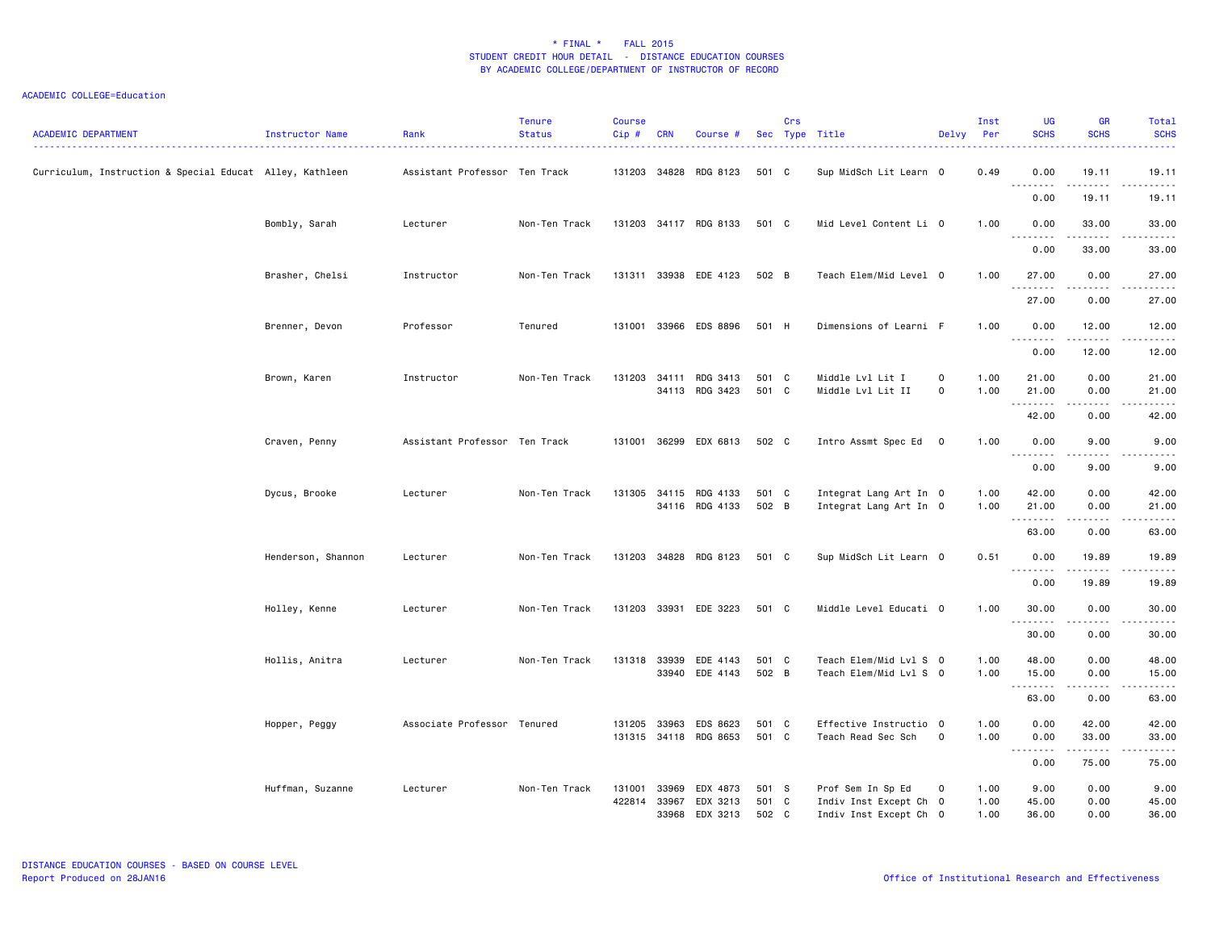# * FINAL * FALL 2015
## STUDENT CREDIT HOUR DETAIL - DISTANCE EDUCATION COURSES
### BY ACADEMIC COLLEGE/DEPARTMENT OF INSTRUCTOR OF RECORD

ACADEMIC COLLEGE=Education

| ACADEMIC DEPARTMENT | Instructor Name | Rank | Tenure Status | Course Cip # | CRN | Course # | Sec | Crs Type | Title | Delvy | Inst Per | UG SCHS | GR SCHS | Total SCHS |
|---|---|---|---|---|---|---|---|---|---|---|---|---|---|---|
| Curriculum, Instruction & Special Educat | Alley, Kathleen | Assistant Professor | Ten Track | 131203 | 34828 | RDG 8123 | 501 | C | Sup MidSch Lit Learn | O | 0.49 | 0.00 | 19.11 | 19.11 |
| | | | | | | | | | | | | 0.00 | 19.11 | 19.11 |
| | Bombly, Sarah | Lecturer | Non-Ten Track | 131203 | 34117 | RDG 8133 | 501 | C | Mid Level Content Li | O | 1.00 | 0.00 | 33.00 | 33.00 |
| | | | | | | | | | | | | 0.00 | 33.00 | 33.00 |
| | Brasher, Chelsi | Instructor | Non-Ten Track | 131311 | 33938 | EDE 4123 | 502 | B | Teach Elem/Mid Level | O | 1.00 | 27.00 | 0.00 | 27.00 |
| | | | | | | | | | | | | 27.00 | 0.00 | 27.00 |
| | Brenner, Devon | Professor | Tenured | 131001 | 33966 | EDS 8896 | 501 | H | Dimensions of Learni | F | 1.00 | 0.00 | 12.00 | 12.00 |
| | | | | | | | | | | | | 0.00 | 12.00 | 12.00 |
| | Brown, Karen | Instructor | Non-Ten Track | 131203 | 34111 | RDG 3413 | 501 | C | Middle Lvl Lit I | O | 1.00 | 21.00 | 0.00 | 21.00 |
| | | | | | 34113 | RDG 3423 | 501 | C | Middle Lvl Lit II | O | 1.00 | 21.00 | 0.00 | 21.00 |
| | | | | | | | | | | | | 42.00 | 0.00 | 42.00 |
| | Craven, Penny | Assistant Professor | Ten Track | 131001 | 36299 | EDX 6813 | 502 | C | Intro Assmt Spec Ed | O | 1.00 | 0.00 | 9.00 | 9.00 |
| | | | | | | | | | | | | 0.00 | 9.00 | 9.00 |
| | Dycus, Brooke | Lecturer | Non-Ten Track | 131305 | 34115 | RDG 4133 | 501 | C | Integrat Lang Art In | O | 1.00 | 42.00 | 0.00 | 42.00 |
| | | | | | 34116 | RDG 4133 | 502 | B | Integrat Lang Art In | O | 1.00 | 21.00 | 0.00 | 21.00 |
| | | | | | | | | | | | | 63.00 | 0.00 | 63.00 |
| | Henderson, Shannon | Lecturer | Non-Ten Track | 131203 | 34828 | RDG 8123 | 501 | C | Sup MidSch Lit Learn | O | 0.51 | 0.00 | 19.89 | 19.89 |
| | | | | | | | | | | | | 0.00 | 19.89 | 19.89 |
| | Holley, Kenne | Lecturer | Non-Ten Track | 131203 | 33931 | EDE 3223 | 501 | C | Middle Level Educati | O | 1.00 | 30.00 | 0.00 | 30.00 |
| | | | | | | | | | | | | 30.00 | 0.00 | 30.00 |
| | Hollis, Anitra | Lecturer | Non-Ten Track | 131318 | 33939 | EDE 4143 | 501 | C | Teach Elem/Mid Lvl S | O | 1.00 | 48.00 | 0.00 | 48.00 |
| | | | | | 33940 | EDE 4143 | 502 | B | Teach Elem/Mid Lvl S | O | 1.00 | 15.00 | 0.00 | 15.00 |
| | | | | | | | | | | | | 63.00 | 0.00 | 63.00 |
| | Hopper, Peggy | Associate Professor | Tenured | 131205 | 33963 | EDS 8623 | 501 | C | Effective Instructio | O | 1.00 | 0.00 | 42.00 | 42.00 |
| | | | | 131315 | 34118 | RDG 8653 | 501 | C | Teach Read Sec Sch | O | 1.00 | 0.00 | 33.00 | 33.00 |
| | | | | | | | | | | | | 0.00 | 75.00 | 75.00 |
| | Huffman, Suzanne | Lecturer | Non-Ten Track | 131001 | 33969 | EDX 4873 | 501 | S | Prof Sem In Sp Ed | O | 1.00 | 9.00 | 0.00 | 9.00 |
| | | | | 422814 | 33967 | EDX 3213 | 501 | C | Indiv Inst Except Ch | O | 1.00 | 45.00 | 0.00 | 45.00 |
| | | | | | 33968 | EDX 3213 | 502 | C | Indiv Inst Except Ch | O | 1.00 | 36.00 | 0.00 | 36.00 |

DISTANCE EDUCATION COURSES - BASED ON COURSE LEVEL
Report Produced on 28JAN16

Office of Institutional Research and Effectiveness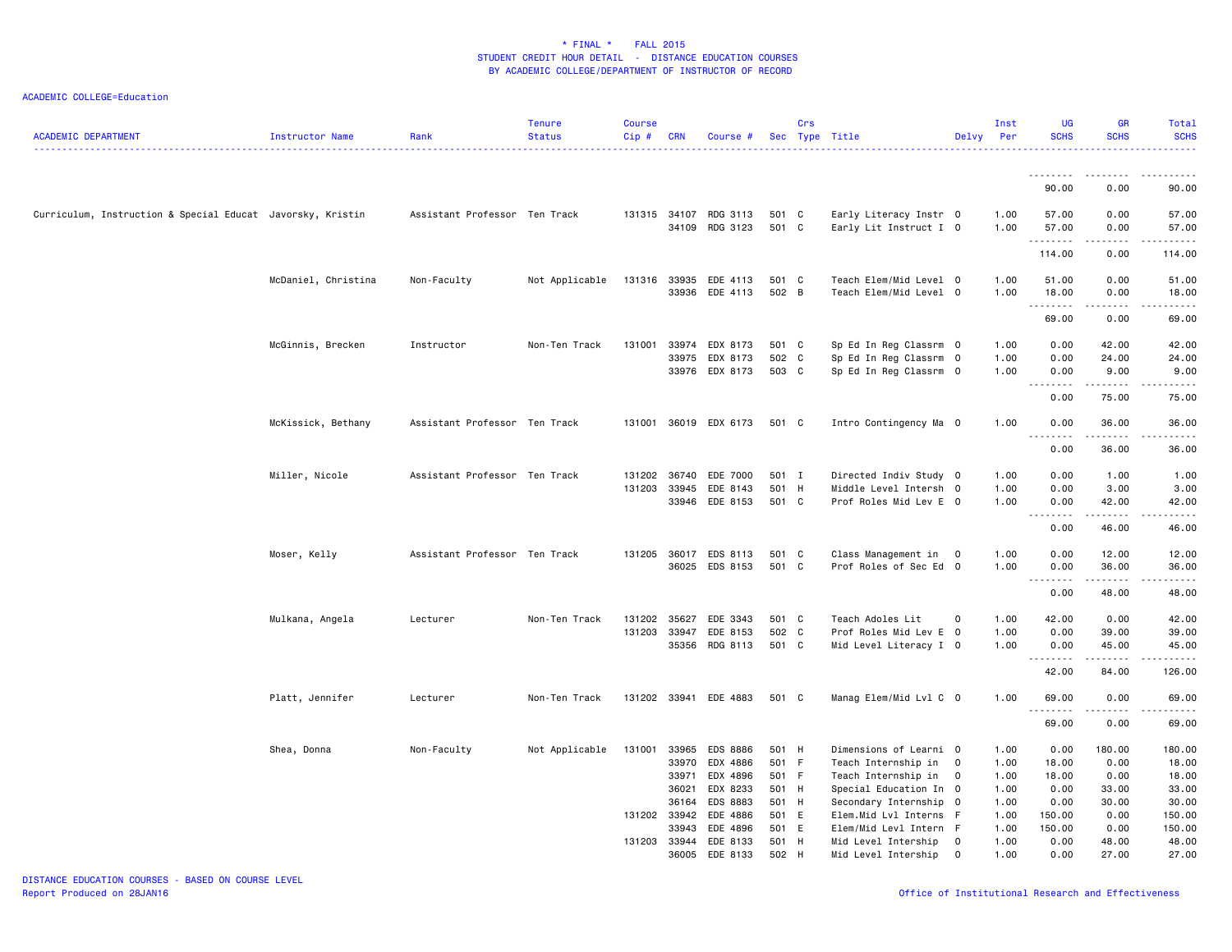# * FINAL * FALL 2015
## STUDENT CREDIT HOUR DETAIL - DISTANCE EDUCATION COURSES
## BY ACADEMIC COLLEGE/DEPARTMENT OF INSTRUCTOR OF RECORD

ACADEMIC COLLEGE=Education

| ACADEMIC DEPARTMENT | Instructor Name | Rank | Tenure Status | Course Cip # | CRN | Course # | Sec | Crs Type | Title | Delvy | Inst Per | UG SCHS | GR SCHS | Total SCHS |
|---|---|---|---|---|---|---|---|---|---|---|---|---|---|---|
| | | | | | | | | | | | | 90.00 | 0.00 | 90.00 |
| Curriculum, Instruction & Special Educat | Javorsky, Kristin | Assistant Professor | Ten Track | 131315 | 34107 | RDG 3113 | 501 | C | Early Literacy Instr | O | 1.00 | 57.00 | 0.00 | 57.00 |
| | | | | | 34109 | RDG 3123 | 501 | C | Early Lit Instruct I | O | 1.00 | 57.00 | 0.00 | 57.00 |
| | | | | | | | | | | | | 114.00 | 0.00 | 114.00 |
| | McDaniel, Christina | Non-Faculty | Not Applicable | 131316 | 33935 | EDE 4113 | 501 | C | Teach Elem/Mid Level | O | 1.00 | 51.00 | 0.00 | 51.00 |
| | | | | | 33936 | EDE 4113 | 502 | B | Teach Elem/Mid Level | O | 1.00 | 18.00 | 0.00 | 18.00 |
| | | | | | | | | | | | | 69.00 | 0.00 | 69.00 |
| | McGinnis, Brecken | Instructor | Non-Ten Track | 131001 | 33974 | EDX 8173 | 501 | C | Sp Ed In Reg Classrm | O | 1.00 | 0.00 | 42.00 | 42.00 |
| | | | | | 33975 | EDX 8173 | 502 | C | Sp Ed In Reg Classrm | O | 1.00 | 0.00 | 24.00 | 24.00 |
| | | | | | 33976 | EDX 8173 | 503 | C | Sp Ed In Reg Classrm | O | 1.00 | 0.00 | 9.00 | 9.00 |
| | | | | | | | | | | | | 0.00 | 75.00 | 75.00 |
| | McKissick, Bethany | Assistant Professor | Ten Track | 131001 | 36019 | EDX 6173 | 501 | C | Intro Contingency Ma | O | 1.00 | 0.00 | 36.00 | 36.00 |
| | | | | | | | | | | | | 0.00 | 36.00 | 36.00 |
| | Miller, Nicole | Assistant Professor | Ten Track | 131202 | 36740 | EDE 7000 | 501 | I | Directed Indiv Study | O | 1.00 | 0.00 | 1.00 | 1.00 |
| | | | | 131203 | 33945 | EDE 8143 | 501 | H | Middle Level Intersh | O | 1.00 | 0.00 | 3.00 | 3.00 |
| | | | | | 33946 | EDE 8153 | 501 | C | Prof Roles Mid Lev E | O | 1.00 | 0.00 | 42.00 | 42.00 |
| | | | | | | | | | | | | 0.00 | 46.00 | 46.00 |
| | Moser, Kelly | Assistant Professor | Ten Track | 131205 | 36017 | EDS 8113 | 501 | C | Class Management in | O | 1.00 | 0.00 | 12.00 | 12.00 |
| | | | | | 36025 | EDS 8153 | 501 | C | Prof Roles of Sec Ed | O | 1.00 | 0.00 | 36.00 | 36.00 |
| | | | | | | | | | | | | 0.00 | 48.00 | 48.00 |
| | Mulkana, Angela | Lecturer | Non-Ten Track | 131202 | 35627 | EDE 3343 | 501 | C | Teach Adoles Lit | O | 1.00 | 42.00 | 0.00 | 42.00 |
| | | | | 131203 | 33947 | EDE 8153 | 502 | C | Prof Roles Mid Lev E | O | 1.00 | 0.00 | 39.00 | 39.00 |
| | | | | | 35356 | RDG 8113 | 501 | C | Mid Level Literacy I | O | 1.00 | 0.00 | 45.00 | 45.00 |
| | | | | | | | | | | | | 42.00 | 84.00 | 126.00 |
| | Platt, Jennifer | Lecturer | Non-Ten Track | 131202 | 33941 | EDE 4883 | 501 | C | Manag Elem/Mid Lvl C | O | 1.00 | 69.00 | 0.00 | 69.00 |
| | | | | | | | | | | | | 69.00 | 0.00 | 69.00 |
| | Shea, Donna | Non-Faculty | Not Applicable | 131001 | 33965 | EDS 8886 | 501 | H | Dimensions of Learni | O | 1.00 | 0.00 | 180.00 | 180.00 |
| | | | | | 33970 | EDX 4886 | 501 | F | Teach Internship in | O | 1.00 | 18.00 | 0.00 | 18.00 |
| | | | | | 33971 | EDX 4896 | 501 | F | Teach Internship in | O | 1.00 | 18.00 | 0.00 | 18.00 |
| | | | | | 36021 | EDX 8233 | 501 | H | Special Education In | O | 1.00 | 0.00 | 33.00 | 33.00 |
| | | | | | 36164 | EDS 8883 | 501 | H | Secondary Internship | O | 1.00 | 0.00 | 30.00 | 30.00 |
| | | | | 131202 | 33942 | EDE 4886 | 501 | E | Elem.Mid Lvl Interns | F | 1.00 | 150.00 | 0.00 | 150.00 |
| | | | | | 33943 | EDE 4896 | 501 | E | Elem/Mid Levl Intern | F | 1.00 | 150.00 | 0.00 | 150.00 |
| | | | | 131203 | 33944 | EDE 8133 | 501 | H | Mid Level Intership | O | 1.00 | 0.00 | 48.00 | 48.00 |
| | | | | | 36005 | EDE 8133 | 502 | H | Mid Level Intership | O | 1.00 | 0.00 | 27.00 | 27.00 |

DISTANCE EDUCATION COURSES - BASED ON COURSE LEVEL
Report Produced on 28JAN16

Office of Institutional Research and Effectiveness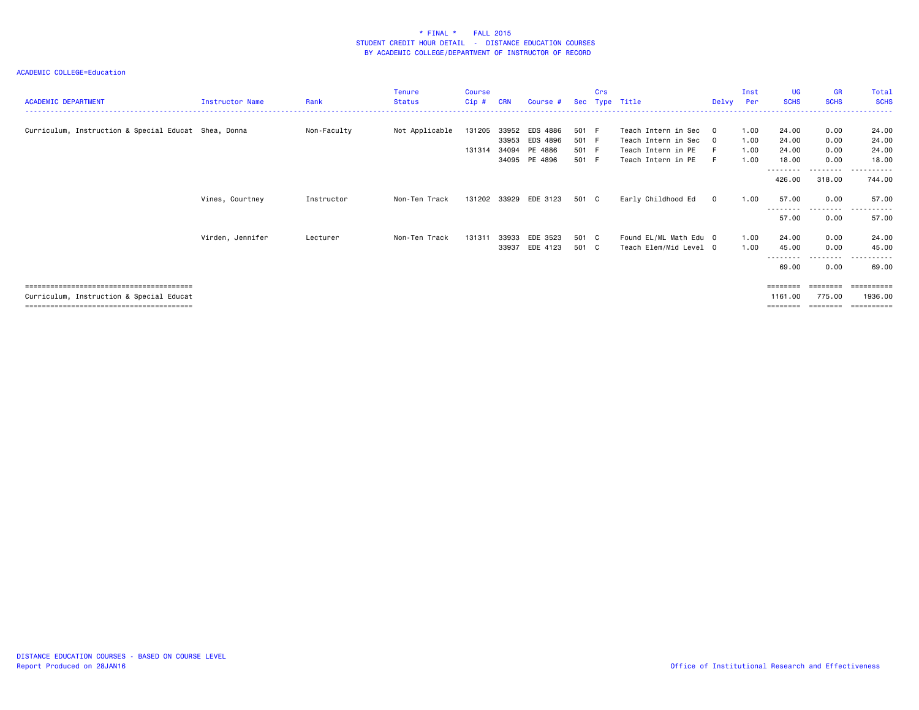# * FINAL * FALL 2015
## STUDENT CREDIT HOUR DETAIL - DISTANCE EDUCATION COURSES
## BY ACADEMIC COLLEGE/DEPARTMENT OF INSTRUCTOR OF RECORD

ACADEMIC COLLEGE=Education

| ACADEMIC DEPARTMENT | Instructor Name | Rank | Tenure Status | Course Cip # | CRN | Course # | Sec | Crs Type | Title | Delvy | Inst Per | UG SCHS | GR SCHS | Total SCHS |
|---|---|---|---|---|---|---|---|---|---|---|---|---|---|---|
| Curriculum, Instruction & Special Educat | Shea, Donna | Non-Faculty | Not Applicable | 131205 | 33952 | EDS 4886 | 501 | F | Teach Intern in Sec | O | 1.00 | 24.00 | 0.00 | 24.00 |
| | | | | | 33953 | EDS 4896 | 501 | F | Teach Intern in Sec | O | 1.00 | 24.00 | 0.00 | 24.00 |
| | | | | 131314 | 34094 | PE 4886 | 501 | F | Teach Intern in PE | F | 1.00 | 24.00 | 0.00 | 24.00 |
| | | | | | 34095 | PE 4896 | 501 | F | Teach Intern in PE | F | 1.00 | 18.00 | 0.00 | 18.00 |
| | | | | | | | | | | | | 426.00 | 318.00 | 744.00 |
| | Vines, Courtney | Instructor | Non-Ten Track | 131202 | 33929 | EDE 3123 | 501 | C | Early Childhood Ed | O | 1.00 | 57.00 | 0.00 | 57.00 |
| | | | | | | | | | | | | 57.00 | 0.00 | 57.00 |
| | Virden, Jennifer | Lecturer | Non-Ten Track | 131311 | 33933 | EDE 3523 | 501 | C | Found EL/ML Math Edu | O | 1.00 | 24.00 | 0.00 | 24.00 |
| | | | | | 33937 | EDE 4123 | 501 | C | Teach Elem/Mid Level | O | 1.00 | 45.00 | 0.00 | 45.00 |
| | | | | | | | | | | | | 69.00 | 0.00 | 69.00 |
| Curriculum, Instruction & Special Educat | | | | | | | | | | | | 1161.00 | 775.00 | 1936.00 |

DISTANCE EDUCATION COURSES - BASED ON COURSE LEVEL
Report Produced on 28JAN16

Office of Institutional Research and Effectiveness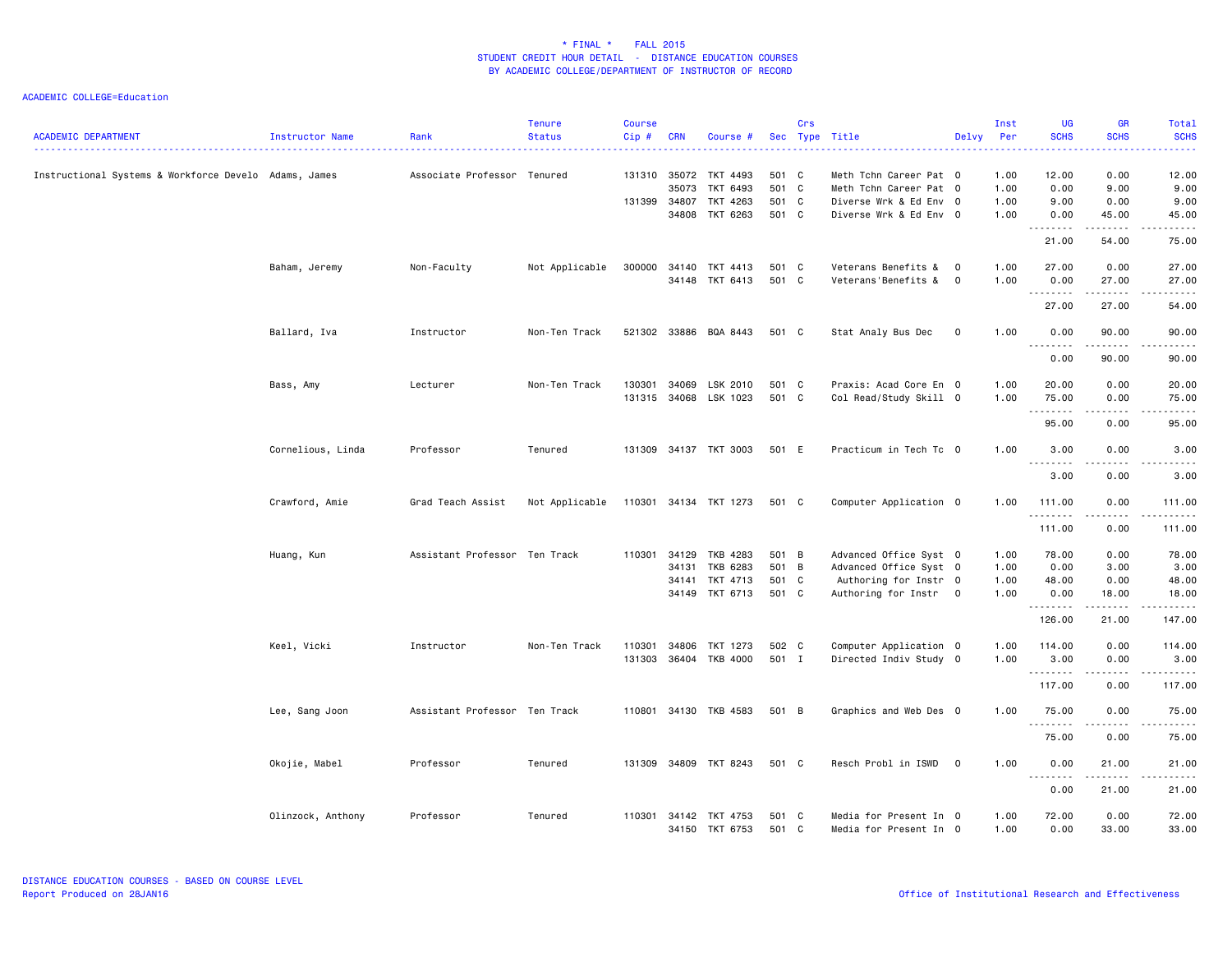**\* FINAL \* FALL 2015**
**STUDENT CREDIT HOUR DETAIL - DISTANCE EDUCATION COURSES**
**BY ACADEMIC COLLEGE/DEPARTMENT OF INSTRUCTOR OF RECORD**

ACADEMIC COLLEGE=Education

| ACADEMIC DEPARTMENT | Instructor Name | Rank | Tenure Status | Course Cip # | CRN | Course # | Sec | Crs Type | Title | Delvy | Inst Per | UG SCHS | GR SCHS | Total SCHS |
|---|---|---|---|---|---|---|---|---|---|---|---|---|---|---|
| Instructional Systems & Workforce Develo | Adams, James | Associate Professor | Tenured | 131310 | 35072 | TKT 4493 | 501 | C | Meth Tchn Career Pat | O | 1.00 | 12.00 | 0.00 | 12.00 |
| | | | | | 35073 | TKT 6493 | 501 | C | Meth Tchn Career Pat | O | 1.00 | 0.00 | 9.00 | 9.00 |
| | | | | 131399 | 34807 | TKT 4263 | 501 | C | Diverse Wrk & Ed Env | O | 1.00 | 9.00 | 0.00 | 9.00 |
| | | | | | 34808 | TKT 6263 | 501 | C | Diverse Wrk & Ed Env | O | 1.00 | 0.00 | 45.00 | 45.00 |
| | | | | | | | | | | | | 21.00 | 54.00 | 75.00 |
| | Baham, Jeremy | Non-Faculty | Not Applicable | 300000 | 34140 | TKT 4413 | 501 | C | Veterans Benefits & | O | 1.00 | 27.00 | 0.00 | 27.00 |
| | | | | | 34148 | TKT 6413 | 501 | C | Veterans'Benefits & | O | 1.00 | 0.00 | 27.00 | 27.00 |
| | | | | | | | | | | | | 27.00 | 27.00 | 54.00 |
| | Ballard, Iva | Instructor | Non-Ten Track | 521302 | 33886 | BQA 8443 | 501 | C | Stat Analy Bus Dec | O | 1.00 | 0.00 | 90.00 | 90.00 |
| | | | | | | | | | | | | 0.00 | 90.00 | 90.00 |
| | Bass, Amy | Lecturer | Non-Ten Track | 130301 | 34069 | LSK 2010 | 501 | C | Praxis: Acad Core En | O | 1.00 | 20.00 | 0.00 | 20.00 |
| | | | | 131315 | 34068 | LSK 1023 | 501 | C | Col Read/Study Skill | O | 1.00 | 75.00 | 0.00 | 75.00 |
| | | | | | | | | | | | | 95.00 | 0.00 | 95.00 |
| | Cornelious, Linda | Professor | Tenured | 131309 | 34137 | TKT 3003 | 501 | E | Practicum in Tech Tc | O | 1.00 | 3.00 | 0.00 | 3.00 |
| | | | | | | | | | | | | 3.00 | 0.00 | 3.00 |
| | Crawford, Amie | Grad Teach Assist | Not Applicable | 110301 | 34134 | TKT 1273 | 501 | C | Computer Application | O | 1.00 | 111.00 | 0.00 | 111.00 |
| | | | | | | | | | | | | 111.00 | 0.00 | 111.00 |
| | Huang, Kun | Assistant Professor | Ten Track | 110301 | 34129 | TKB 4283 | 501 | B | Advanced Office Syst | O | 1.00 | 78.00 | 0.00 | 78.00 |
| | | | | | 34131 | TKB 6283 | 501 | B | Advanced Office Syst | O | 1.00 | 0.00 | 3.00 | 3.00 |
| | | | | | 34141 | TKT 4713 | 501 | C | Authoring for Instr | O | 1.00 | 48.00 | 0.00 | 48.00 |
| | | | | | 34149 | TKT 6713 | 501 | C | Authoring for Instr | O | 1.00 | 0.00 | 18.00 | 18.00 |
| | | | | | | | | | | | | 126.00 | 21.00 | 147.00 |
| | Keel, Vicki | Instructor | Non-Ten Track | 110301 | 34806 | TKT 1273 | 502 | C | Computer Application | O | 1.00 | 114.00 | 0.00 | 114.00 |
| | | | | 131303 | 36404 | TKB 4000 | 501 | I | Directed Indiv Study | O | 1.00 | 3.00 | 0.00 | 3.00 |
| | | | | | | | | | | | | 117.00 | 0.00 | 117.00 |
| | Lee, Sang Joon | Assistant Professor | Ten Track | 110801 | 34130 | TKB 4583 | 501 | B | Graphics and Web Des | O | 1.00 | 75.00 | 0.00 | 75.00 |
| | | | | | | | | | | | | 75.00 | 0.00 | 75.00 |
| | Okojie, Mabel | Professor | Tenured | 131309 | 34809 | TKT 8243 | 501 | C | Resch Probl in ISWD | O | 1.00 | 0.00 | 21.00 | 21.00 |
| | | | | | | | | | | | | 0.00 | 21.00 | 21.00 |
| | Olinzock, Anthony | Professor | Tenured | 110301 | 34142 | TKT 4753 | 501 | C | Media for Present In | O | 1.00 | 72.00 | 0.00 | 72.00 |
| | | | | | 34150 | TKT 6753 | 501 | C | Media for Present In | O | 1.00 | 0.00 | 33.00 | 33.00 |

DISTANCE EDUCATION COURSES - BASED ON COURSE LEVEL
Report Produced on 28JAN16

Office of Institutional Research and Effectiveness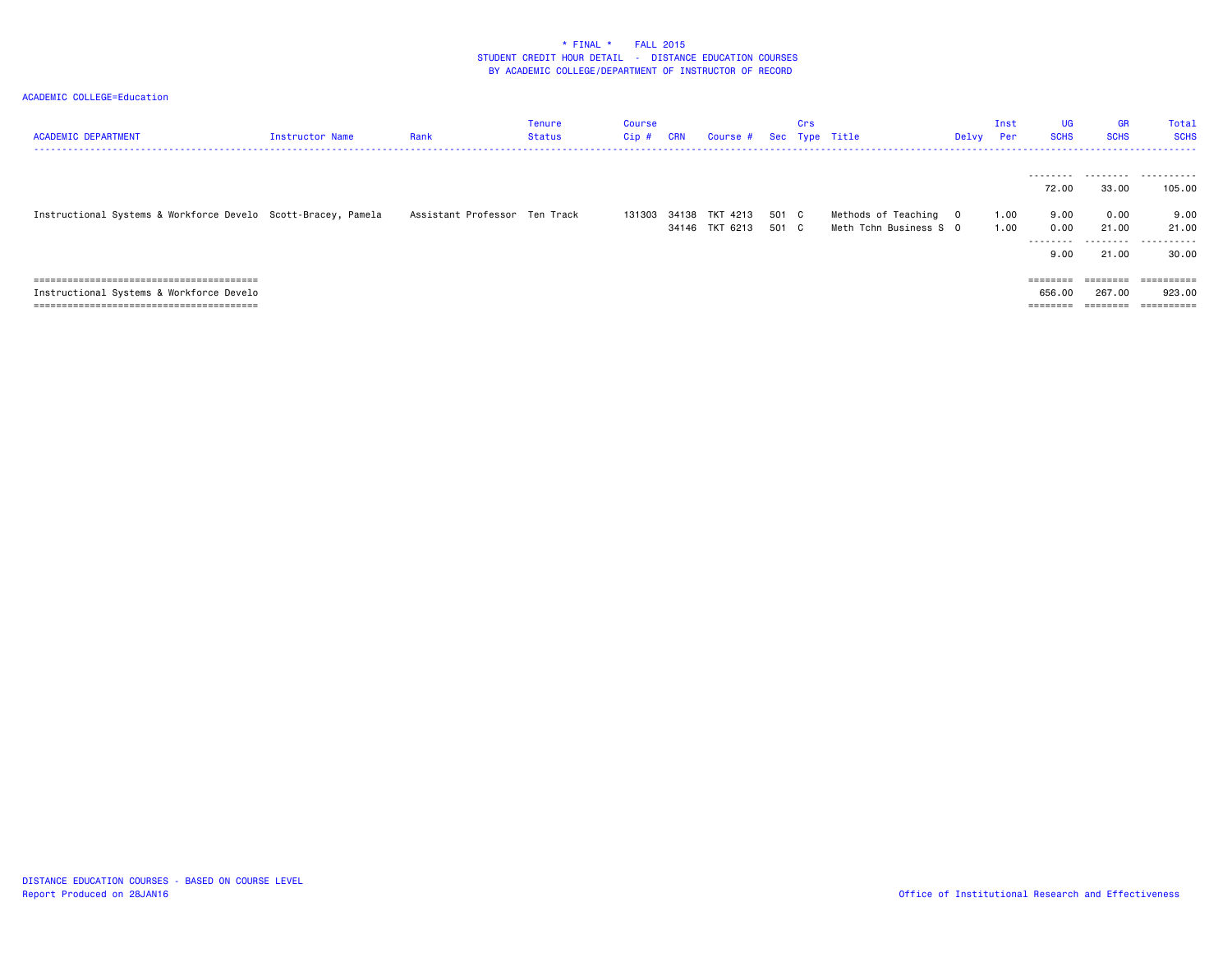* FINAL * FALL 2015
STUDENT CREDIT HOUR DETAIL - DISTANCE EDUCATION COURSES
BY ACADEMIC COLLEGE/DEPARTMENT OF INSTRUCTOR OF RECORD

ACADEMIC COLLEGE=Education

| ACADEMIC DEPARTMENT | Instructor Name | Rank | Tenure Status | Course Cip # | CRN | Course # | Sec | Crs Type | Title | Delvy | Inst Per | UG SCHS | GR SCHS | Total SCHS |
|---|---|---|---|---|---|---|---|---|---|---|---|---|---|---|
| | | | | | | | | | | | | 72.00 | 33.00 | 105.00 |
| Instructional Systems & Workforce Develo | Scott-Bracey, Pamela | Assistant Professor | Ten Track | 131303 | 34138 | TKT 4213 | 501 | C | Methods of Teaching | O | 1.00 | 9.00 | 0.00 | 9.00 |
| | | | | | 34146 | TKT 6213 | 501 | C | Meth Tchn Business S | O | 1.00 | 0.00 | 21.00 | 21.00 |
| | | | | | | | | | | | | 9.00 | 21.00 | 30.00 |
| Instructional Systems & Workforce Develo | | | | | | | | | | | | 656.00 | 267.00 | 923.00 |

DISTANCE EDUCATION COURSES - BASED ON COURSE LEVEL
Report Produced on 28JAN16

Office of Institutional Research and Effectiveness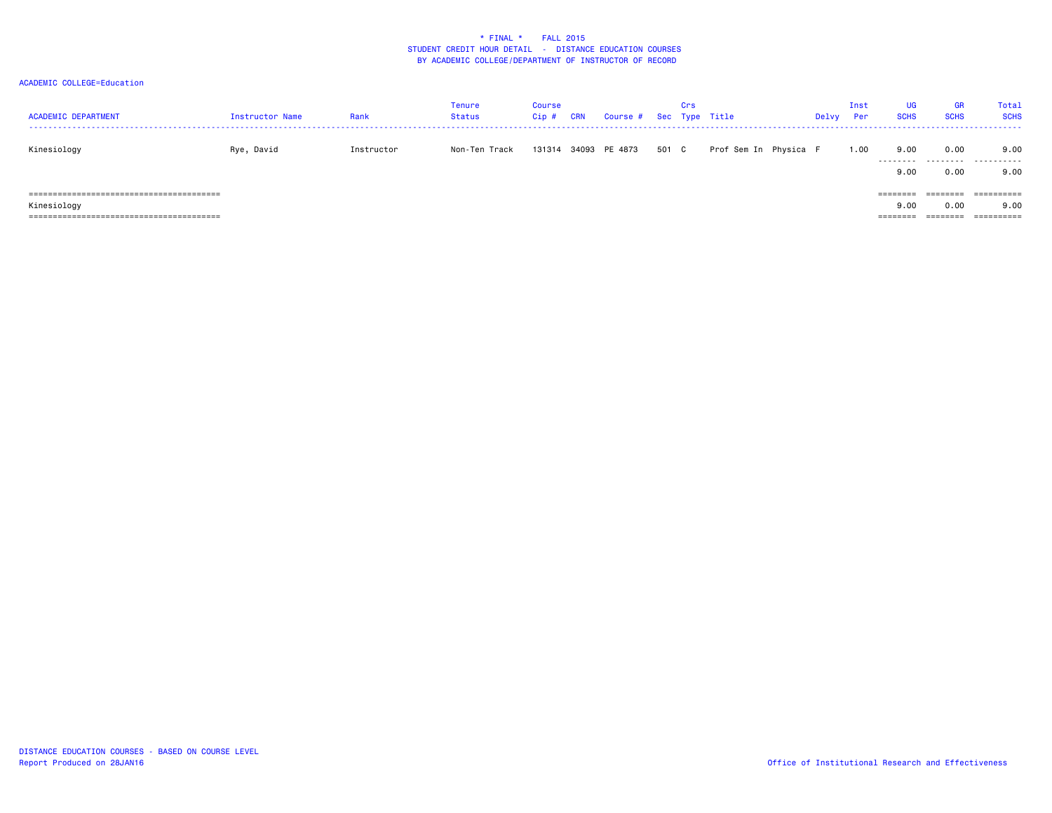\* FINAL \*    FALL 2015
STUDENT CREDIT HOUR DETAIL - DISTANCE EDUCATION COURSES
BY ACADEMIC COLLEGE/DEPARTMENT OF INSTRUCTOR OF RECORD

ACADEMIC COLLEGE=Education

| ACADEMIC DEPARTMENT | Instructor Name | Rank | Tenure Status | Course Cip # | CRN | Course # | Sec | Crs Type | Title | Delvy | Inst Per | UG SCHS | GR SCHS | Total SCHS |
|---|---|---|---|---|---|---|---|---|---|---|---|---|---|---|
| Kinesiology | Rye, David | Instructor | Non-Ten Track | 131314 | 34093 | PE 4873 | 501 | C | Prof Sem In Physica | F | 1.00 | 9.00 | 0.00 | 9.00 |
| | | | | | | | | | | | | 9.00 | 0.00 | 9.00 |
| Kinesiology | | | | | | | | | | | | 9.00 | 0.00 | 9.00 |

DISTANCE EDUCATION COURSES - BASED ON COURSE LEVEL
Report Produced on 28JAN16

Office of Institutional Research and Effectiveness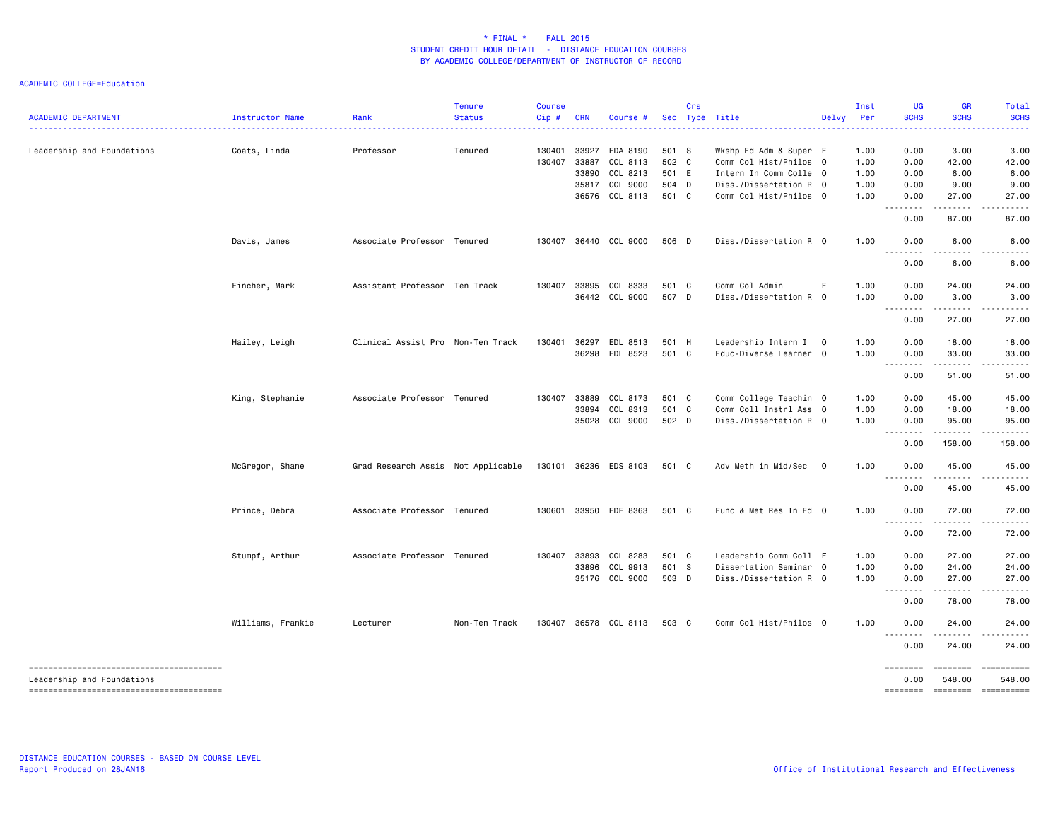\* FINAL \*    FALL 2015
STUDENT CREDIT HOUR DETAIL - DISTANCE EDUCATION COURSES
BY ACADEMIC COLLEGE/DEPARTMENT OF INSTRUCTOR OF RECORD

ACADEMIC COLLEGE=Education

| ACADEMIC DEPARTMENT | Instructor Name | Rank | Tenure Status | Course Cip # | CRN | Course # | Sec | Crs Type | Title | Delvy | Inst Per | UG SCHS | GR SCHS | Total SCHS |
|---|---|---|---|---|---|---|---|---|---|---|---|---|---|---|
| Leadership and Foundations | Coats, Linda | Professor | Tenured | 130401 | 33927 | EDA 8190 | 501 | S | Wkshp Ed Adm & Super | F | 1.00 | 0.00 | 3.00 | 3.00 |
| | | | | 130407 | 33887 | CCL 8113 | 502 | C | Comm Col Hist/Philos | O | 1.00 | 0.00 | 42.00 | 42.00 |
| | | | | | 33890 | CCL 8213 | 501 | E | Intern In Comm Colle | O | 1.00 | 0.00 | 6.00 | 6.00 |
| | | | | | 35817 | CCL 9000 | 504 | D | Diss./Dissertation R | O | 1.00 | 0.00 | 9.00 | 9.00 |
| | | | | | 36576 | CCL 8113 | 501 | C | Comm Col Hist/Philos | O | 1.00 | 0.00 | 27.00 | 27.00 |
| | | | | | | | | | | | | 0.00 | 87.00 | 87.00 |
| | Davis, James | Associate Professor | Tenured | 130407 | 36440 | CCL 9000 | 506 | D | Diss./Dissertation R | O | 1.00 | 0.00 | 6.00 | 6.00 |
| | | | | | | | | | | | | 0.00 | 6.00 | 6.00 |
| | Fincher, Mark | Assistant Professor | Ten Track | 130407 | 33895 | CCL 8333 | 501 | C | Comm Col Admin | F | 1.00 | 0.00 | 24.00 | 24.00 |
| | | | | | 36442 | CCL 9000 | 507 | D | Diss./Dissertation R | O | 1.00 | 0.00 | 3.00 | 3.00 |
| | | | | | | | | | | | | 0.00 | 27.00 | 27.00 |
| | Hailey, Leigh | Clinical Assist Pro | Non-Ten Track | 130401 | 36297 | EDL 8513 | 501 | H | Leadership Intern I | O | 1.00 | 0.00 | 18.00 | 18.00 |
| | | | | | 36298 | EDL 8523 | 501 | C | Educ-Diverse Learner | O | 1.00 | 0.00 | 33.00 | 33.00 |
| | | | | | | | | | | | | 0.00 | 51.00 | 51.00 |
| | King, Stephanie | Associate Professor | Tenured | 130407 | 33889 | CCL 8173 | 501 | C | Comm College Teachin | O | 1.00 | 0.00 | 45.00 | 45.00 |
| | | | | | 33894 | CCL 8313 | 501 | C | Comm Coll Instrl Ass | O | 1.00 | 0.00 | 18.00 | 18.00 |
| | | | | | 35028 | CCL 9000 | 502 | D | Diss./Dissertation R | O | 1.00 | 0.00 | 95.00 | 95.00 |
| | | | | | | | | | | | | 0.00 | 158.00 | 158.00 |
| | McGregor, Shane | Grad Research Assis | Not Applicable | 130101 | 36236 | EDS 8103 | 501 | C | Adv Meth in Mid/Sec | O | 1.00 | 0.00 | 45.00 | 45.00 |
| | | | | | | | | | | | | 0.00 | 45.00 | 45.00 |
| | Prince, Debra | Associate Professor | Tenured | 130601 | 33950 | EDF 8363 | 501 | C | Func & Met Res In Ed | O | 1.00 | 0.00 | 72.00 | 72.00 |
| | | | | | | | | | | | | 0.00 | 72.00 | 72.00 |
| | Stumpf, Arthur | Associate Professor | Tenured | 130407 | 33893 | CCL 8283 | 501 | C | Leadership Comm Coll | F | 1.00 | 0.00 | 27.00 | 27.00 |
| | | | | | 33896 | CCL 9913 | 501 | S | Dissertation Seminar | O | 1.00 | 0.00 | 24.00 | 24.00 |
| | | | | | 35176 | CCL 9000 | 503 | D | Diss./Dissertation R | O | 1.00 | 0.00 | 27.00 | 27.00 |
| | | | | | | | | | | | | 0.00 | 78.00 | 78.00 |
| | Williams, Frankie | Lecturer | Non-Ten Track | 130407 | 36578 | CCL 8113 | 503 | C | Comm Col Hist/Philos | O | 1.00 | 0.00 | 24.00 | 24.00 |
| | | | | | | | | | | | | 0.00 | 24.00 | 24.00 |
| Leadership and Foundations | | | | | | | | | | | | 0.00 | 548.00 | 548.00 |

DISTANCE EDUCATION COURSES - BASED ON COURSE LEVEL
Report Produced on 28JAN16

Office of Institutional Research and Effectiveness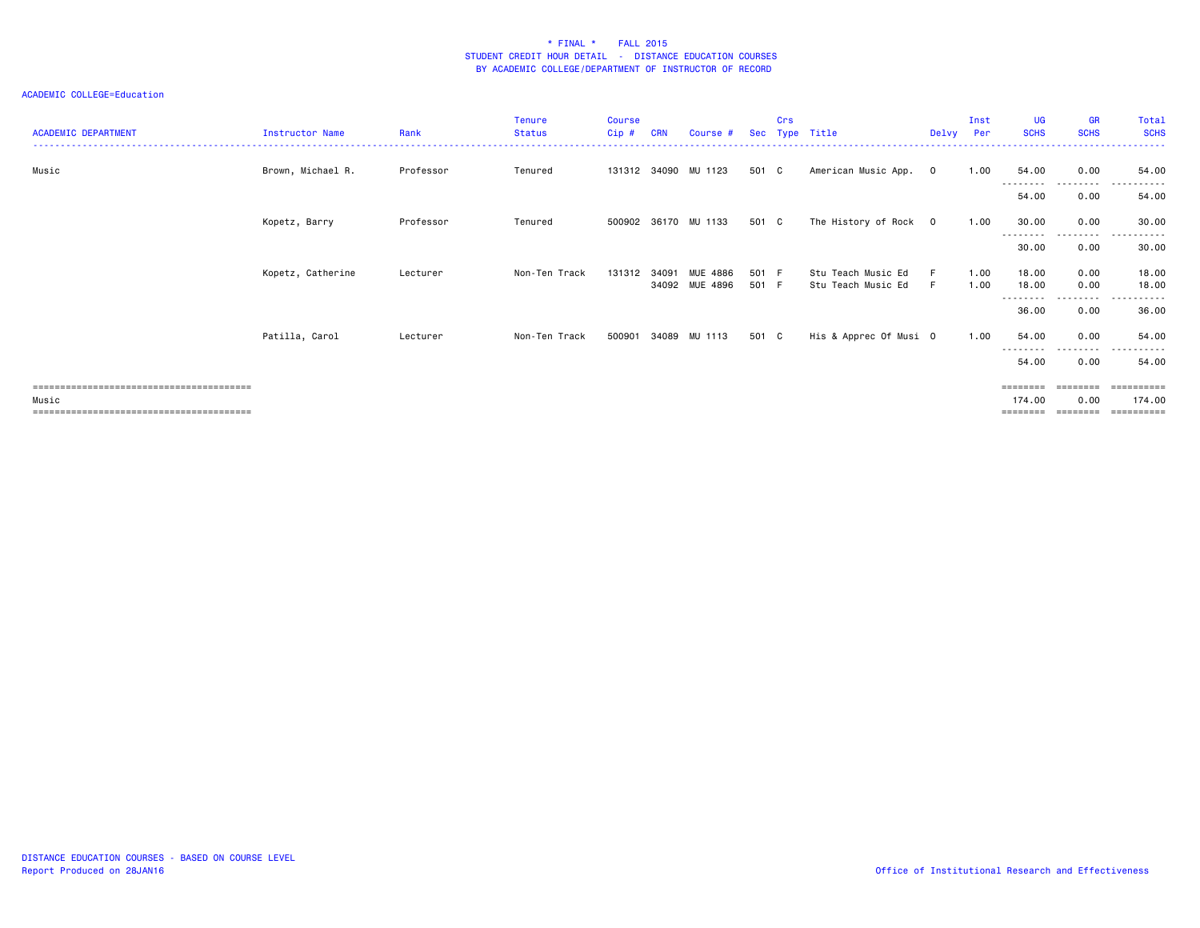# * FINAL * FALL 2015

## STUDENT CREDIT HOUR DETAIL - DISTANCE EDUCATION COURSES

## BY ACADEMIC COLLEGE/DEPARTMENT OF INSTRUCTOR OF RECORD

ACADEMIC COLLEGE=Education

| ACADEMIC DEPARTMENT | Instructor Name | Rank | Tenure Status | Course Cip # | CRN | Course # | Sec | Crs Type | Title | Delvy | Inst Per | UG SCHS | GR SCHS | Total SCHS |
|---|---|---|---|---|---|---|---|---|---|---|---|---|---|---|
| Music | Brown, Michael R. | Professor | Tenured | 131312 | 34090 | MU 1123 | 501 | C | American Music App. | O | 1.00 | 54.00 | 0.00 | 54.00 |
| | | | | | | | | | | | | 54.00 | 0.00 | 54.00 |
| | Kopetz, Barry | Professor | Tenured | 500902 | 36170 | MU 1133 | 501 | C | The History of Rock | O | 1.00 | 30.00 | 0.00 | 30.00 |
| | | | | | | | | | | | | 30.00 | 0.00 | 30.00 |
| | Kopetz, Catherine | Lecturer | Non-Ten Track | 131312 | 34091 | MUE 4886 | 501 | F | Stu Teach Music Ed | F | 1.00 | 18.00 | 0.00 | 18.00 |
| | | | | | 34092 | MUE 4896 | 501 | F | Stu Teach Music Ed | F | 1.00 | 18.00 | 0.00 | 18.00 |
| | | | | | | | | | | | | 36.00 | 0.00 | 36.00 |
| | Patilla, Carol | Lecturer | Non-Ten Track | 500901 | 34089 | MU 1113 | 501 | C | His & Apprec Of Musi | O | 1.00 | 54.00 | 0.00 | 54.00 |
| | | | | | | | | | | | | 54.00 | 0.00 | 54.00 |
| Music | | | | | | | | | | | | 174.00 | 0.00 | 174.00 |

DISTANCE EDUCATION COURSES - BASED ON COURSE LEVEL
Report Produced on 28JAN16

Office of Institutional Research and Effectiveness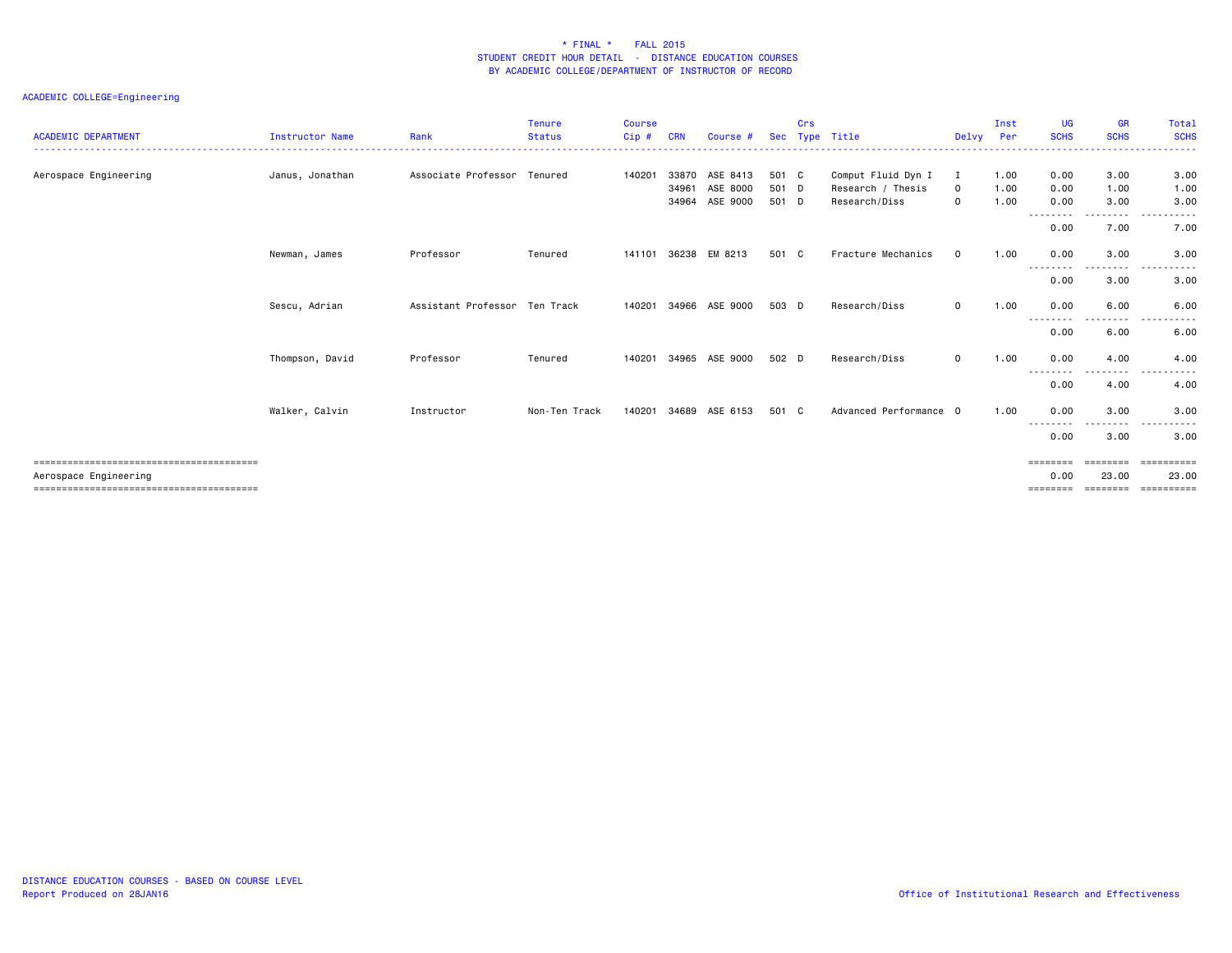# * FINAL * FALL 2015
## STUDENT CREDIT HOUR DETAIL - DISTANCE EDUCATION COURSES
### BY ACADEMIC COLLEGE/DEPARTMENT OF INSTRUCTOR OF RECORD

ACADEMIC COLLEGE=Engineering

| ACADEMIC DEPARTMENT | Instructor Name | Rank | Tenure Status | Course Cip # | CRN | Course # | Sec | Crs Type | Title | Delvy | Inst Per | UG SCHS | GR SCHS | Total SCHS |
|---|---|---|---|---|---|---|---|---|---|---|---|---|---|---|
| Aerospace Engineering | Janus, Jonathan | Associate Professor | Tenured | 140201 | 33870 | ASE 8413 | 501 | C | Comput Fluid Dyn I | I | 1.00 | 0.00 | 3.00 | 3.00 |
| | | | | | 34961 | ASE 8000 | 501 | D | Research / Thesis | O | 1.00 | 0.00 | 1.00 | 1.00 |
| | | | | | 34964 | ASE 9000 | 501 | D | Research/Diss | O | 1.00 | 0.00 | 3.00 | 3.00 |
| | | | | | | | | | | | | 0.00 | 7.00 | 7.00 |
| | Newman, James | Professor | Tenured | 141101 | 36238 | EM 8213 | 501 | C | Fracture Mechanics | O | 1.00 | 0.00 | 3.00 | 3.00 |
| | | | | | | | | | | | | 0.00 | 3.00 | 3.00 |
| | Sescu, Adrian | Assistant Professor | Ten Track | 140201 | 34966 | ASE 9000 | 503 | D | Research/Diss | O | 1.00 | 0.00 | 6.00 | 6.00 |
| | | | | | | | | | | | | 0.00 | 6.00 | 6.00 |
| | Thompson, David | Professor | Tenured | 140201 | 34965 | ASE 9000 | 502 | D | Research/Diss | O | 1.00 | 0.00 | 4.00 | 4.00 |
| | | | | | | | | | | | | 0.00 | 4.00 | 4.00 |
| | Walker, Calvin | Instructor | Non-Ten Track | 140201 | 34689 | ASE 6153 | 501 | C | Advanced Performance | O | 1.00 | 0.00 | 3.00 | 3.00 |
| | | | | | | | | | | | | 0.00 | 3.00 | 3.00 |
| Aerospace Engineering | | | | | | | | | | | | 0.00 | 23.00 | 23.00 |

DISTANCE EDUCATION COURSES - BASED ON COURSE LEVEL
Report Produced on 28JAN16

Office of Institutional Research and Effectiveness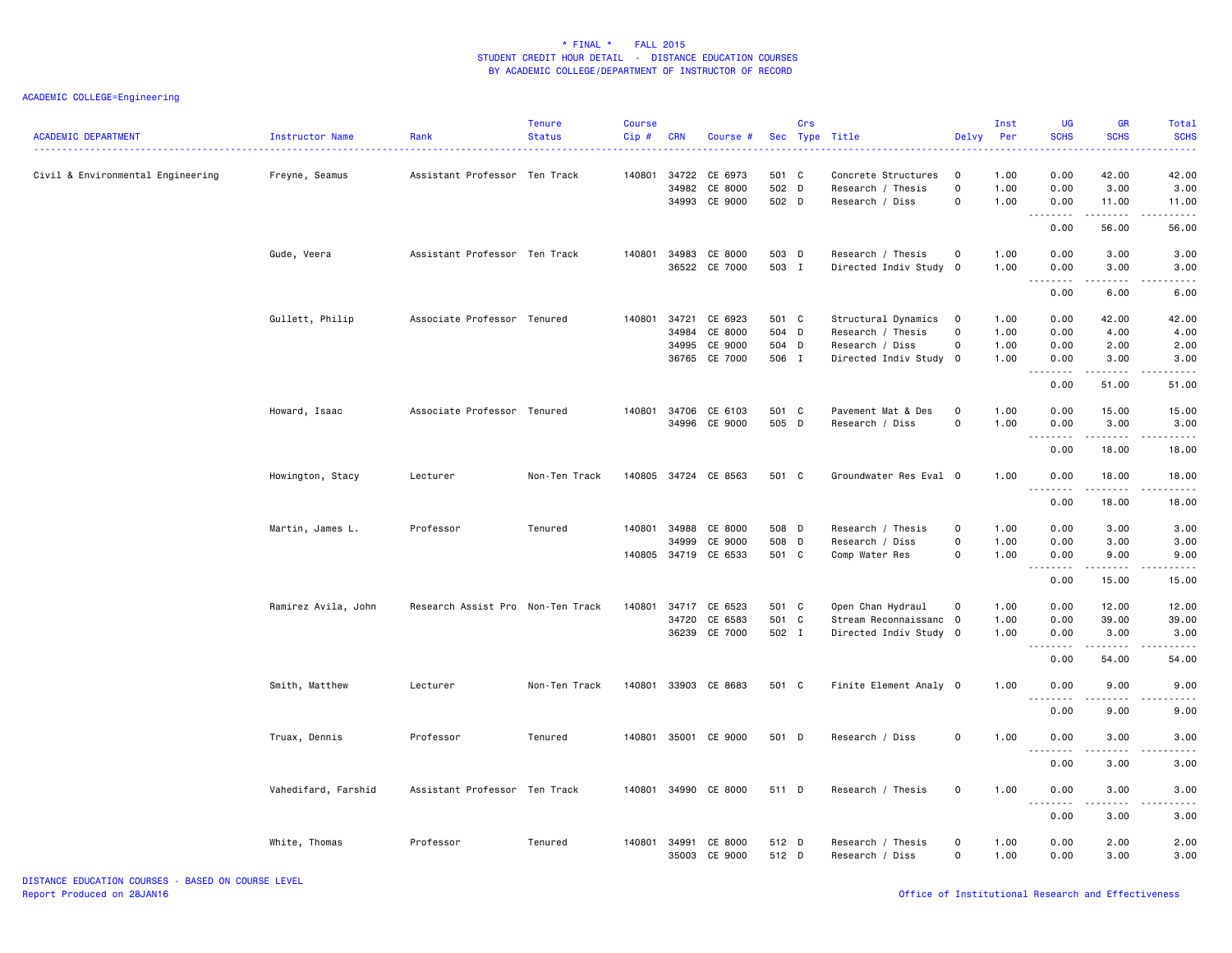\* FINAL \* FALL 2015
STUDENT CREDIT HOUR DETAIL - DISTANCE EDUCATION COURSES
BY ACADEMIC COLLEGE/DEPARTMENT OF INSTRUCTOR OF RECORD

ACADEMIC COLLEGE=Engineering

| ACADEMIC DEPARTMENT | Instructor Name | Rank | Tenure Status | Course Cip # | CRN | Course # | Sec | Crs Type | Title | Delvy | Inst Per | UG SCHS | GR SCHS | Total SCHS |
|---|---|---|---|---|---|---|---|---|---|---|---|---|---|---|
| Civil & Environmental Engineering | Freyne, Seamus | Assistant Professor | Ten Track | 140801 | 34722 | CE 6973 | 501 | C | Concrete Structures | O | 1.00 | 0.00 | 42.00 | 42.00 |
| | | | | | 34982 | CE 8000 | 502 | D | Research / Thesis | O | 1.00 | 0.00 | 3.00 | 3.00 |
| | | | | | 34993 | CE 9000 | 502 | D | Research / Diss | O | 1.00 | 0.00 | 11.00 | 11.00 |
| | | | | | | | | | | | | 0.00 | 56.00 | 56.00 |
| | Gude, Veera | Assistant Professor | Ten Track | 140801 | 34983 | CE 8000 | 503 | D | Research / Thesis | O | 1.00 | 0.00 | 3.00 | 3.00 |
| | | | | | 36522 | CE 7000 | 503 | I | Directed Indiv Study | O | 1.00 | 0.00 | 3.00 | 3.00 |
| | | | | | | | | | | | | 0.00 | 6.00 | 6.00 |
| | Gullett, Philip | Associate Professor | Tenured | 140801 | 34721 | CE 6923 | 501 | C | Structural Dynamics | O | 1.00 | 0.00 | 42.00 | 42.00 |
| | | | | | 34984 | CE 8000 | 504 | D | Research / Thesis | O | 1.00 | 0.00 | 4.00 | 4.00 |
| | | | | | 34995 | CE 9000 | 504 | D | Research / Diss | O | 1.00 | 0.00 | 2.00 | 2.00 |
| | | | | | 36765 | CE 7000 | 506 | I | Directed Indiv Study | O | 1.00 | 0.00 | 3.00 | 3.00 |
| | | | | | | | | | | | | 0.00 | 51.00 | 51.00 |
| | Howard, Isaac | Associate Professor | Tenured | 140801 | 34706 | CE 6103 | 501 | C | Pavement Mat & Des | O | 1.00 | 0.00 | 15.00 | 15.00 |
| | | | | | 34996 | CE 9000 | 505 | D | Research / Diss | O | 1.00 | 0.00 | 3.00 | 3.00 |
| | | | | | | | | | | | | 0.00 | 18.00 | 18.00 |
| | Howington, Stacy | Lecturer | Non-Ten Track | 140805 | 34724 | CE 8563 | 501 | C | Groundwater Res Eval | O | 1.00 | 0.00 | 18.00 | 18.00 |
| | | | | | | | | | | | | 0.00 | 18.00 | 18.00 |
| | Martin, James L. | Professor | Tenured | 140801 | 34988 | CE 8000 | 508 | D | Research / Thesis | O | 1.00 | 0.00 | 3.00 | 3.00 |
| | | | | | 34999 | CE 9000 | 508 | D | Research / Diss | O | 1.00 | 0.00 | 3.00 | 3.00 |
| | | | | 140805 | 34719 | CE 6533 | 501 | C | Comp Water Res | O | 1.00 | 0.00 | 9.00 | 9.00 |
| | | | | | | | | | | | | 0.00 | 15.00 | 15.00 |
| | Ramirez Avila, John | Research Assist Pro | Non-Ten Track | 140801 | 34717 | CE 6523 | 501 | C | Open Chan Hydraul | O | 1.00 | 0.00 | 12.00 | 12.00 |
| | | | | | 34720 | CE 6583 | 501 | C | Stream Reconnaissanc | O | 1.00 | 0.00 | 39.00 | 39.00 |
| | | | | | 36239 | CE 7000 | 502 | I | Directed Indiv Study | O | 1.00 | 0.00 | 3.00 | 3.00 |
| | | | | | | | | | | | | 0.00 | 54.00 | 54.00 |
| | Smith, Matthew | Lecturer | Non-Ten Track | 140801 | 33903 | CE 8683 | 501 | C | Finite Element Analy | O | 1.00 | 0.00 | 9.00 | 9.00 |
| | | | | | | | | | | | | 0.00 | 9.00 | 9.00 |
| | Truax, Dennis | Professor | Tenured | 140801 | 35001 | CE 9000 | 501 | D | Research / Diss | O | 1.00 | 0.00 | 3.00 | 3.00 |
| | | | | | | | | | | | | 0.00 | 3.00 | 3.00 |
| | Vahedifard, Farshid | Assistant Professor | Ten Track | 140801 | 34990 | CE 8000 | 511 | D | Research / Thesis | O | 1.00 | 0.00 | 3.00 | 3.00 |
| | | | | | | | | | | | | 0.00 | 3.00 | 3.00 |
| | White, Thomas | Professor | Tenured | 140801 | 34991 | CE 8000 | 512 | D | Research / Thesis | O | 1.00 | 0.00 | 2.00 | 2.00 |
| | | | | | 35003 | CE 9000 | 512 | D | Research / Diss | O | 1.00 | 0.00 | 3.00 | 3.00 |

DISTANCE EDUCATION COURSES - BASED ON COURSE LEVEL
Report Produced on 28JAN16
Office of Institutional Research and Effectiveness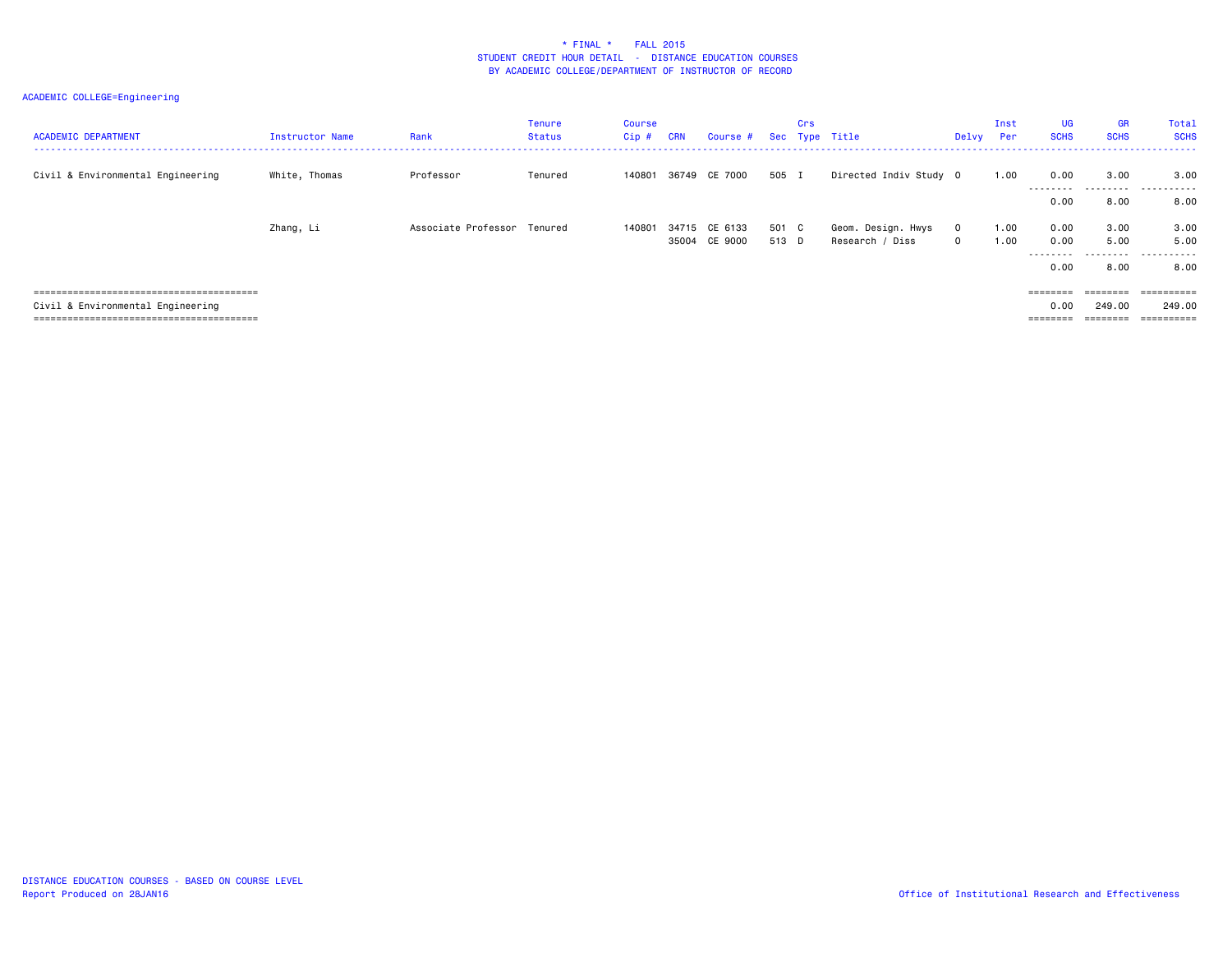\* FINAL \*    FALL 2015
STUDENT CREDIT HOUR DETAIL  -  DISTANCE EDUCATION COURSES
BY ACADEMIC COLLEGE/DEPARTMENT OF INSTRUCTOR OF RECORD

ACADEMIC COLLEGE=Engineering

| ACADEMIC DEPARTMENT | Instructor Name | Rank | Tenure Status | Course Cip # | CRN | Course # | Sec | Crs Type | Title | Delvy | Inst Per | UG SCHS | GR SCHS | Total SCHS |
|---|---|---|---|---|---|---|---|---|---|---|---|---|---|---|
| Civil & Environmental Engineering | White, Thomas | Professor | Tenured | 140801 | 36749 | CE 7000 | 505 | I | Directed Indiv Study | O | 1.00 | 0.00 | 3.00 | 3.00 |
| | | | | | | | | | | | | 0.00 | 8.00 | 8.00 |
| | Zhang, Li | Associate Professor | Tenured | 140801 | 34715 | CE 6133 | 501 | C | Geom. Design. Hwys | O | 1.00 | 0.00 | 3.00 | 3.00 |
| | | | | | 35004 | CE 9000 | 513 | D | Research / Diss | O | 1.00 | 0.00 | 5.00 | 5.00 |
| | | | | | | | | | | | | 0.00 | 8.00 | 8.00 |
| Civil & Environmental Engineering | | | | | | | | | | | | 0.00 | 249.00 | 249.00 |

DISTANCE EDUCATION COURSES - BASED ON COURSE LEVEL
Report Produced on 28JAN16

Office of Institutional Research and Effectiveness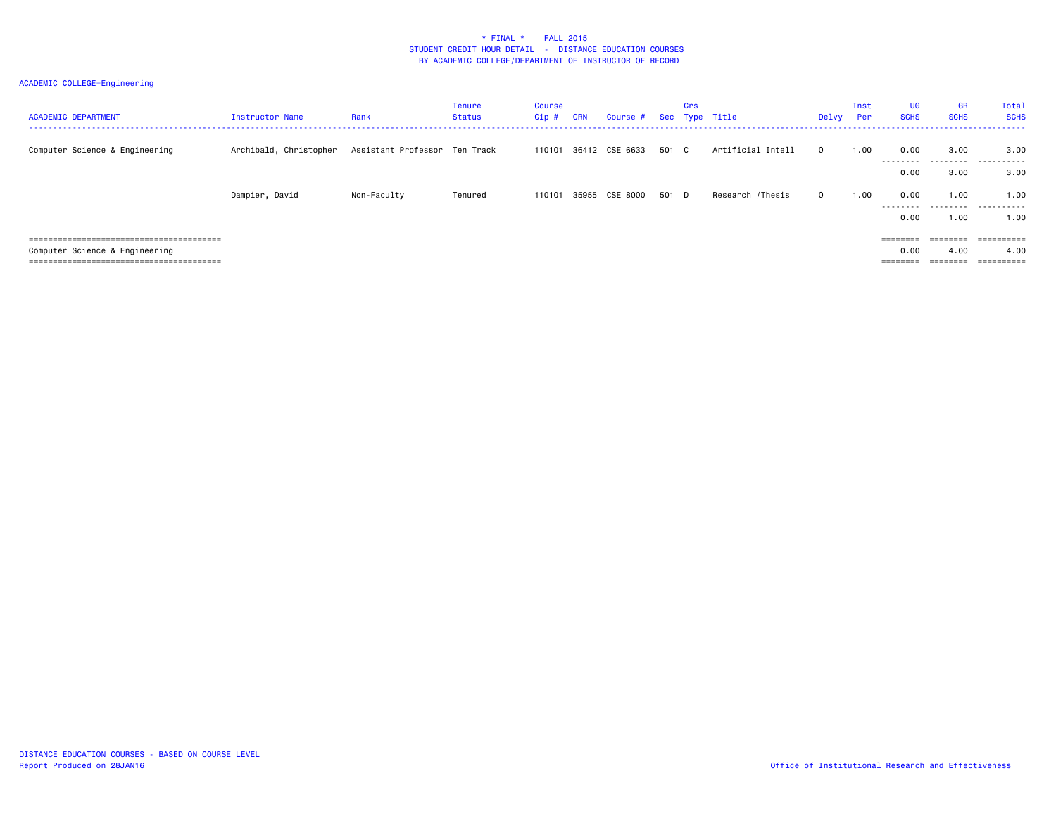\* FINAL \*    FALL 2015
STUDENT CREDIT HOUR DETAIL - DISTANCE EDUCATION COURSES
BY ACADEMIC COLLEGE/DEPARTMENT OF INSTRUCTOR OF RECORD

ACADEMIC COLLEGE=Engineering

| ACADEMIC DEPARTMENT | Instructor Name | Rank | Tenure Status | Course Cip # | CRN | Course # | Sec | Crs Type | Title | Delvy | Inst Per | UG SCHS | GR SCHS | Total SCHS |
|---|---|---|---|---|---|---|---|---|---|---|---|---|---|---|
| Computer Science & Engineering | Archibald, Christopher | Assistant Professor | Ten Track | 110101 | 36412 | CSE 6633 | 501 | C | Artificial Intell | O | 1.00 | 0.00 | 3.00 | 3.00 |
| | | | | | | | | | | | | 0.00 | 3.00 | 3.00 |
| | Dampier, David | Non-Faculty | Tenured | 110101 | 35955 | CSE 8000 | 501 | D | Research /Thesis | O | 1.00 | 0.00 | 1.00 | 1.00 |
| | | | | | | | | | | | | 0.00 | 1.00 | 1.00 |
| Computer Science & Engineering | | | | | | | | | | | | 0.00 | 4.00 | 4.00 |

DISTANCE EDUCATION COURSES - BASED ON COURSE LEVEL
Report Produced on 28JAN16

Office of Institutional Research and Effectiveness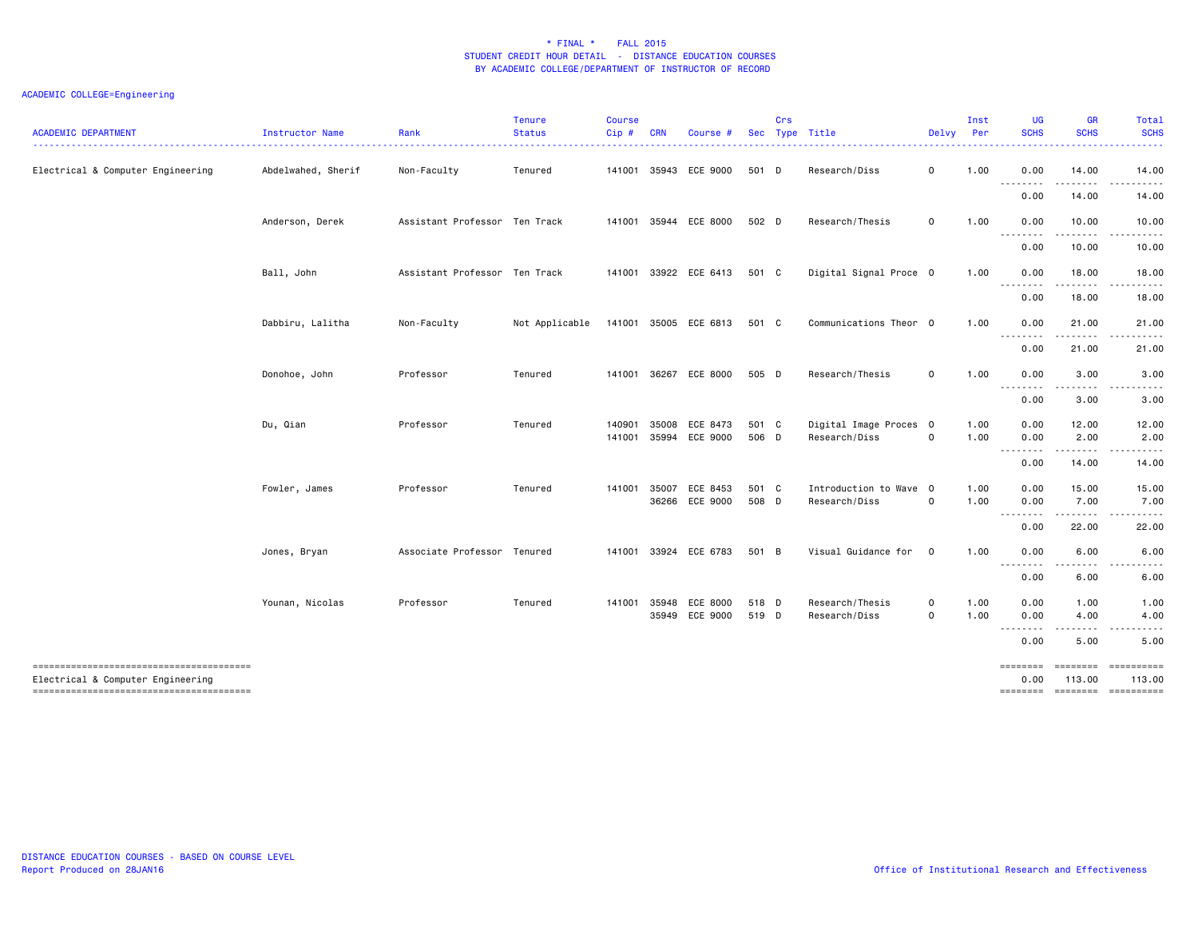\* FINAL \* FALL 2015
STUDENT CREDIT HOUR DETAIL - DISTANCE EDUCATION COURSES
BY ACADEMIC COLLEGE/DEPARTMENT OF INSTRUCTOR OF RECORD

ACADEMIC COLLEGE=Engineering

| ACADEMIC DEPARTMENT | Instructor Name | Rank | Tenure Status | Course Cip # | CRN | Course # | Sec | Crs Type | Title | Delvy | Inst Per | UG SCHS | GR SCHS | Total SCHS |
|---|---|---|---|---|---|---|---|---|---|---|---|---|---|---|
| Electrical & Computer Engineering | Abdelwahed, Sherif | Non-Faculty | Tenured | 141001 | 35943 | ECE 9000 | 501 | D | Research/Diss | O | 1.00 | 0.00 | 14.00 | 14.00 |
| | | | | | | | | | | | | 0.00 | 14.00 | 14.00 |
| | Anderson, Derek | Assistant Professor | Ten Track | 141001 | 35944 | ECE 8000 | 502 | D | Research/Thesis | O | 1.00 | 0.00 | 10.00 | 10.00 |
| | | | | | | | | | | | | 0.00 | 10.00 | 10.00 |
| | Ball, John | Assistant Professor | Ten Track | 141001 | 33922 | ECE 6413 | 501 | C | Digital Signal Proce | O | 1.00 | 0.00 | 18.00 | 18.00 |
| | | | | | | | | | | | | 0.00 | 18.00 | 18.00 |
| | Dabbiru, Lalitha | Non-Faculty | Not Applicable | 141001 | 35005 | ECE 6813 | 501 | C | Communications Theor | O | 1.00 | 0.00 | 21.00 | 21.00 |
| | | | | | | | | | | | | 0.00 | 21.00 | 21.00 |
| | Donohoe, John | Professor | Tenured | 141001 | 36267 | ECE 8000 | 505 | D | Research/Thesis | O | 1.00 | 0.00 | 3.00 | 3.00 |
| | | | | | | | | | | | | 0.00 | 3.00 | 3.00 |
| | Du, Qian | Professor | Tenured | 140901 | 35008 | ECE 8473 | 501 | C | Digital Image Proces | O | 1.00 | 0.00 | 12.00 | 12.00 |
| | | | | 141001 | 35994 | ECE 9000 | 506 | D | Research/Diss | O | 1.00 | 0.00 | 2.00 | 2.00 |
| | | | | | | | | | | | | 0.00 | 14.00 | 14.00 |
| | Fowler, James | Professor | Tenured | 141001 | 35007 | ECE 8453 | 501 | C | Introduction to Wave | O | 1.00 | 0.00 | 15.00 | 15.00 |
| | | | | | 36266 | ECE 9000 | 508 | D | Research/Diss | O | 1.00 | 0.00 | 7.00 | 7.00 |
| | | | | | | | | | | | | 0.00 | 22.00 | 22.00 |
| | Jones, Bryan | Associate Professor | Tenured | 141001 | 33924 | ECE 6783 | 501 | B | Visual Guidance for | O | 1.00 | 0.00 | 6.00 | 6.00 |
| | | | | | | | | | | | | 0.00 | 6.00 | 6.00 |
| | Younan, Nicolas | Professor | Tenured | 141001 | 35948 | ECE 8000 | 518 | D | Research/Thesis | O | 1.00 | 0.00 | 1.00 | 1.00 |
| | | | | | 35949 | ECE 9000 | 519 | D | Research/Diss | O | 1.00 | 0.00 | 4.00 | 4.00 |
| | | | | | | | | | | | | 0.00 | 5.00 | 5.00 |
| Electrical & Computer Engineering | | | | | | | | | | | | 0.00 | 113.00 | 113.00 |

DISTANCE EDUCATION COURSES - BASED ON COURSE LEVEL
Report Produced on 28JAN16

Office of Institutional Research and Effectiveness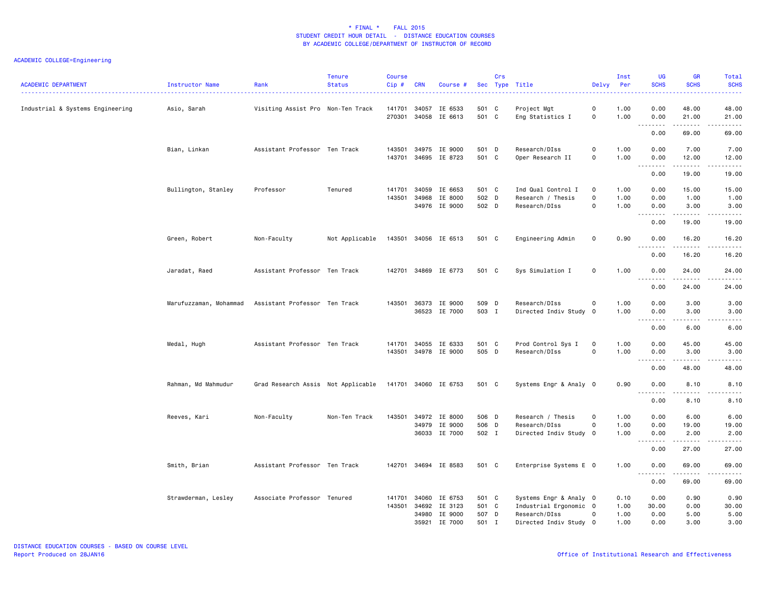* FINAL * FALL 2015
STUDENT CREDIT HOUR DETAIL - DISTANCE EDUCATION COURSES
BY ACADEMIC COLLEGE/DEPARTMENT OF INSTRUCTOR OF RECORD

ACADEMIC COLLEGE=Engineering

| ACADEMIC DEPARTMENT | Instructor Name | Rank | Tenure Status | Course Cip # | CRN | Course # | Sec | Crs Type | Title | Delvy | Inst Per | UG SCHS | GR SCHS | Total SCHS |
|---|---|---|---|---|---|---|---|---|---|---|---|---|---|---|
| Industrial & Systems Engineering | Asio, Sarah | Visiting Assist Pro | Non-Ten Track | 141701 | 34057 | IE 6533 | 501 | C | Project Mgt | O | 1.00 | 0.00 | 48.00 | 48.00 |
| | | | | 270301 | 34058 | IE 6613 | 501 | C | Eng Statistics I | O | 1.00 | 0.00 | 21.00 | 21.00 |
| | | | | | | | | | | | | 0.00 | 69.00 | 69.00 |
| | Bian, Linkan | Assistant Professor | Ten Track | 143501 | 34975 | IE 9000 | 501 | D | Research/DIss | O | 1.00 | 0.00 | 7.00 | 7.00 |
| | | | | 143701 | 34695 | IE 8723 | 501 | C | Oper Research II | O | 1.00 | 0.00 | 12.00 | 12.00 |
| | | | | | | | | | | | | 0.00 | 19.00 | 19.00 |
| | Bullington, Stanley | Professor | Tenured | 141701 | 34059 | IE 6653 | 501 | C | Ind Qual Control I | O | 1.00 | 0.00 | 15.00 | 15.00 |
| | | | | 143501 | 34968 | IE 8000 | 502 | D | Research / Thesis | O | 1.00 | 0.00 | 1.00 | 1.00 |
| | | | | | 34976 | IE 9000 | 502 | D | Research/DIss | O | 1.00 | 0.00 | 3.00 | 3.00 |
| | | | | | | | | | | | | 0.00 | 19.00 | 19.00 |
| | Green, Robert | Non-Faculty | Not Applicable | 143501 | 34056 | IE 6513 | 501 | C | Engineering Admin | O | 0.90 | 0.00 | 16.20 | 16.20 |
| | | | | | | | | | | | | 0.00 | 16.20 | 16.20 |
| | Jaradat, Raed | Assistant Professor | Ten Track | 142701 | 34869 | IE 6773 | 501 | C | Sys Simulation I | O | 1.00 | 0.00 | 24.00 | 24.00 |
| | | | | | | | | | | | | 0.00 | 24.00 | 24.00 |
| | Marufuzzaman, Mohammad | Assistant Professor | Ten Track | 143501 | 36373 | IE 9000 | 509 | D | Research/DIss | O | 1.00 | 0.00 | 3.00 | 3.00 |
| | | | | | 36523 | IE 7000 | 503 | I | Directed Indiv Study | O | 1.00 | 0.00 | 3.00 | 3.00 |
| | | | | | | | | | | | | 0.00 | 6.00 | 6.00 |
| | Medal, Hugh | Assistant Professor | Ten Track | 141701 | 34055 | IE 6333 | 501 | C | Prod Control Sys I | O | 1.00 | 0.00 | 45.00 | 45.00 |
| | | | | 143501 | 34978 | IE 9000 | 505 | D | Research/DIss | O | 1.00 | 0.00 | 3.00 | 3.00 |
| | | | | | | | | | | | | 0.00 | 48.00 | 48.00 |
| | Rahman, Md Mahmudur | Grad Research Assis | Not Applicable | 141701 | 34060 | IE 6753 | 501 | C | Systems Engr & Analy | O | 0.90 | 0.00 | 8.10 | 8.10 |
| | | | | | | | | | | | | 0.00 | 8.10 | 8.10 |
| | Reeves, Kari | Non-Faculty | Non-Ten Track | 143501 | 34972 | IE 8000 | 506 | D | Research / Thesis | O | 1.00 | 0.00 | 6.00 | 6.00 |
| | | | | | 34979 | IE 9000 | 506 | D | Research/DIss | O | 1.00 | 0.00 | 19.00 | 19.00 |
| | | | | | 36033 | IE 7000 | 502 | I | Directed Indiv Study | O | 1.00 | 0.00 | 2.00 | 2.00 |
| | | | | | | | | | | | | 0.00 | 27.00 | 27.00 |
| | Smith, Brian | Assistant Professor | Ten Track | 142701 | 34694 | IE 8583 | 501 | C | Enterprise Systems E | O | 1.00 | 0.00 | 69.00 | 69.00 |
| | | | | | | | | | | | | 0.00 | 69.00 | 69.00 |
| | Strawderman, Lesley | Associate Professor | Tenured | 141701 | 34060 | IE 6753 | 501 | C | Systems Engr & Analy | O | 0.10 | 0.00 | 0.90 | 0.90 |
| | | | | 143501 | 34692 | IE 3123 | 501 | C | Industrial Ergonomic | O | 1.00 | 30.00 | 0.00 | 30.00 |
| | | | | | 34980 | IE 9000 | 507 | D | Research/DIss | O | 1.00 | 0.00 | 5.00 | 5.00 |
| | | | | | 35921 | IE 7000 | 501 | I | Directed Indiv Study | O | 1.00 | 0.00 | 3.00 | 3.00 |

DISTANCE EDUCATION COURSES - BASED ON COURSE LEVEL
Report Produced on 28JAN16

Office of Institutional Research and Effectiveness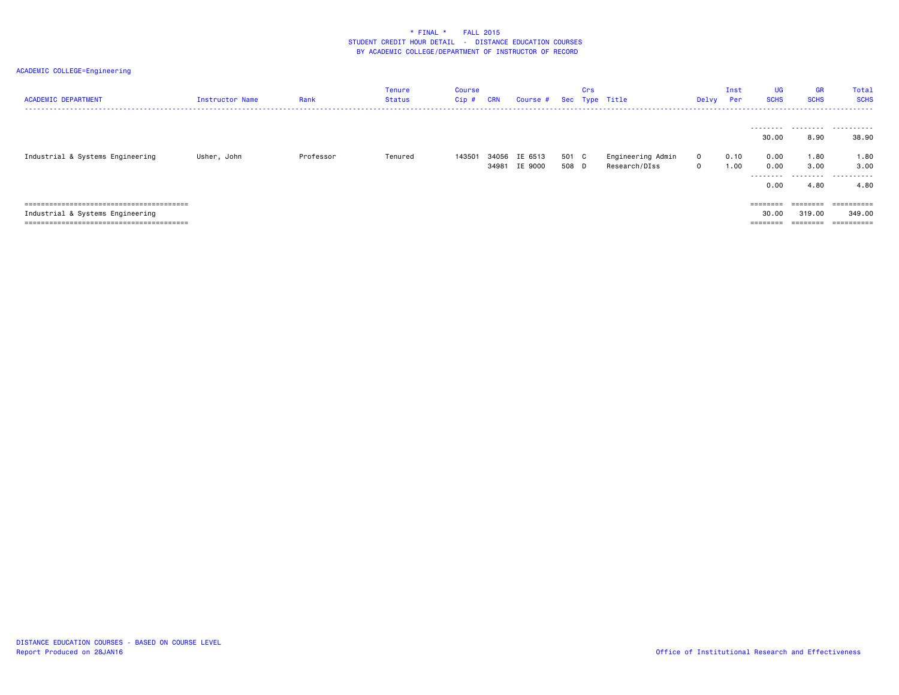# * FINAL * FALL 2015
## STUDENT CREDIT HOUR DETAIL - DISTANCE EDUCATION COURSES
### BY ACADEMIC COLLEGE/DEPARTMENT OF INSTRUCTOR OF RECORD

ACADEMIC COLLEGE=Engineering

| ACADEMIC DEPARTMENT | Instructor Name | Rank | Tenure Status | Course Cip # | CRN | Course # | Sec | Crs Type | Title | Delvy | Inst Per | UG SCHS | GR SCHS | Total SCHS |
|---|---|---|---|---|---|---|---|---|---|---|---|---|---|---|
| | | | | | | | | | | | | 30.00 | 8.90 | 38.90 |
| Industrial & Systems Engineering | Usher, John | Professor | Tenured | 143501 | 34056 | IE 6513 | 501 | C | Engineering Admin | O | 0.10 | 0.00 | 1.80 | 1.80 |
| | | | | | 34981 | IE 9000 | 508 | D | Research/DIss | O | 1.00 | 0.00 | 3.00 | 3.00 |
| | | | | | | | | | | | | 0.00 | 4.80 | 4.80 |
| Industrial & Systems Engineering | | | | | | | | | | | | 30.00 | 319.00 | 349.00 |

DISTANCE EDUCATION COURSES - BASED ON COURSE LEVEL
Report Produced on 28JAN16

Office of Institutional Research and Effectiveness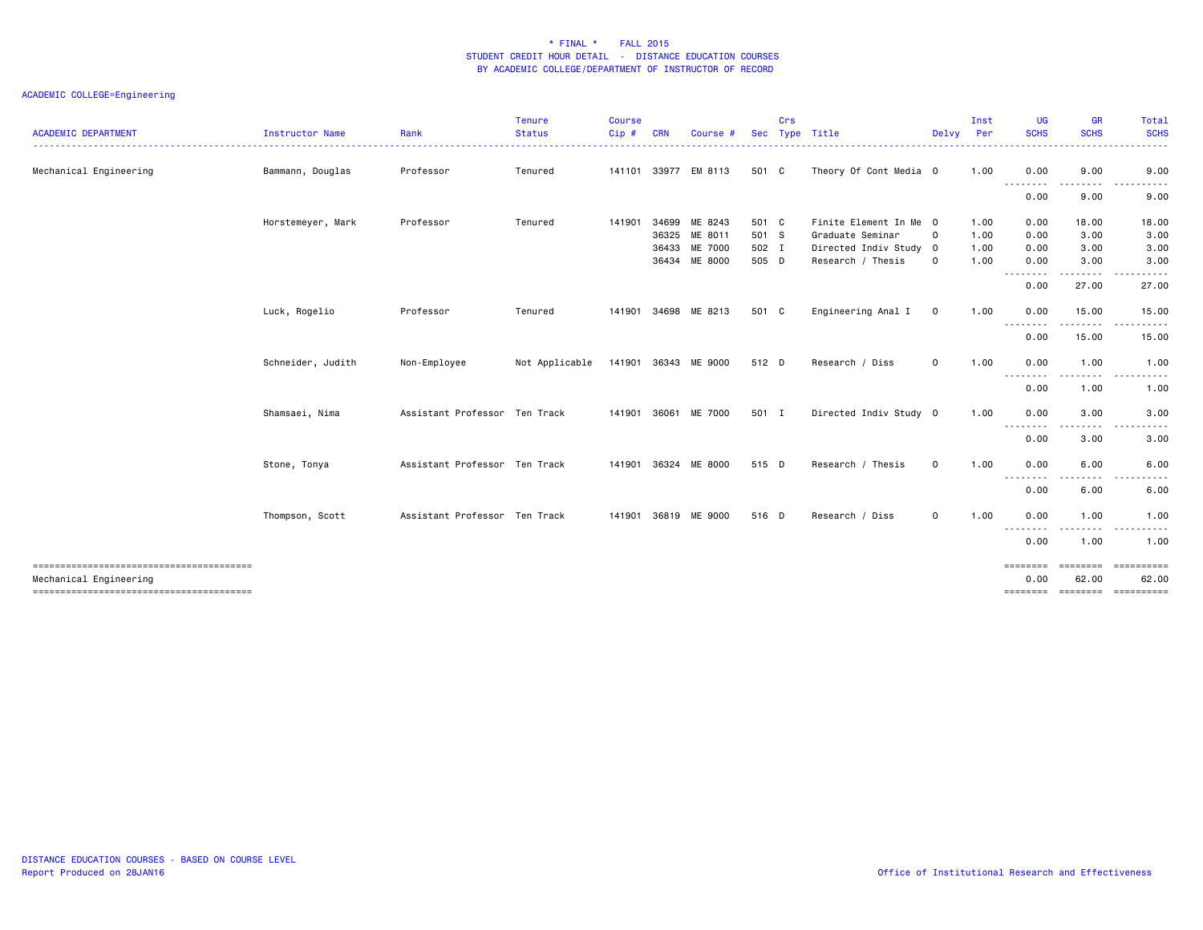\* FINAL \*    FALL 2015
STUDENT CREDIT HOUR DETAIL - DISTANCE EDUCATION COURSES
BY ACADEMIC COLLEGE/DEPARTMENT OF INSTRUCTOR OF RECORD

ACADEMIC COLLEGE=Engineering

| ACADEMIC DEPARTMENT | Instructor Name | Rank | Tenure Status | Course Cip # | CRN | Course # | Sec | Crs Type | Title | Delvy | Inst Per | UG SCHS | GR SCHS | Total SCHS |
|---|---|---|---|---|---|---|---|---|---|---|---|---|---|---|
| Mechanical Engineering | Bammann, Douglas | Professor | Tenured | 141101 | 33977 | EM 8113 | 501 | C | Theory Of Cont Media | O | 1.00 | 0.00 | 9.00 | 9.00 |
| | | | | | | | | | | | | 0.00 | 9.00 | 9.00 |
| | Horstemeyer, Mark | Professor | Tenured | 141901 | 34699 | ME 8243 | 501 | C | Finite Element In Me | O | 1.00 | 0.00 | 18.00 | 18.00 |
| | | | | | 36325 | ME 8011 | 501 | S | Graduate Seminar | O | 1.00 | 0.00 | 3.00 | 3.00 |
| | | | | | 36433 | ME 7000 | 502 | I | Directed Indiv Study | O | 1.00 | 0.00 | 3.00 | 3.00 |
| | | | | | 36434 | ME 8000 | 505 | D | Research / Thesis | O | 1.00 | 0.00 | 3.00 | 3.00 |
| | | | | | | | | | | | | 0.00 | 27.00 | 27.00 |
| | Luck, Rogelio | Professor | Tenured | 141901 | 34698 | ME 8213 | 501 | C | Engineering Anal I | O | 1.00 | 0.00 | 15.00 | 15.00 |
| | | | | | | | | | | | | 0.00 | 15.00 | 15.00 |
| | Schneider, Judith | Non-Employee | Not Applicable | 141901 | 36343 | ME 9000 | 512 | D | Research / Diss | O | 1.00 | 0.00 | 1.00 | 1.00 |
| | | | | | | | | | | | | 0.00 | 1.00 | 1.00 |
| | Shamsaei, Nima | Assistant Professor | Ten Track | 141901 | 36061 | ME 7000 | 501 | I | Directed Indiv Study | O | 1.00 | 0.00 | 3.00 | 3.00 |
| | | | | | | | | | | | | 0.00 | 3.00 | 3.00 |
| | Stone, Tonya | Assistant Professor | Ten Track | 141901 | 36324 | ME 8000 | 515 | D | Research / Thesis | O | 1.00 | 0.00 | 6.00 | 6.00 |
| | | | | | | | | | | | | 0.00 | 6.00 | 6.00 |
| | Thompson, Scott | Assistant Professor | Ten Track | 141901 | 36819 | ME 9000 | 516 | D | Research / Diss | O | 1.00 | 0.00 | 1.00 | 1.00 |
| | | | | | | | | | | | | 0.00 | 1.00 | 1.00 |
| Mechanical Engineering | | | | | | | | | | | | 0.00 | 62.00 | 62.00 |

DISTANCE EDUCATION COURSES - BASED ON COURSE LEVEL
Report Produced on 28JAN16

Office of Institutional Research and Effectiveness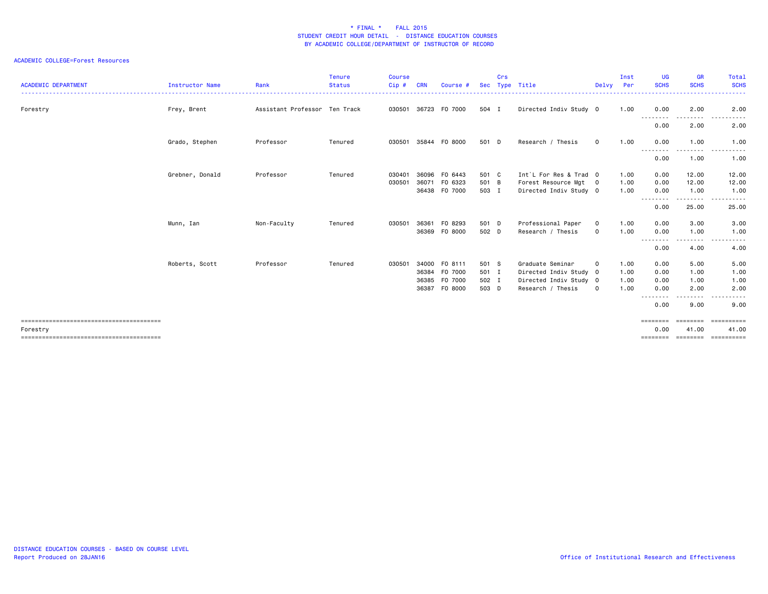\* FINAL \*    FALL 2015
STUDENT CREDIT HOUR DETAIL - DISTANCE EDUCATION COURSES
BY ACADEMIC COLLEGE/DEPARTMENT OF INSTRUCTOR OF RECORD

ACADEMIC COLLEGE=Forest Resources

| ACADEMIC DEPARTMENT | Instructor Name | Rank | Tenure Status | Course Cip # | CRN | Course # | Sec | Crs Type | Title | Delvy | Inst Per | UG SCHS | GR SCHS | Total SCHS |
|---|---|---|---|---|---|---|---|---|---|---|---|---|---|---|
| Forestry | Frey, Brent | Assistant Professor | Ten Track | 030501 | 36723 | FO 7000 | 504 | I | Directed Indiv Study | O | 1.00 | 0.00 | 2.00 | 2.00 |
| | | | | | | | | | | | | 0.00 | 2.00 | 2.00 |
| | Grado, Stephen | Professor | Tenured | 030501 | 35844 | FO 8000 | 501 | D | Research / Thesis | O | 1.00 | 0.00 | 1.00 | 1.00 |
| | | | | | | | | | | | | 0.00 | 1.00 | 1.00 |
| | Grebner, Donald | Professor | Tenured | 030401 | 36096 | FO 6443 | 501 | C | Int`L For Res & Trad | O | 1.00 | 0.00 | 12.00 | 12.00 |
| | | | | 030501 | 36071 | FO 6323 | 501 | B | Forest Resource Mgt | O | 1.00 | 0.00 | 12.00 | 12.00 |
| | | | | | 36438 | FO 7000 | 503 | I | Directed Indiv Study | O | 1.00 | 0.00 | 1.00 | 1.00 |
| | | | | | | | | | | | | 0.00 | 25.00 | 25.00 |
| | Munn, Ian | Non-Faculty | Tenured | 030501 | 36361 | FO 8293 | 501 | D | Professional Paper | O | 1.00 | 0.00 | 3.00 | 3.00 |
| | | | | | 36369 | FO 8000 | 502 | D | Research / Thesis | O | 1.00 | 0.00 | 1.00 | 1.00 |
| | | | | | | | | | | | | 0.00 | 4.00 | 4.00 |
| | Roberts, Scott | Professor | Tenured | 030501 | 34000 | FO 8111 | 501 | S | Graduate Seminar | O | 1.00 | 0.00 | 5.00 | 5.00 |
| | | | | | 36384 | FO 7000 | 501 | I | Directed Indiv Study | O | 1.00 | 0.00 | 1.00 | 1.00 |
| | | | | | 36385 | FO 7000 | 502 | I | Directed Indiv Study | O | 1.00 | 0.00 | 1.00 | 1.00 |
| | | | | | 36387 | FO 8000 | 503 | D | Research / Thesis | O | 1.00 | 0.00 | 2.00 | 2.00 |
| | | | | | | | | | | | | 0.00 | 9.00 | 9.00 |
| Forestry | | | | | | | | | | | | 0.00 | 41.00 | 41.00 |

DISTANCE EDUCATION COURSES - BASED ON COURSE LEVEL
Report Produced on 28JAN16

Office of Institutional Research and Effectiveness